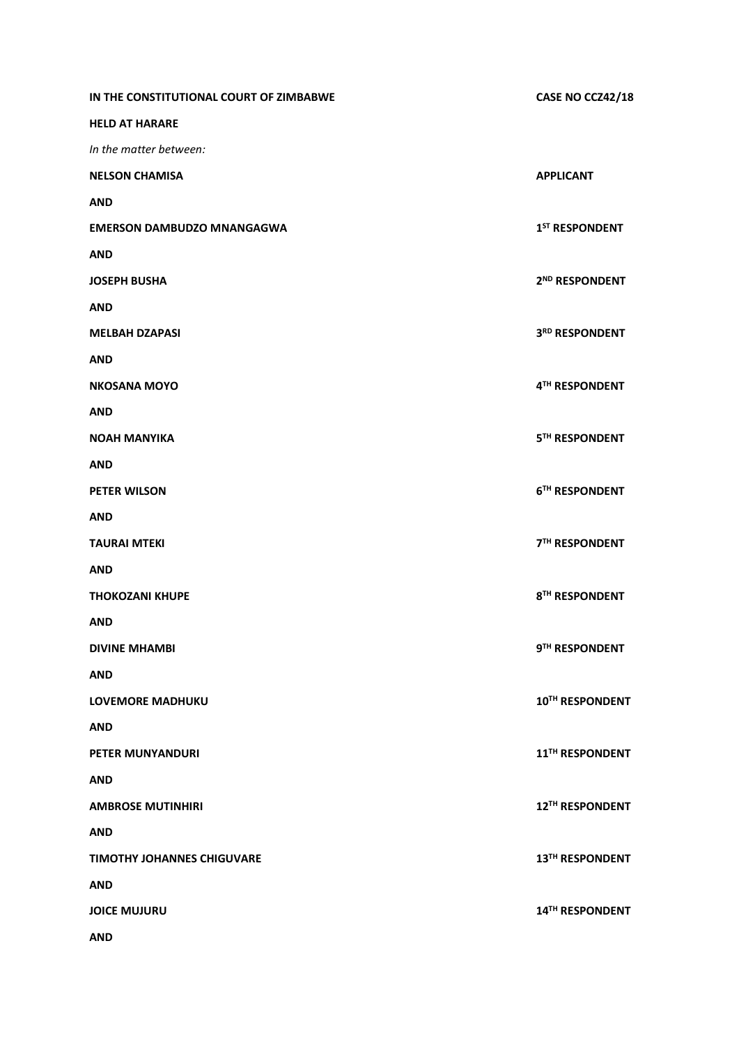**IN THE CONSTITUTIONAL COURT OF ZIMBABWE** **CASE NO CCZ42/18**

**HELD AT HARARE**

*In the matter between:*

| | |
|---|---|
| **NELSON CHAMISA** | **APPLICANT** |
| **AND** | |
| **EMERSON DAMBUDZO MNANGAGWA** | **1ST RESPONDENT** |
| **AND** | |
| **JOSEPH BUSHA** | **2ND RESPONDENT** |
| **AND** | |
| **MELBAH DZAPASI** | **3RD RESPONDENT** |
| **AND** | |
| **NKOSANA MOYO** | **4TH RESPONDENT** |
| **AND** | |
| **NOAH MANYIKA** | **5TH RESPONDENT** |
| **AND** | |
| **PETER WILSON** | **6TH RESPONDENT** |
| **AND** | |
| **TAURAI MTEKI** | **7TH RESPONDENT** |
| **AND** | |
| **THOKOZANI KHUPE** | **8TH RESPONDENT** |
| **AND** | |
| **DIVINE MHAMBI** | **9TH RESPONDENT** |
| **AND** | |
| **LOVEMORE MADHUKU** | **10TH RESPONDENT** |
| **AND** | |
| **PETER MUNYANDURI** | **11TH RESPONDENT** |
| **AND** | |
| **AMBROSE MUTINHIRI** | **12TH RESPONDENT** |
| **AND** | |
| **TIMOTHY JOHANNES CHIGUVARE** | **13TH RESPONDENT** |
| **AND** | |
| **JOICE MUJURU** | **14TH RESPONDENT** |
| **AND** | |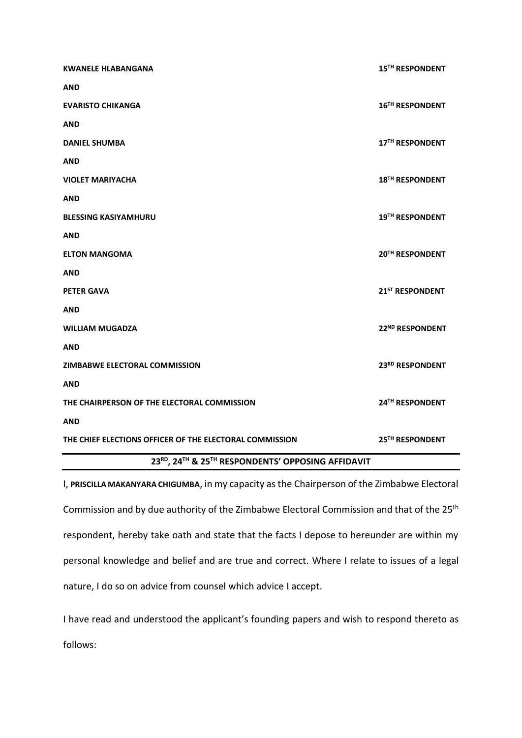| | |
|---|---|
| **KWANELE HLABANGANA** | **15TH RESPONDENT** |
| **AND** | |
| **EVARISTO CHIKANGA** | **16TH RESPONDENT** |
| **AND** | |
| **DANIEL SHUMBA** | **17TH RESPONDENT** |
| **AND** | |
| **VIOLET MARIYACHA** | **18TH RESPONDENT** |
| **AND** | |
| **BLESSING KASIYAMHURU** | **19TH RESPONDENT** |
| **AND** | |
| **ELTON MANGOMA** | **20TH RESPONDENT** |
| **AND** | |
| **PETER GAVA** | **21ST RESPONDENT** |
| **AND** | |
| **WILLIAM MUGADZA** | **22ND RESPONDENT** |
| **AND** | |
| **ZIMBABWE ELECTORAL COMMISSION** | **23RD RESPONDENT** |
| **AND** | |
| **THE CHAIRPERSON OF THE ELECTORAL COMMISSION** | **24TH RESPONDENT** |
| **AND** | |
| **THE CHIEF ELECTIONS OFFICER OF THE ELECTORAL COMMISSION** | **25TH RESPONDENT** |

## 23RD, 24TH & 25TH RESPONDENTS' OPPOSING AFFIDAVIT

I, **PRISCILLA MAKANYARA CHIGUMBA**, in my capacity as the Chairperson of the Zimbabwe Electoral Commission and by due authority of the Zimbabwe Electoral Commission and that of the 25th respondent, hereby take oath and state that the facts I depose to hereunder are within my personal knowledge and belief and are true and correct. Where I relate to issues of a legal nature, I do so on advice from counsel which advice I accept.

I have read and understood the applicant's founding papers and wish to respond thereto as follows: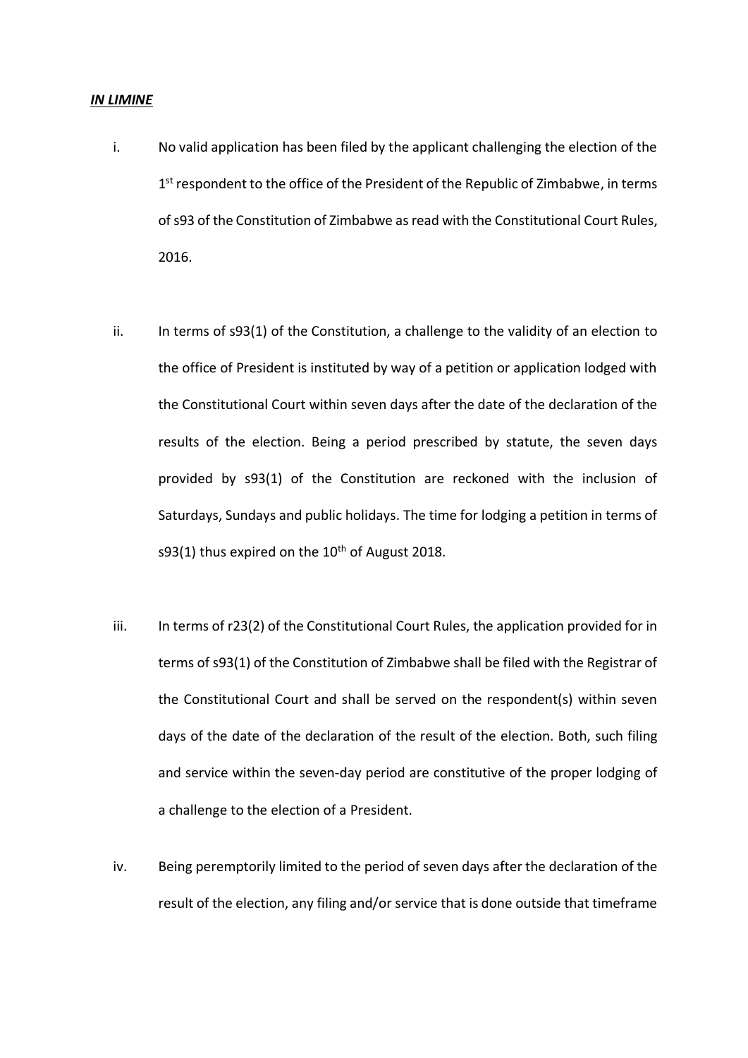***IN LIMINE***

i. No valid application has been filed by the applicant challenging the election of the 1st respondent to the office of the President of the Republic of Zimbabwe, in terms of s93 of the Constitution of Zimbabwe as read with the Constitutional Court Rules, 2016.

ii. In terms of s93(1) of the Constitution, a challenge to the validity of an election to the office of President is instituted by way of a petition or application lodged with the Constitutional Court within seven days after the date of the declaration of the results of the election. Being a period prescribed by statute, the seven days provided by s93(1) of the Constitution are reckoned with the inclusion of Saturdays, Sundays and public holidays. The time for lodging a petition in terms of s93(1) thus expired on the 10th of August 2018.

iii. In terms of r23(2) of the Constitutional Court Rules, the application provided for in terms of s93(1) of the Constitution of Zimbabwe shall be filed with the Registrar of the Constitutional Court and shall be served on the respondent(s) within seven days of the date of the declaration of the result of the election. Both, such filing and service within the seven-day period are constitutive of the proper lodging of a challenge to the election of a President.

iv. Being peremptorily limited to the period of seven days after the declaration of the result of the election, any filing and/or service that is done outside that timeframe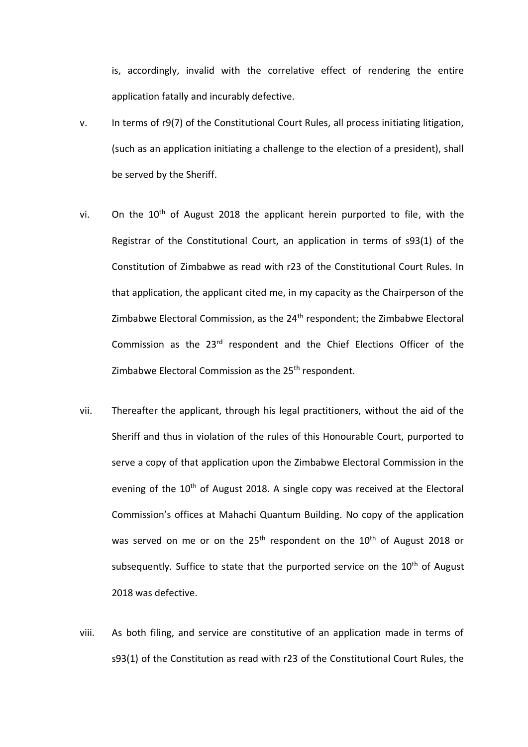is, accordingly, invalid with the correlative effect of rendering the entire application fatally and incurably defective.

v. In terms of r9(7) of the Constitutional Court Rules, all process initiating litigation, (such as an application initiating a challenge to the election of a president), shall be served by the Sheriff.

vi. On the 10th of August 2018 the applicant herein purported to file, with the Registrar of the Constitutional Court, an application in terms of s93(1) of the Constitution of Zimbabwe as read with r23 of the Constitutional Court Rules. In that application, the applicant cited me, in my capacity as the Chairperson of the Zimbabwe Electoral Commission, as the 24th respondent; the Zimbabwe Electoral Commission as the 23rd respondent and the Chief Elections Officer of the Zimbabwe Electoral Commission as the 25th respondent.

vii. Thereafter the applicant, through his legal practitioners, without the aid of the Sheriff and thus in violation of the rules of this Honourable Court, purported to serve a copy of that application upon the Zimbabwe Electoral Commission in the evening of the 10th of August 2018. A single copy was received at the Electoral Commission's offices at Mahachi Quantum Building. No copy of the application was served on me or on the 25th respondent on the 10th of August 2018 or subsequently. Suffice to state that the purported service on the 10th of August 2018 was defective.

viii. As both filing, and service are constitutive of an application made in terms of s93(1) of the Constitution as read with r23 of the Constitutional Court Rules, the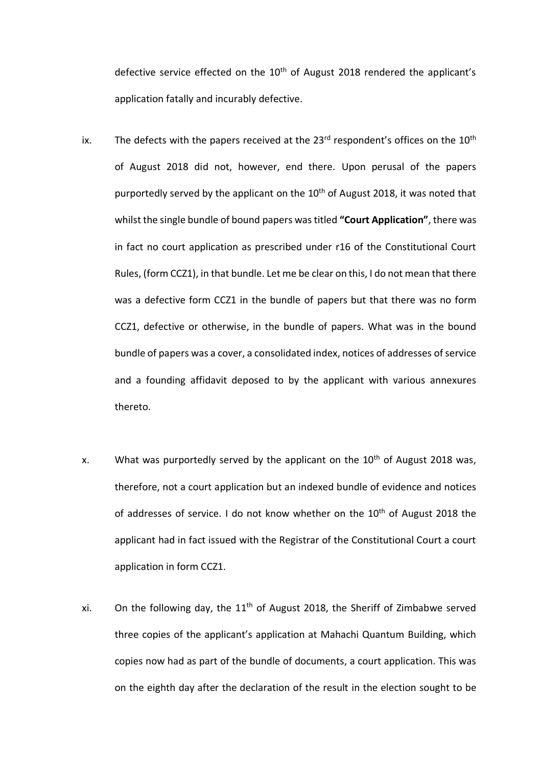defective service effected on the 10th of August 2018 rendered the applicant's application fatally and incurably defective.

ix. The defects with the papers received at the 23rd respondent's offices on the 10th of August 2018 did not, however, end there. Upon perusal of the papers purportedly served by the applicant on the 10th of August 2018, it was noted that whilst the single bundle of bound papers was titled **"Court Application"**, there was in fact no court application as prescribed under r16 of the Constitutional Court Rules, (form CCZ1), in that bundle. Let me be clear on this, I do not mean that there was a defective form CCZ1 in the bundle of papers but that there was no form CCZ1, defective or otherwise, in the bundle of papers. What was in the bound bundle of papers was a cover, a consolidated index, notices of addresses of service and a founding affidavit deposed to by the applicant with various annexures thereto.

x. What was purportedly served by the applicant on the 10th of August 2018 was, therefore, not a court application but an indexed bundle of evidence and notices of addresses of service. I do not know whether on the 10th of August 2018 the applicant had in fact issued with the Registrar of the Constitutional Court a court application in form CCZ1.

xi. On the following day, the 11th of August 2018, the Sheriff of Zimbabwe served three copies of the applicant's application at Mahachi Quantum Building, which copies now had as part of the bundle of documents, a court application. This was on the eighth day after the declaration of the result in the election sought to be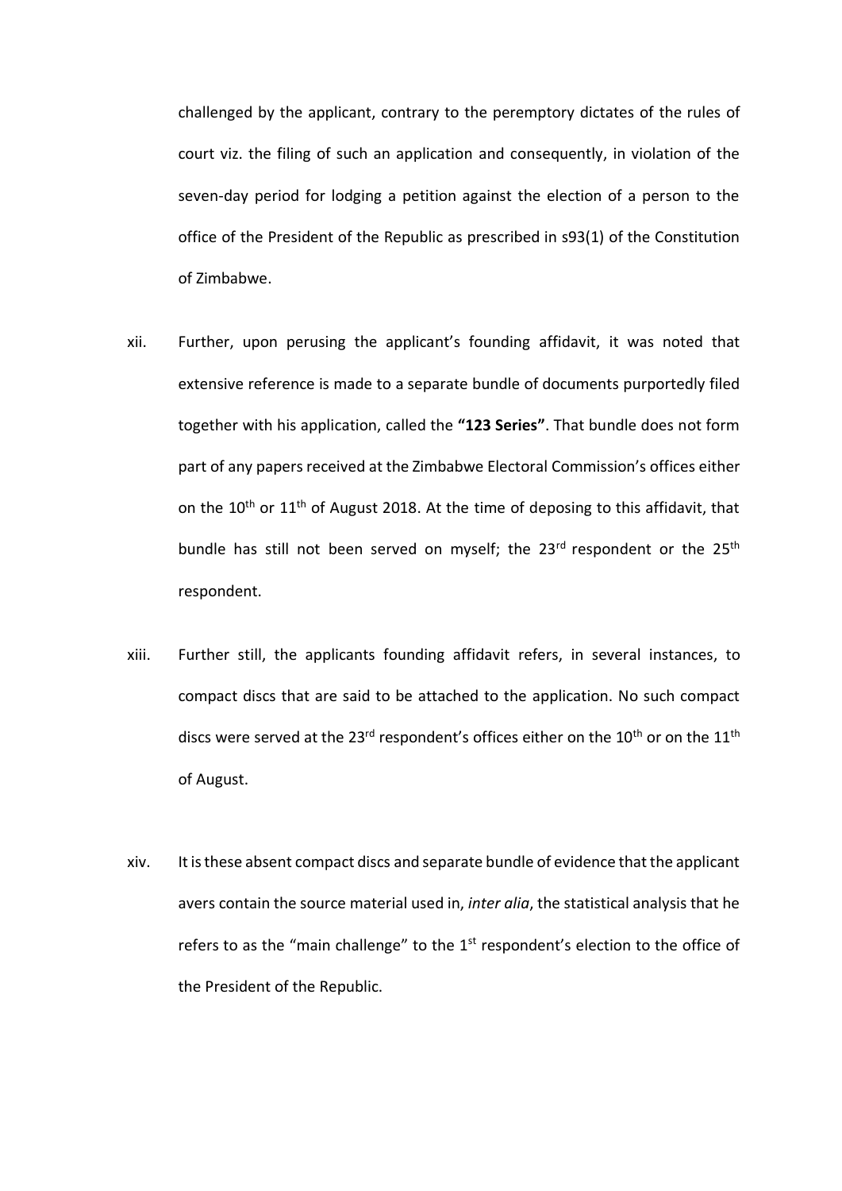challenged by the applicant, contrary to the peremptory dictates of the rules of court viz. the filing of such an application and consequently, in violation of the seven-day period for lodging a petition against the election of a person to the office of the President of the Republic as prescribed in s93(1) of the Constitution of Zimbabwe.

xii. Further, upon perusing the applicant's founding affidavit, it was noted that extensive reference is made to a separate bundle of documents purportedly filed together with his application, called the **"123 Series"**. That bundle does not form part of any papers received at the Zimbabwe Electoral Commission's offices either on the 10th or 11th of August 2018. At the time of deposing to this affidavit, that bundle has still not been served on myself; the 23rd respondent or the 25th respondent.

xiii. Further still, the applicants founding affidavit refers, in several instances, to compact discs that are said to be attached to the application. No such compact discs were served at the 23rd respondent's offices either on the 10th or on the 11th of August.

xiv. It is these absent compact discs and separate bundle of evidence that the applicant avers contain the source material used in, *inter alia*, the statistical analysis that he refers to as the "main challenge" to the 1st respondent's election to the office of the President of the Republic.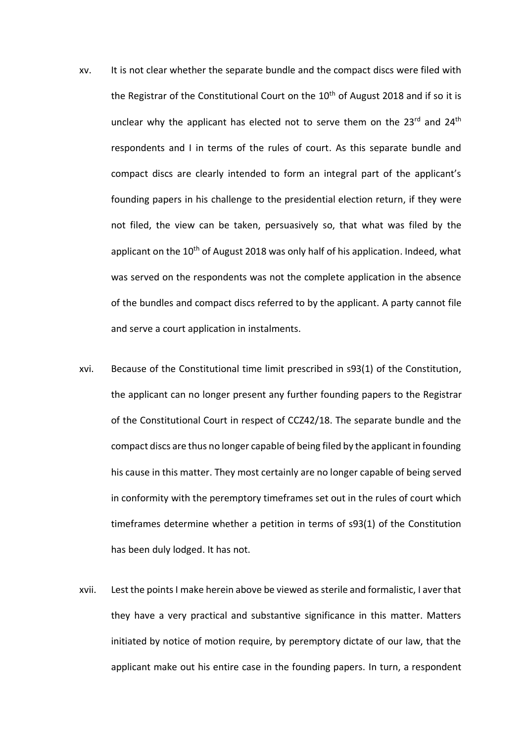xv. It is not clear whether the separate bundle and the compact discs were filed with the Registrar of the Constitutional Court on the 10th of August 2018 and if so it is unclear why the applicant has elected not to serve them on the 23rd and 24th respondents and I in terms of the rules of court. As this separate bundle and compact discs are clearly intended to form an integral part of the applicant's founding papers in his challenge to the presidential election return, if they were not filed, the view can be taken, persuasively so, that what was filed by the applicant on the 10th of August 2018 was only half of his application. Indeed, what was served on the respondents was not the complete application in the absence of the bundles and compact discs referred to by the applicant. A party cannot file and serve a court application in instalments.

xvi. Because of the Constitutional time limit prescribed in s93(1) of the Constitution, the applicant can no longer present any further founding papers to the Registrar of the Constitutional Court in respect of CCZ42/18. The separate bundle and the compact discs are thus no longer capable of being filed by the applicant in founding his cause in this matter. They most certainly are no longer capable of being served in conformity with the peremptory timeframes set out in the rules of court which timeframes determine whether a petition in terms of s93(1) of the Constitution has been duly lodged. It has not.

xvii. Lest the points I make herein above be viewed as sterile and formalistic, I aver that they have a very practical and substantive significance in this matter. Matters initiated by notice of motion require, by peremptory dictate of our law, that the applicant make out his entire case in the founding papers. In turn, a respondent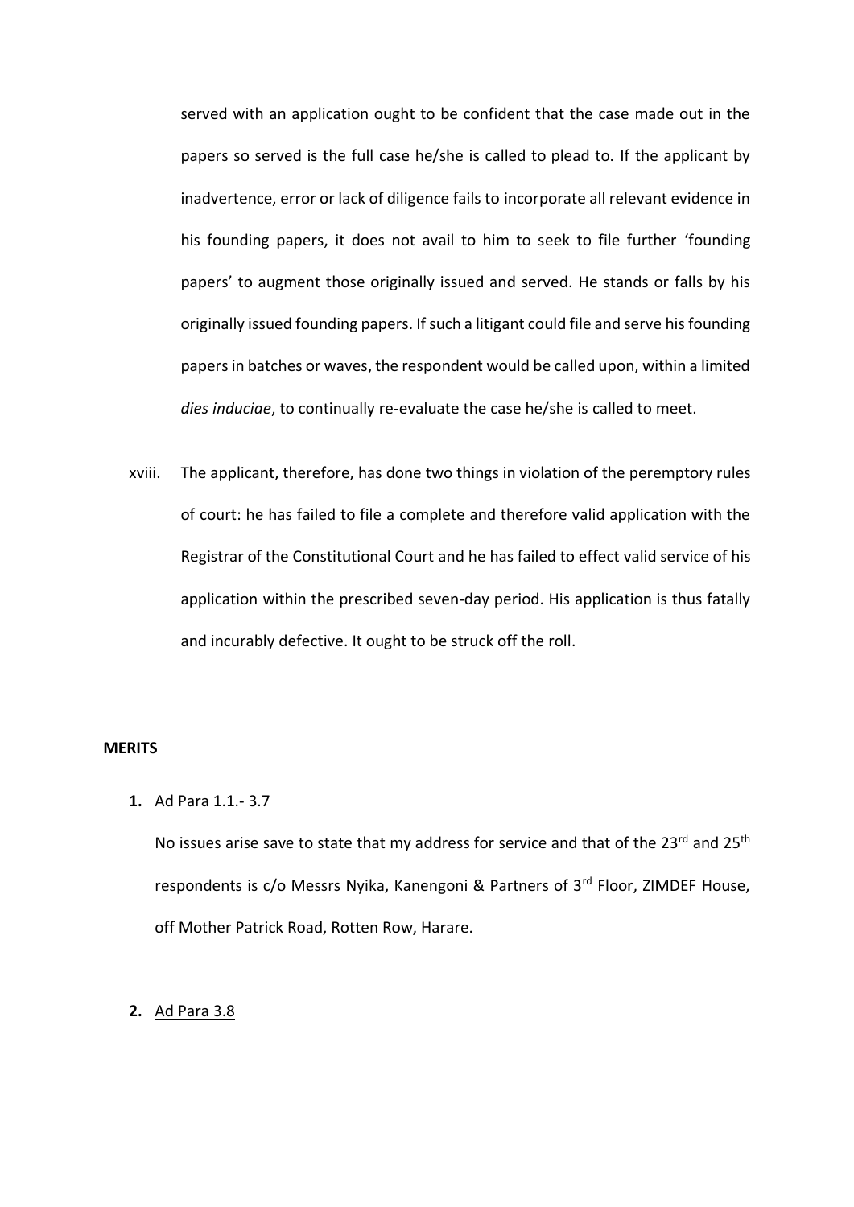served with an application ought to be confident that the case made out in the papers so served is the full case he/she is called to plead to. If the applicant by inadvertence, error or lack of diligence fails to incorporate all relevant evidence in his founding papers, it does not avail to him to seek to file further 'founding papers' to augment those originally issued and served. He stands or falls by his originally issued founding papers. If such a litigant could file and serve his founding papers in batches or waves, the respondent would be called upon, within a limited *dies induciae*, to continually re-evaluate the case he/she is called to meet.

xviii. The applicant, therefore, has done two things in violation of the peremptory rules of court: he has failed to file a complete and therefore valid application with the Registrar of the Constitutional Court and he has failed to effect valid service of his application within the prescribed seven-day period. His application is thus fatally and incurably defective. It ought to be struck off the roll.

**MERITS**

**1.** Ad Para 1.1.- 3.7

No issues arise save to state that my address for service and that of the 23rd and 25th respondents is c/o Messrs Nyika, Kanengoni & Partners of 3rd Floor, ZIMDEF House, off Mother Patrick Road, Rotten Row, Harare.

**2.** Ad Para 3.8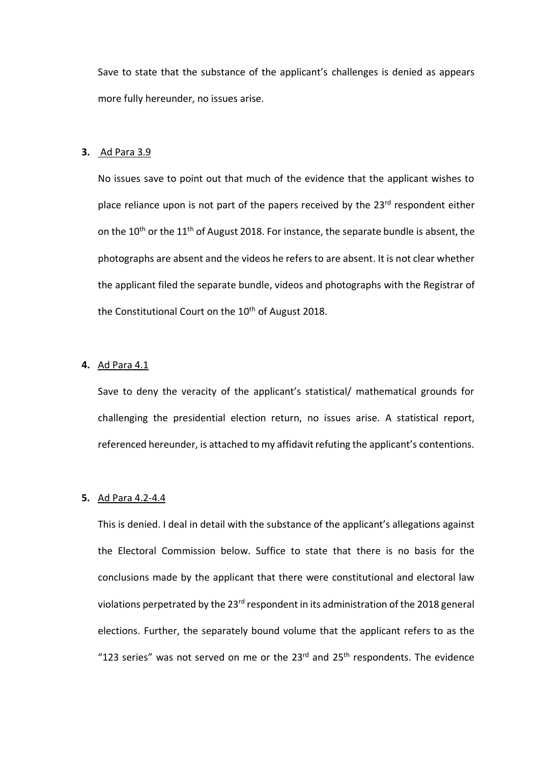Save to state that the substance of the applicant's challenges is denied as appears more fully hereunder, no issues arise.

**3.** Ad Para 3.9

No issues save to point out that much of the evidence that the applicant wishes to place reliance upon is not part of the papers received by the 23rd respondent either on the 10th or the 11th of August 2018. For instance, the separate bundle is absent, the photographs are absent and the videos he refers to are absent. It is not clear whether the applicant filed the separate bundle, videos and photographs with the Registrar of the Constitutional Court on the 10th of August 2018.

**4.** Ad Para 4.1

Save to deny the veracity of the applicant's statistical/ mathematical grounds for challenging the presidential election return, no issues arise. A statistical report, referenced hereunder, is attached to my affidavit refuting the applicant's contentions.

**5.** Ad Para 4.2-4.4

This is denied. I deal in detail with the substance of the applicant's allegations against the Electoral Commission below. Suffice to state that there is no basis for the conclusions made by the applicant that there were constitutional and electoral law violations perpetrated by the 23rd respondent in its administration of the 2018 general elections. Further, the separately bound volume that the applicant refers to as the "123 series" was not served on me or the 23rd and 25th respondents. The evidence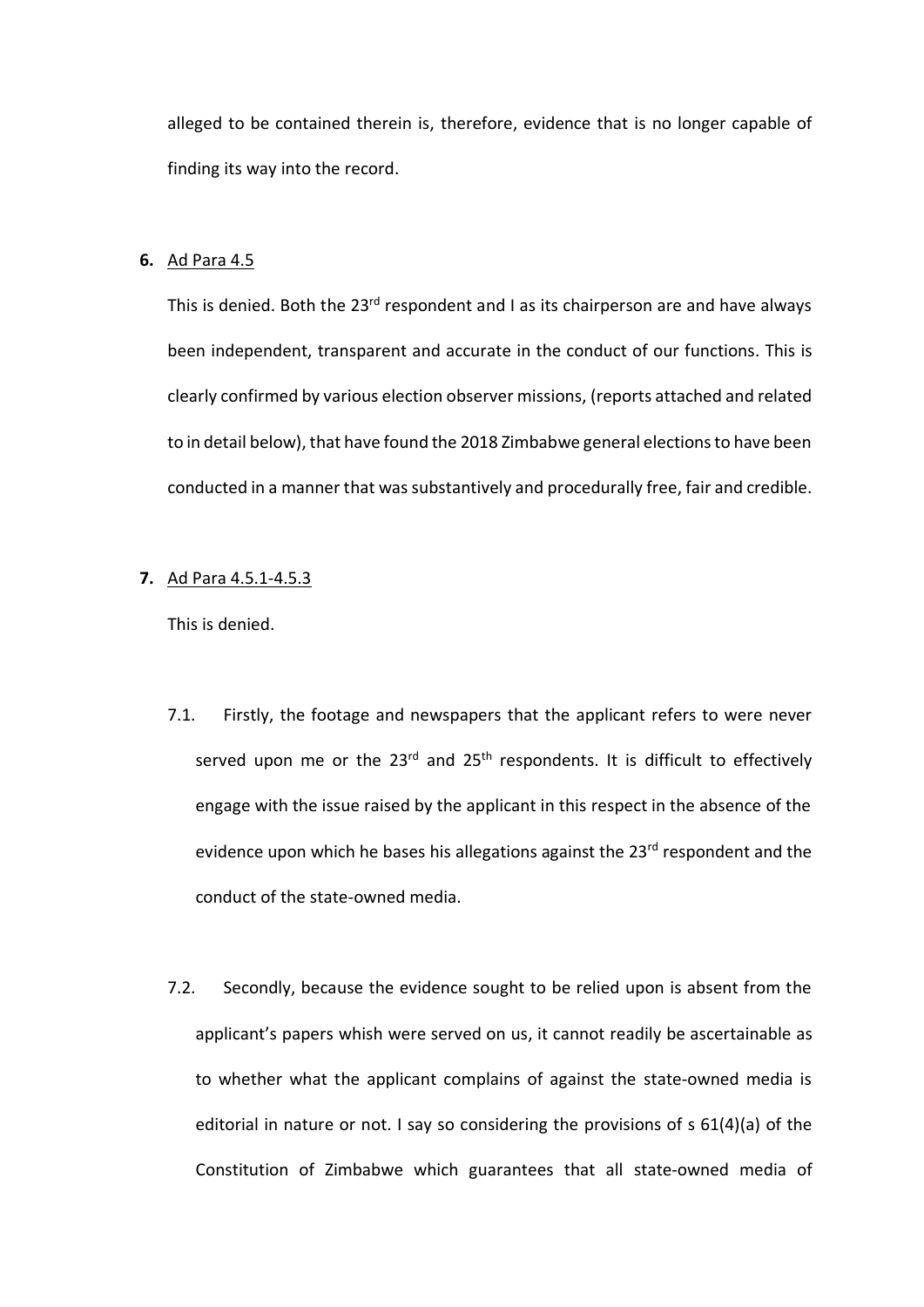alleged to be contained therein is, therefore, evidence that is no longer capable of finding its way into the record.

**6.** Ad Para 4.5

This is denied. Both the 23rd respondent and I as its chairperson are and have always been independent, transparent and accurate in the conduct of our functions. This is clearly confirmed by various election observer missions, (reports attached and related to in detail below), that have found the 2018 Zimbabwe general elections to have been conducted in a manner that was substantively and procedurally free, fair and credible.

**7.** Ad Para 4.5.1-4.5.3

This is denied.

7.1. Firstly, the footage and newspapers that the applicant refers to were never served upon me or the 23rd and 25th respondents. It is difficult to effectively engage with the issue raised by the applicant in this respect in the absence of the evidence upon which he bases his allegations against the 23rd respondent and the conduct of the state-owned media.

7.2. Secondly, because the evidence sought to be relied upon is absent from the applicant's papers whish were served on us, it cannot readily be ascertainable as to whether what the applicant complains of against the state-owned media is editorial in nature or not. I say so considering the provisions of s 61(4)(a) of the Constitution of Zimbabwe which guarantees that all state-owned media of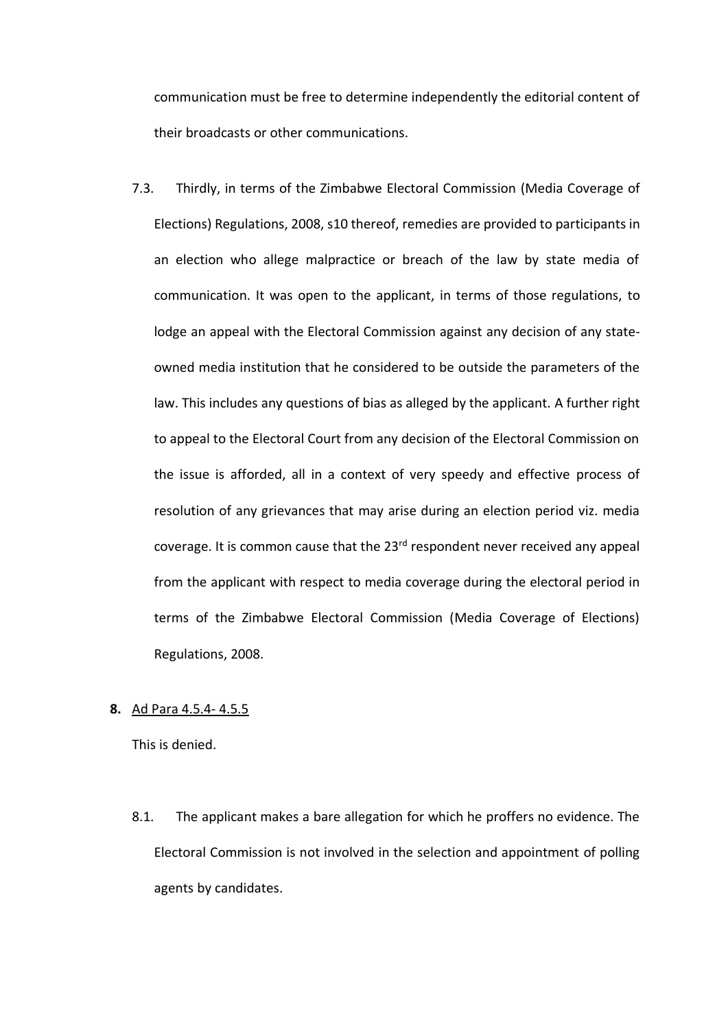communication must be free to determine independently the editorial content of their broadcasts or other communications.

7.3. Thirdly, in terms of the Zimbabwe Electoral Commission (Media Coverage of Elections) Regulations, 2008, s10 thereof, remedies are provided to participants in an election who allege malpractice or breach of the law by state media of communication. It was open to the applicant, in terms of those regulations, to lodge an appeal with the Electoral Commission against any decision of any state-owned media institution that he considered to be outside the parameters of the law. This includes any questions of bias as alleged by the applicant. A further right to appeal to the Electoral Court from any decision of the Electoral Commission on the issue is afforded, all in a context of very speedy and effective process of resolution of any grievances that may arise during an election period viz. media coverage. It is common cause that the 23rd respondent never received any appeal from the applicant with respect to media coverage during the electoral period in terms of the Zimbabwe Electoral Commission (Media Coverage of Elections) Regulations, 2008.

**8.** <u>Ad Para 4.5.4- 4.5.5</u>

This is denied.

8.1. The applicant makes a bare allegation for which he proffers no evidence. The Electoral Commission is not involved in the selection and appointment of polling agents by candidates.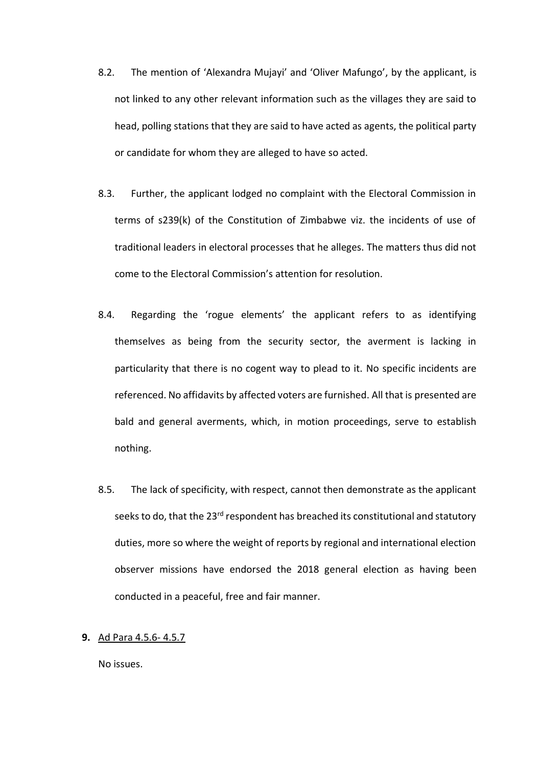8.2. The mention of 'Alexandra Mujayi' and 'Oliver Mafungo', by the applicant, is not linked to any other relevant information such as the villages they are said to head, polling stations that they are said to have acted as agents, the political party or candidate for whom they are alleged to have so acted.

8.3. Further, the applicant lodged no complaint with the Electoral Commission in terms of s239(k) of the Constitution of Zimbabwe viz. the incidents of use of traditional leaders in electoral processes that he alleges. The matters thus did not come to the Electoral Commission's attention for resolution.

8.4. Regarding the 'rogue elements' the applicant refers to as identifying themselves as being from the security sector, the averment is lacking in particularity that there is no cogent way to plead to it. No specific incidents are referenced. No affidavits by affected voters are furnished. All that is presented are bald and general averments, which, in motion proceedings, serve to establish nothing.

8.5. The lack of specificity, with respect, cannot then demonstrate as the applicant seeks to do, that the 23rd respondent has breached its constitutional and statutory duties, more so where the weight of reports by regional and international election observer missions have endorsed the 2018 general election as having been conducted in a peaceful, free and fair manner.

**9.** Ad Para 4.5.6- 4.5.7

No issues.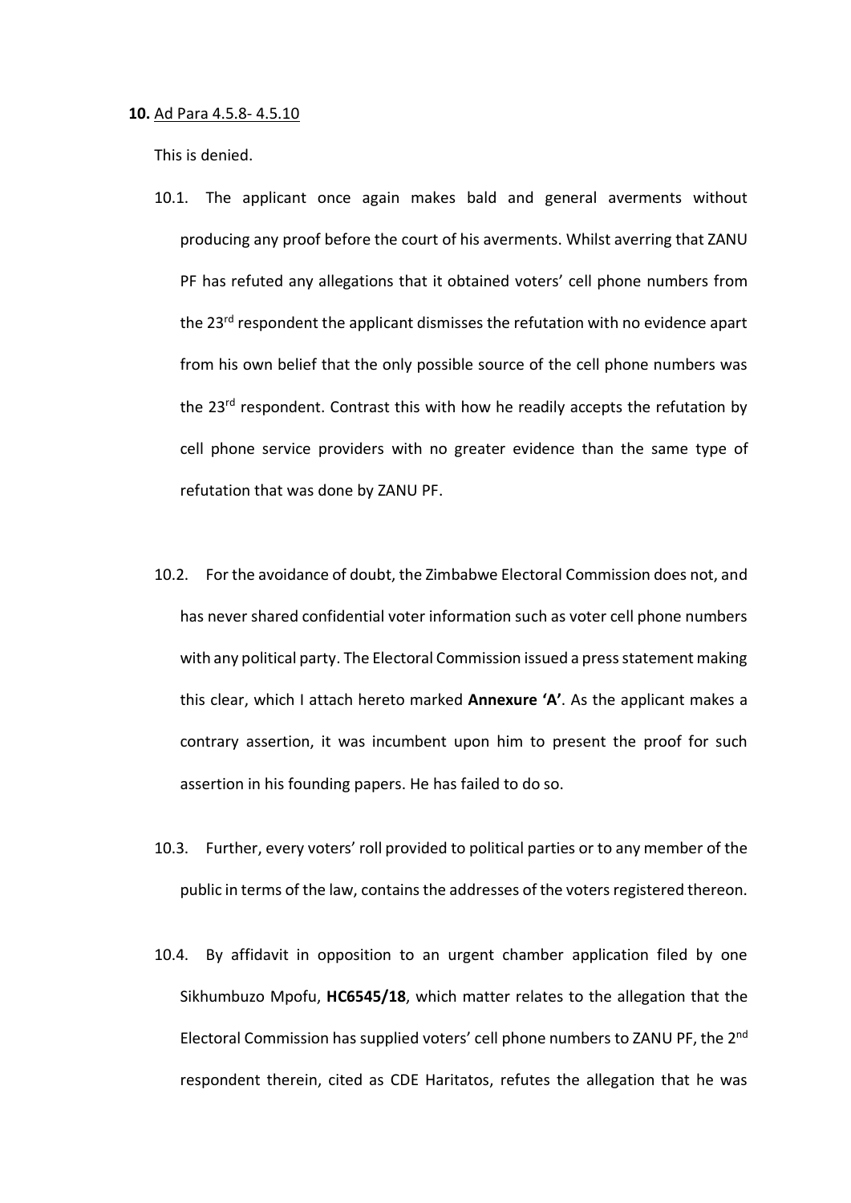**10.** Ad Para 4.5.8- 4.5.10

This is denied.

10.1. The applicant once again makes bald and general averments without producing any proof before the court of his averments. Whilst averring that ZANU PF has refuted any allegations that it obtained voters' cell phone numbers from the 23rd respondent the applicant dismisses the refutation with no evidence apart from his own belief that the only possible source of the cell phone numbers was the 23rd respondent. Contrast this with how he readily accepts the refutation by cell phone service providers with no greater evidence than the same type of refutation that was done by ZANU PF.

10.2. For the avoidance of doubt, the Zimbabwe Electoral Commission does not, and has never shared confidential voter information such as voter cell phone numbers with any political party. The Electoral Commission issued a press statement making this clear, which I attach hereto marked **Annexure 'A'**. As the applicant makes a contrary assertion, it was incumbent upon him to present the proof for such assertion in his founding papers. He has failed to do so.

10.3. Further, every voters' roll provided to political parties or to any member of the public in terms of the law, contains the addresses of the voters registered thereon.

10.4. By affidavit in opposition to an urgent chamber application filed by one Sikhumbuzo Mpofu, **HC6545/18**, which matter relates to the allegation that the Electoral Commission has supplied voters' cell phone numbers to ZANU PF, the 2nd respondent therein, cited as CDE Haritatos, refutes the allegation that he was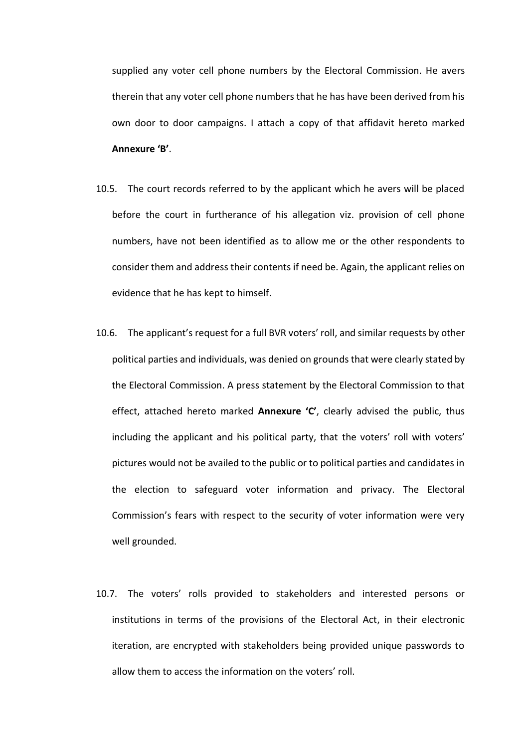supplied any voter cell phone numbers by the Electoral Commission. He avers therein that any voter cell phone numbers that he has have been derived from his own door to door campaigns. I attach a copy of that affidavit hereto marked **Annexure 'B'**.

10.5. The court records referred to by the applicant which he avers will be placed before the court in furtherance of his allegation viz. provision of cell phone numbers, have not been identified as to allow me or the other respondents to consider them and address their contents if need be. Again, the applicant relies on evidence that he has kept to himself.

10.6. The applicant's request for a full BVR voters' roll, and similar requests by other political parties and individuals, was denied on grounds that were clearly stated by the Electoral Commission. A press statement by the Electoral Commission to that effect, attached hereto marked **Annexure 'C'**, clearly advised the public, thus including the applicant and his political party, that the voters' roll with voters' pictures would not be availed to the public or to political parties and candidates in the election to safeguard voter information and privacy. The Electoral Commission's fears with respect to the security of voter information were very well grounded.

10.7. The voters' rolls provided to stakeholders and interested persons or institutions in terms of the provisions of the Electoral Act, in their electronic iteration, are encrypted with stakeholders being provided unique passwords to allow them to access the information on the voters' roll.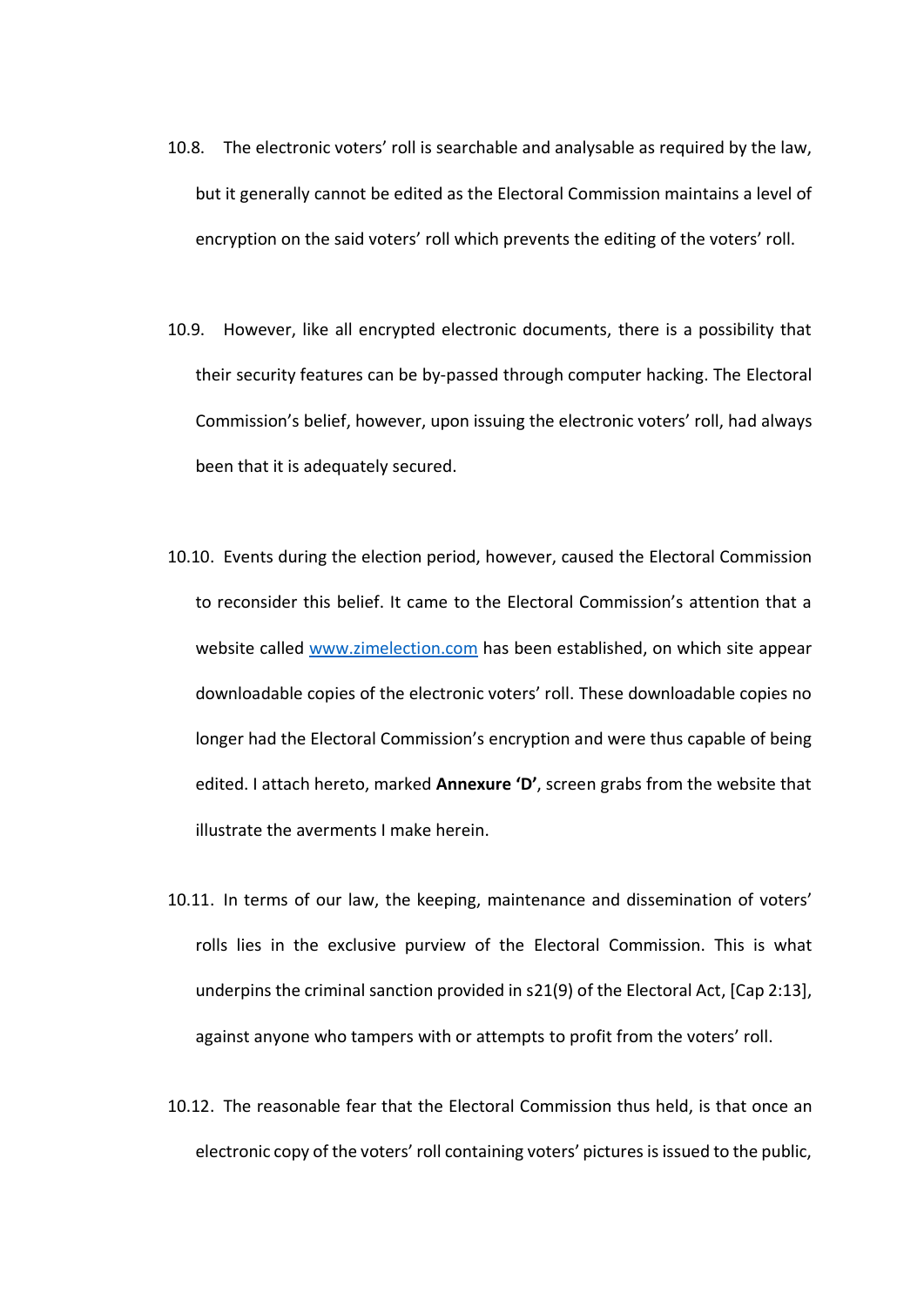10.8. The electronic voters' roll is searchable and analysable as required by the law, but it generally cannot be edited as the Electoral Commission maintains a level of encryption on the said voters' roll which prevents the editing of the voters' roll.

10.9. However, like all encrypted electronic documents, there is a possibility that their security features can be by-passed through computer hacking. The Electoral Commission's belief, however, upon issuing the electronic voters' roll, had always been that it is adequately secured.

10.10. Events during the election period, however, caused the Electoral Commission to reconsider this belief. It came to the Electoral Commission's attention that a website called [www.zimelection.com](http://www.zimelection.com) has been established, on which site appear downloadable copies of the electronic voters' roll. These downloadable copies no longer had the Electoral Commission's encryption and were thus capable of being edited. I attach hereto, marked **Annexure 'D'**, screen grabs from the website that illustrate the averments I make herein.

10.11. In terms of our law, the keeping, maintenance and dissemination of voters' rolls lies in the exclusive purview of the Electoral Commission. This is what underpins the criminal sanction provided in s21(9) of the Electoral Act, [Cap 2:13], against anyone who tampers with or attempts to profit from the voters' roll.

10.12. The reasonable fear that the Electoral Commission thus held, is that once an electronic copy of the voters' roll containing voters' pictures is issued to the public,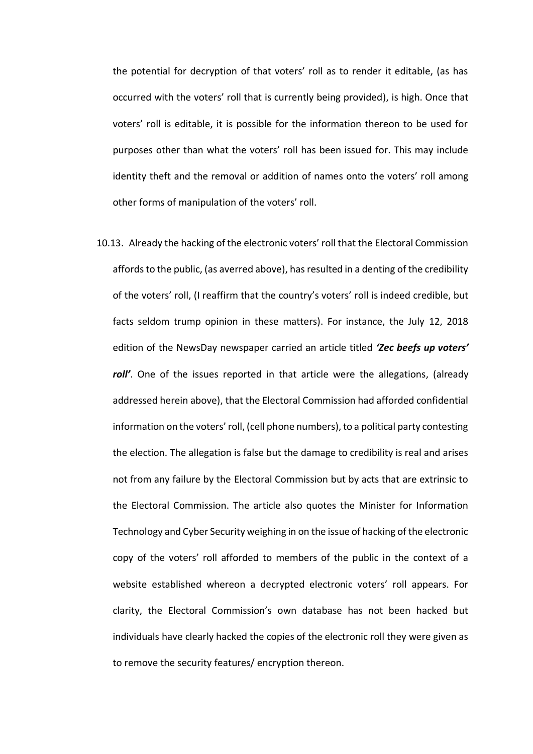the potential for decryption of that voters' roll as to render it editable, (as has occurred with the voters' roll that is currently being provided), is high. Once that voters' roll is editable, it is possible for the information thereon to be used for purposes other than what the voters' roll has been issued for. This may include identity theft and the removal or addition of names onto the voters' roll among other forms of manipulation of the voters' roll.

10.13. Already the hacking of the electronic voters' roll that the Electoral Commission affords to the public, (as averred above), has resulted in a denting of the credibility of the voters' roll, (I reaffirm that the country's voters' roll is indeed credible, but facts seldom trump opinion in these matters). For instance, the July 12, 2018 edition of the NewsDay newspaper carried an article titled ***'Zec beefs up voters' roll'***. One of the issues reported in that article were the allegations, (already addressed herein above), that the Electoral Commission had afforded confidential information on the voters' roll, (cell phone numbers), to a political party contesting the election. The allegation is false but the damage to credibility is real and arises not from any failure by the Electoral Commission but by acts that are extrinsic to the Electoral Commission. The article also quotes the Minister for Information Technology and Cyber Security weighing in on the issue of hacking of the electronic copy of the voters' roll afforded to members of the public in the context of a website established whereon a decrypted electronic voters' roll appears. For clarity, the Electoral Commission's own database has not been hacked but individuals have clearly hacked the copies of the electronic roll they were given as to remove the security features/ encryption thereon.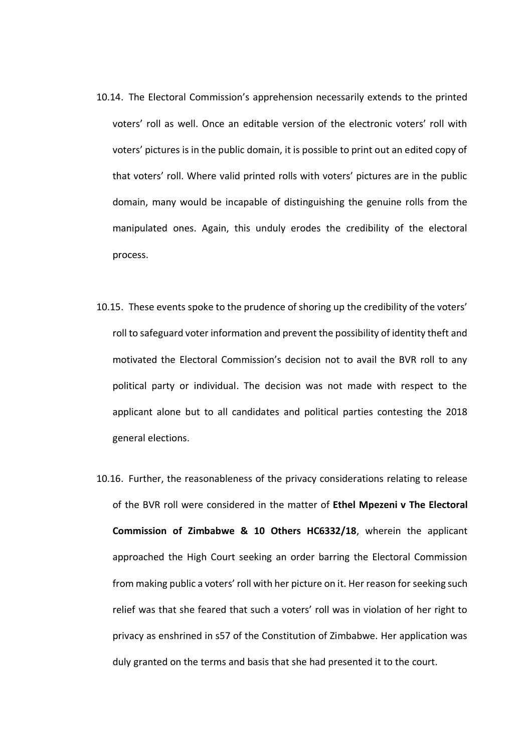10.14. The Electoral Commission's apprehension necessarily extends to the printed voters' roll as well. Once an editable version of the electronic voters' roll with voters' pictures is in the public domain, it is possible to print out an edited copy of that voters' roll. Where valid printed rolls with voters' pictures are in the public domain, many would be incapable of distinguishing the genuine rolls from the manipulated ones. Again, this unduly erodes the credibility of the electoral process.

10.15. These events spoke to the prudence of shoring up the credibility of the voters' roll to safeguard voter information and prevent the possibility of identity theft and motivated the Electoral Commission's decision not to avail the BVR roll to any political party or individual. The decision was not made with respect to the applicant alone but to all candidates and political parties contesting the 2018 general elections.

10.16. Further, the reasonableness of the privacy considerations relating to release of the BVR roll were considered in the matter of **Ethel Mpezeni v The Electoral Commission of Zimbabwe & 10 Others HC6332/18**, wherein the applicant approached the High Court seeking an order barring the Electoral Commission from making public a voters' roll with her picture on it. Her reason for seeking such relief was that she feared that such a voters' roll was in violation of her right to privacy as enshrined in s57 of the Constitution of Zimbabwe. Her application was duly granted on the terms and basis that she had presented it to the court.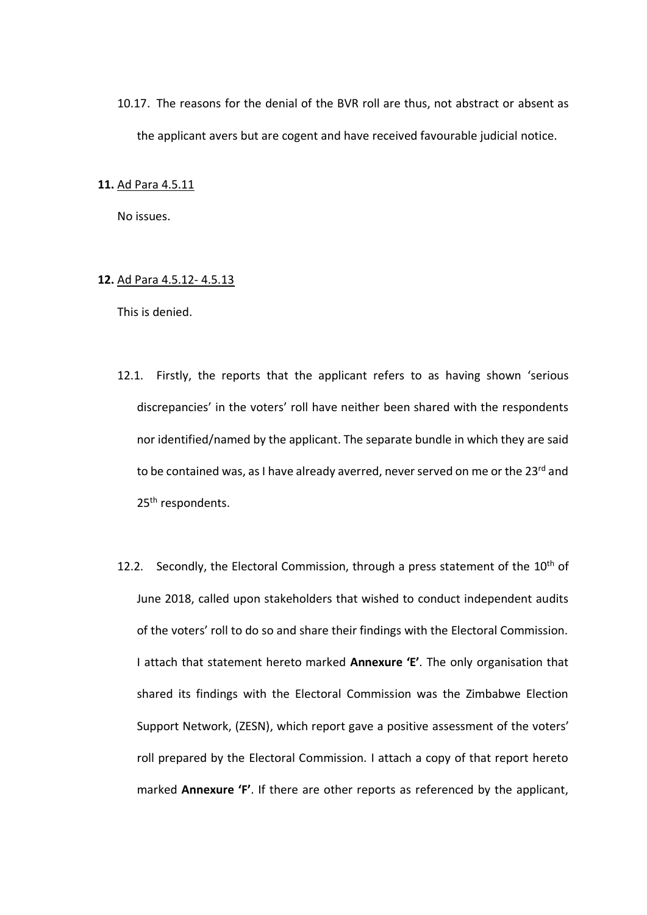10.17. The reasons for the denial of the BVR roll are thus, not abstract or absent as the applicant avers but are cogent and have received favourable judicial notice.

**11.** Ad Para 4.5.11

No issues.

**12.** Ad Para 4.5.12- 4.5.13

This is denied.

12.1. Firstly, the reports that the applicant refers to as having shown 'serious discrepancies' in the voters' roll have neither been shared with the respondents nor identified/named by the applicant. The separate bundle in which they are said to be contained was, as I have already averred, never served on me or the 23rd and 25th respondents.

12.2. Secondly, the Electoral Commission, through a press statement of the 10th of June 2018, called upon stakeholders that wished to conduct independent audits of the voters' roll to do so and share their findings with the Electoral Commission. I attach that statement hereto marked **Annexure 'E'**. The only organisation that shared its findings with the Electoral Commission was the Zimbabwe Election Support Network, (ZESN), which report gave a positive assessment of the voters' roll prepared by the Electoral Commission. I attach a copy of that report hereto marked **Annexure 'F'**. If there are other reports as referenced by the applicant,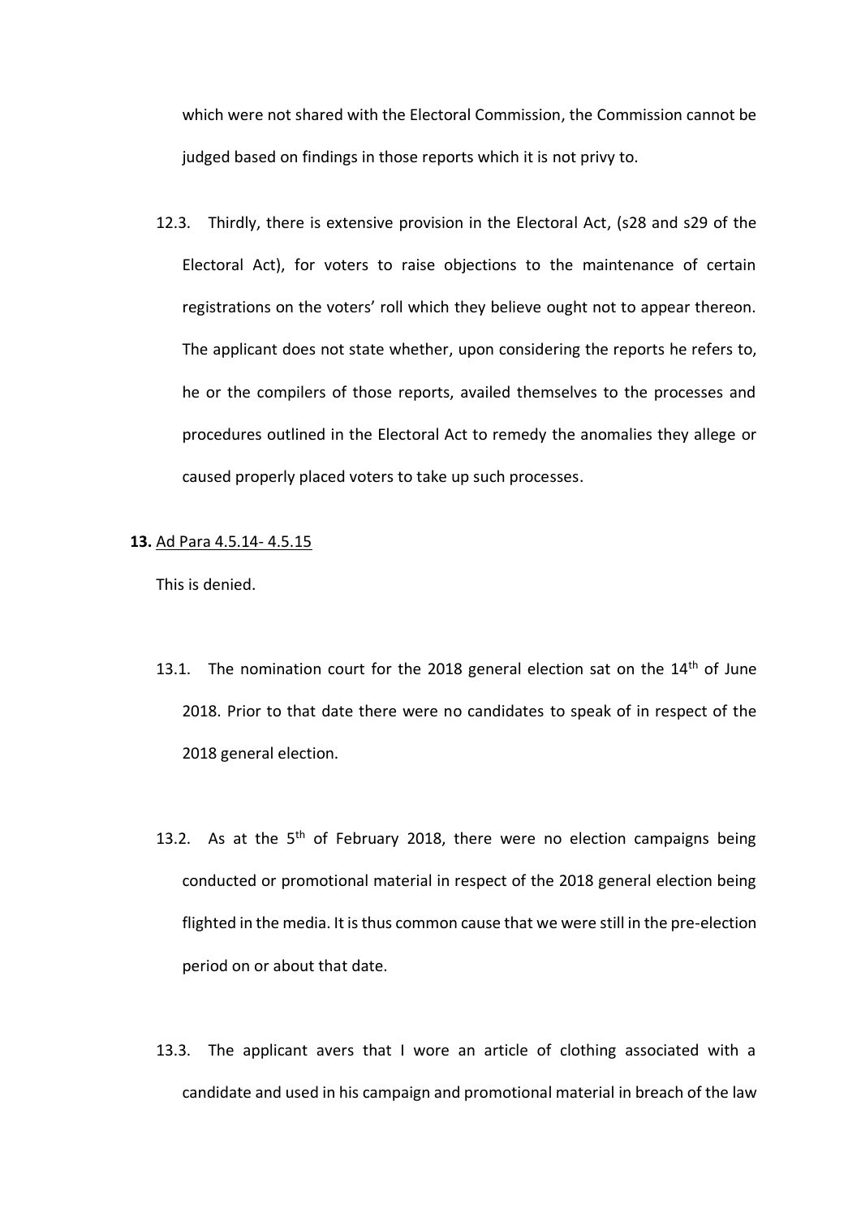which were not shared with the Electoral Commission, the Commission cannot be judged based on findings in those reports which it is not privy to.

12.3. Thirdly, there is extensive provision in the Electoral Act, (s28 and s29 of the Electoral Act), for voters to raise objections to the maintenance of certain registrations on the voters' roll which they believe ought not to appear thereon. The applicant does not state whether, upon considering the reports he refers to, he or the compilers of those reports, availed themselves to the processes and procedures outlined in the Electoral Act to remedy the anomalies they allege or caused properly placed voters to take up such processes.

**13.** Ad Para 4.5.14- 4.5.15

This is denied.

13.1. The nomination court for the 2018 general election sat on the 14th of June 2018. Prior to that date there were no candidates to speak of in respect of the 2018 general election.

13.2. As at the 5th of February 2018, there were no election campaigns being conducted or promotional material in respect of the 2018 general election being flighted in the media. It is thus common cause that we were still in the pre-election period on or about that date.

13.3. The applicant avers that I wore an article of clothing associated with a candidate and used in his campaign and promotional material in breach of the law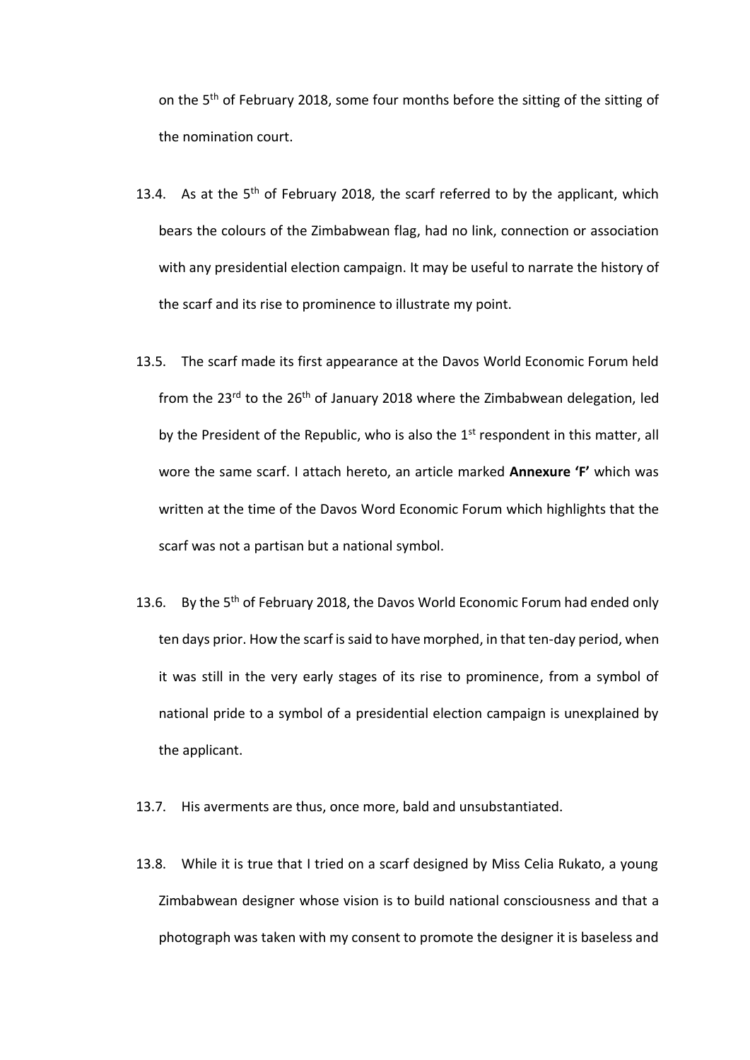on the 5th of February 2018, some four months before the sitting of the sitting of the nomination court.

13.4. As at the 5th of February 2018, the scarf referred to by the applicant, which bears the colours of the Zimbabwean flag, had no link, connection or association with any presidential election campaign. It may be useful to narrate the history of the scarf and its rise to prominence to illustrate my point.

13.5. The scarf made its first appearance at the Davos World Economic Forum held from the 23rd to the 26th of January 2018 where the Zimbabwean delegation, led by the President of the Republic, who is also the 1st respondent in this matter, all wore the same scarf. I attach hereto, an article marked **Annexure 'F'** which was written at the time of the Davos Word Economic Forum which highlights that the scarf was not a partisan but a national symbol.

13.6. By the 5th of February 2018, the Davos World Economic Forum had ended only ten days prior. How the scarf is said to have morphed, in that ten-day period, when it was still in the very early stages of its rise to prominence, from a symbol of national pride to a symbol of a presidential election campaign is unexplained by the applicant.

13.7. His averments are thus, once more, bald and unsubstantiated.

13.8. While it is true that I tried on a scarf designed by Miss Celia Rukato, a young Zimbabwean designer whose vision is to build national consciousness and that a photograph was taken with my consent to promote the designer it is baseless and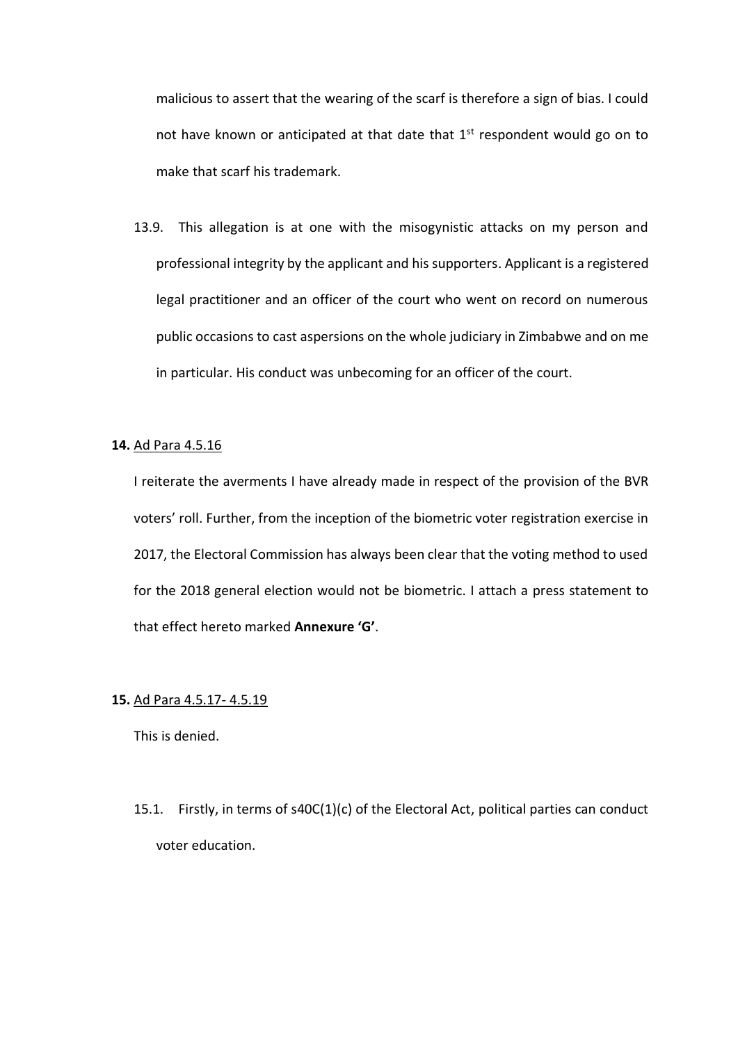malicious to assert that the wearing of the scarf is therefore a sign of bias. I could not have known or anticipated at that date that 1st respondent would go on to make that scarf his trademark.

13.9. This allegation is at one with the misogynistic attacks on my person and professional integrity by the applicant and his supporters. Applicant is a registered legal practitioner and an officer of the court who went on record on numerous public occasions to cast aspersions on the whole judiciary in Zimbabwe and on me in particular. His conduct was unbecoming for an officer of the court.

**14.** Ad Para 4.5.16

I reiterate the averments I have already made in respect of the provision of the BVR voters' roll. Further, from the inception of the biometric voter registration exercise in 2017, the Electoral Commission has always been clear that the voting method to used for the 2018 general election would not be biometric. I attach a press statement to that effect hereto marked **Annexure 'G'**.

**15.** Ad Para 4.5.17- 4.5.19

This is denied.

15.1. Firstly, in terms of s40C(1)(c) of the Electoral Act, political parties can conduct voter education.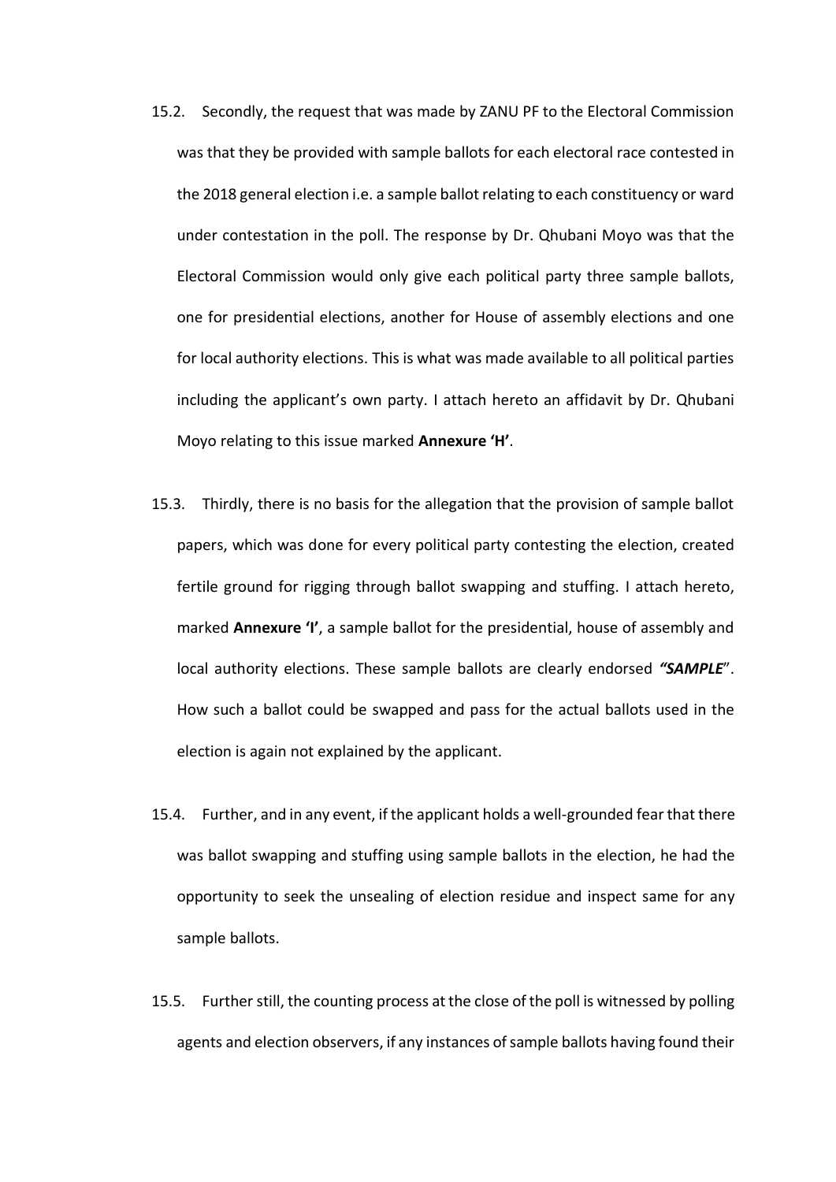15.2. Secondly, the request that was made by ZANU PF to the Electoral Commission was that they be provided with sample ballots for each electoral race contested in the 2018 general election i.e. a sample ballot relating to each constituency or ward under contestation in the poll. The response by Dr. Qhubani Moyo was that the Electoral Commission would only give each political party three sample ballots, one for presidential elections, another for House of assembly elections and one for local authority elections. This is what was made available to all political parties including the applicant's own party. I attach hereto an affidavit by Dr. Qhubani Moyo relating to this issue marked **Annexure 'H'**.

15.3. Thirdly, there is no basis for the allegation that the provision of sample ballot papers, which was done for every political party contesting the election, created fertile ground for rigging through ballot swapping and stuffing. I attach hereto, marked **Annexure 'I'**, a sample ballot for the presidential, house of assembly and local authority elections. These sample ballots are clearly endorsed ***"SAMPLE***". How such a ballot could be swapped and pass for the actual ballots used in the election is again not explained by the applicant.

15.4. Further, and in any event, if the applicant holds a well-grounded fear that there was ballot swapping and stuffing using sample ballots in the election, he had the opportunity to seek the unsealing of election residue and inspect same for any sample ballots.

15.5. Further still, the counting process at the close of the poll is witnessed by polling agents and election observers, if any instances of sample ballots having found their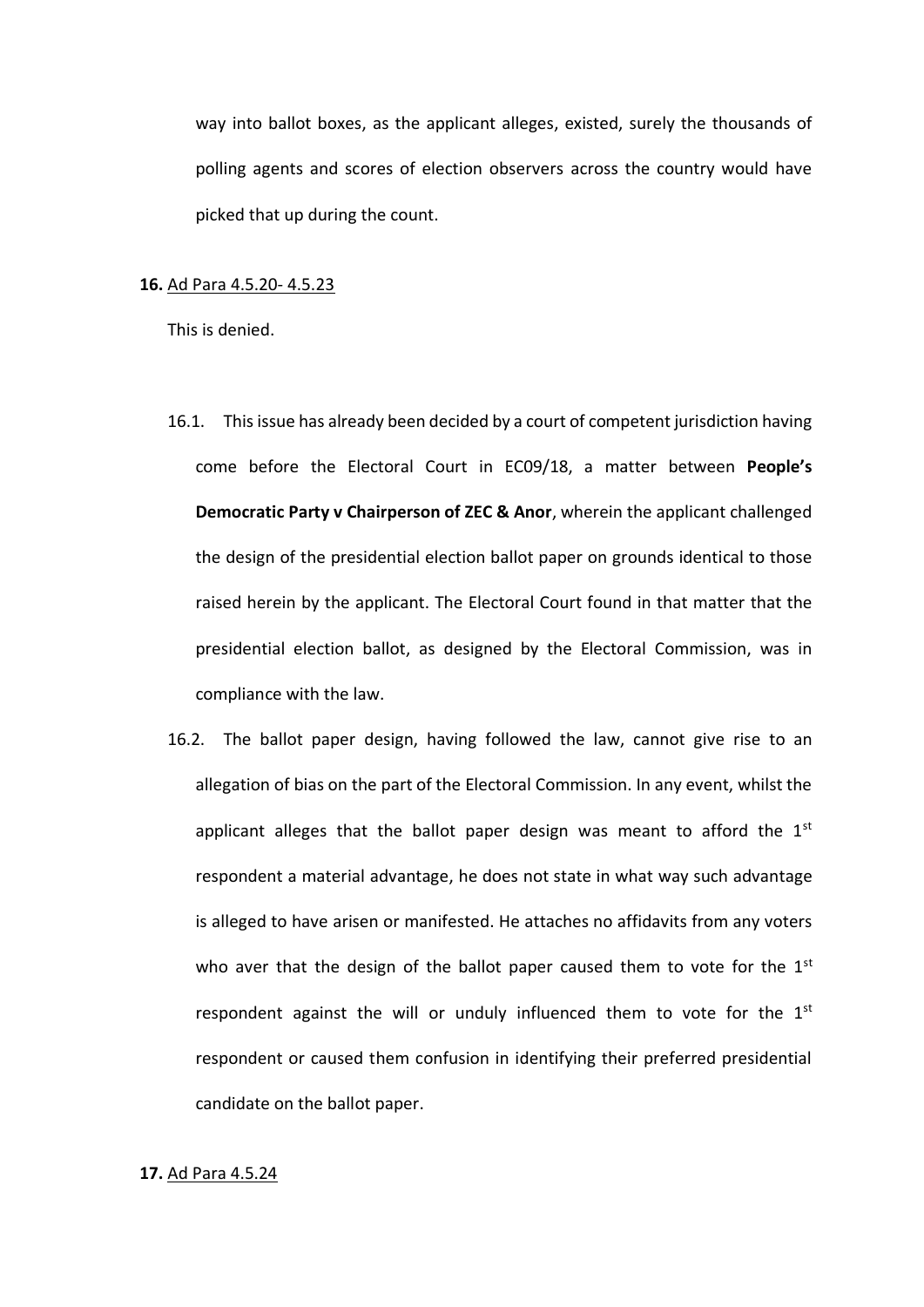way into ballot boxes, as the applicant alleges, existed, surely the thousands of polling agents and scores of election observers across the country would have picked that up during the count.

**16.** Ad Para 4.5.20- 4.5.23

This is denied.

16.1. This issue has already been decided by a court of competent jurisdiction having come before the Electoral Court in EC09/18, a matter between **People's Democratic Party v Chairperson of ZEC & Anor**, wherein the applicant challenged the design of the presidential election ballot paper on grounds identical to those raised herein by the applicant. The Electoral Court found in that matter that the presidential election ballot, as designed by the Electoral Commission, was in compliance with the law.

16.2. The ballot paper design, having followed the law, cannot give rise to an allegation of bias on the part of the Electoral Commission. In any event, whilst the applicant alleges that the ballot paper design was meant to afford the 1st respondent a material advantage, he does not state in what way such advantage is alleged to have arisen or manifested. He attaches no affidavits from any voters who aver that the design of the ballot paper caused them to vote for the 1st respondent against the will or unduly influenced them to vote for the 1st respondent or caused them confusion in identifying their preferred presidential candidate on the ballot paper.

**17.** Ad Para 4.5.24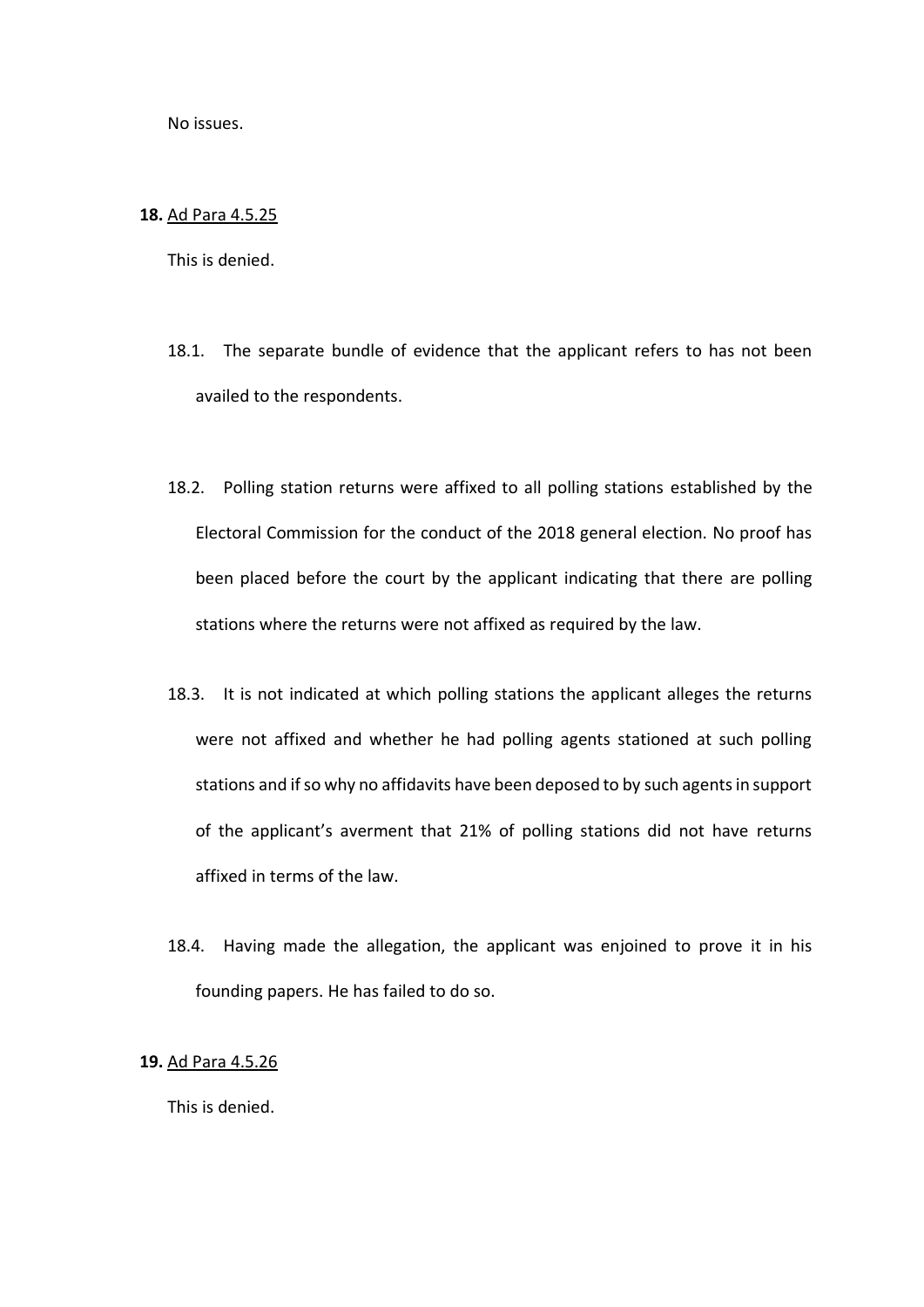No issues.

**18.** <u>Ad Para 4.5.25</u>

This is denied.

18.1. The separate bundle of evidence that the applicant refers to has not been availed to the respondents.

18.2. Polling station returns were affixed to all polling stations established by the Electoral Commission for the conduct of the 2018 general election. No proof has been placed before the court by the applicant indicating that there are polling stations where the returns were not affixed as required by the law.

18.3. It is not indicated at which polling stations the applicant alleges the returns were not affixed and whether he had polling agents stationed at such polling stations and if so why no affidavits have been deposed to by such agents in support of the applicant's averment that 21% of polling stations did not have returns affixed in terms of the law.

18.4. Having made the allegation, the applicant was enjoined to prove it in his founding papers. He has failed to do so.

**19.** <u>Ad Para 4.5.26</u>

This is denied.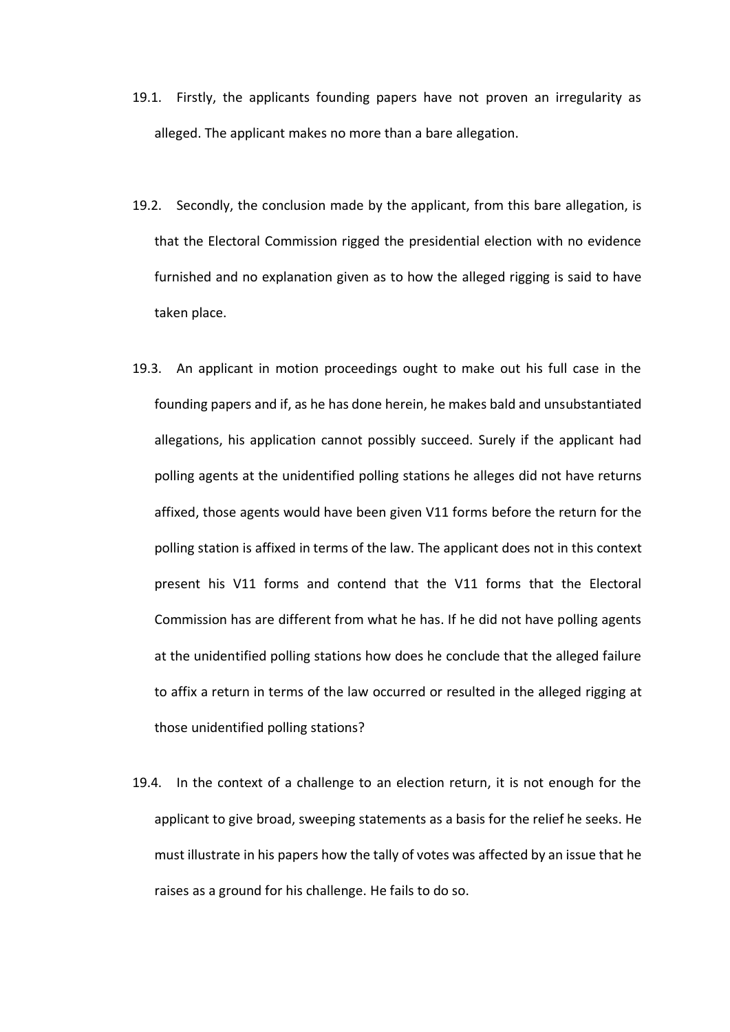19.1. Firstly, the applicants founding papers have not proven an irregularity as alleged. The applicant makes no more than a bare allegation.

19.2. Secondly, the conclusion made by the applicant, from this bare allegation, is that the Electoral Commission rigged the presidential election with no evidence furnished and no explanation given as to how the alleged rigging is said to have taken place.

19.3. An applicant in motion proceedings ought to make out his full case in the founding papers and if, as he has done herein, he makes bald and unsubstantiated allegations, his application cannot possibly succeed. Surely if the applicant had polling agents at the unidentified polling stations he alleges did not have returns affixed, those agents would have been given V11 forms before the return for the polling station is affixed in terms of the law. The applicant does not in this context present his V11 forms and contend that the V11 forms that the Electoral Commission has are different from what he has. If he did not have polling agents at the unidentified polling stations how does he conclude that the alleged failure to affix a return in terms of the law occurred or resulted in the alleged rigging at those unidentified polling stations?

19.4. In the context of a challenge to an election return, it is not enough for the applicant to give broad, sweeping statements as a basis for the relief he seeks. He must illustrate in his papers how the tally of votes was affected by an issue that he raises as a ground for his challenge. He fails to do so.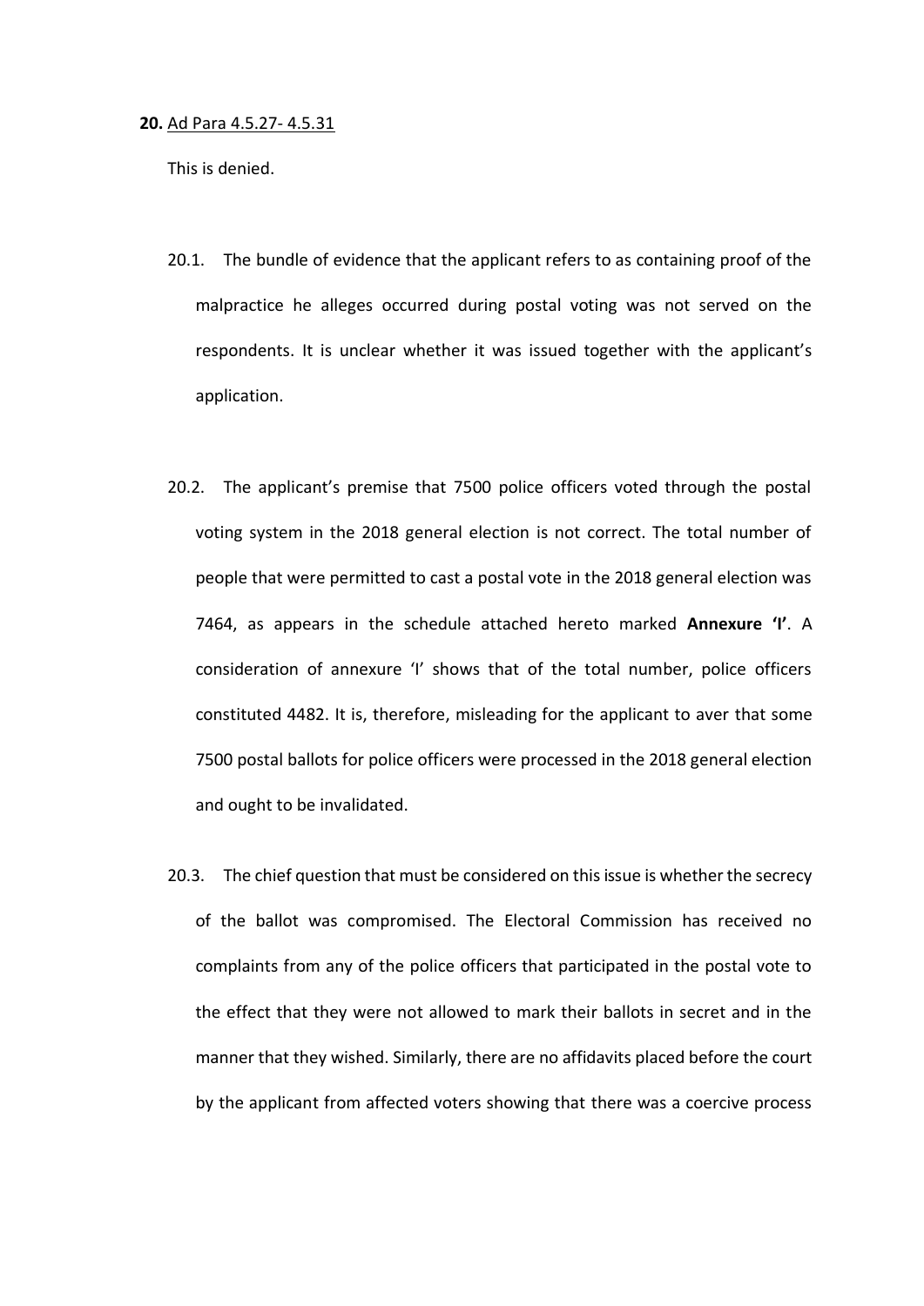**20.** Ad Para 4.5.27- 4.5.31

This is denied.

20.1. The bundle of evidence that the applicant refers to as containing proof of the malpractice he alleges occurred during postal voting was not served on the respondents. It is unclear whether it was issued together with the applicant's application.

20.2. The applicant's premise that 7500 police officers voted through the postal voting system in the 2018 general election is not correct. The total number of people that were permitted to cast a postal vote in the 2018 general election was 7464, as appears in the schedule attached hereto marked **Annexure 'I'**. A consideration of annexure 'I' shows that of the total number, police officers constituted 4482. It is, therefore, misleading for the applicant to aver that some 7500 postal ballots for police officers were processed in the 2018 general election and ought to be invalidated.

20.3. The chief question that must be considered on this issue is whether the secrecy of the ballot was compromised. The Electoral Commission has received no complaints from any of the police officers that participated in the postal vote to the effect that they were not allowed to mark their ballots in secret and in the manner that they wished. Similarly, there are no affidavits placed before the court by the applicant from affected voters showing that there was a coercive process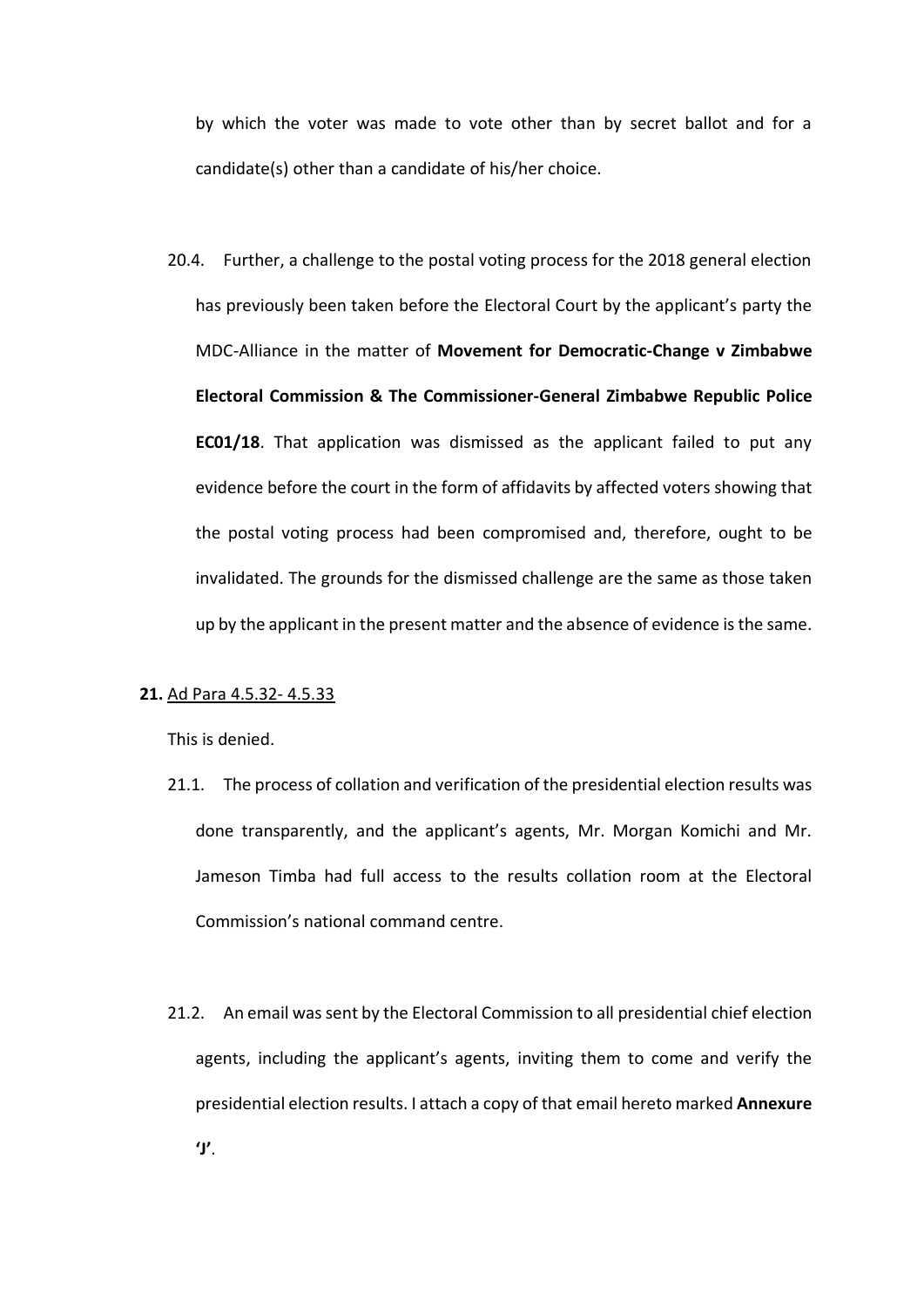by which the voter was made to vote other than by secret ballot and for a candidate(s) other than a candidate of his/her choice.

20.4. Further, a challenge to the postal voting process for the 2018 general election has previously been taken before the Electoral Court by the applicant's party the MDC-Alliance in the matter of **Movement for Democratic-Change v Zimbabwe Electoral Commission & The Commissioner-General Zimbabwe Republic Police EC01/18**. That application was dismissed as the applicant failed to put any evidence before the court in the form of affidavits by affected voters showing that the postal voting process had been compromised and, therefore, ought to be invalidated. The grounds for the dismissed challenge are the same as those taken up by the applicant in the present matter and the absence of evidence is the same.

**21.** Ad Para 4.5.32- 4.5.33

This is denied.

21.1. The process of collation and verification of the presidential election results was done transparently, and the applicant's agents, Mr. Morgan Komichi and Mr. Jameson Timba had full access to the results collation room at the Electoral Commission's national command centre.

21.2. An email was sent by the Electoral Commission to all presidential chief election agents, including the applicant's agents, inviting them to come and verify the presidential election results. I attach a copy of that email hereto marked **Annexure 'J'**.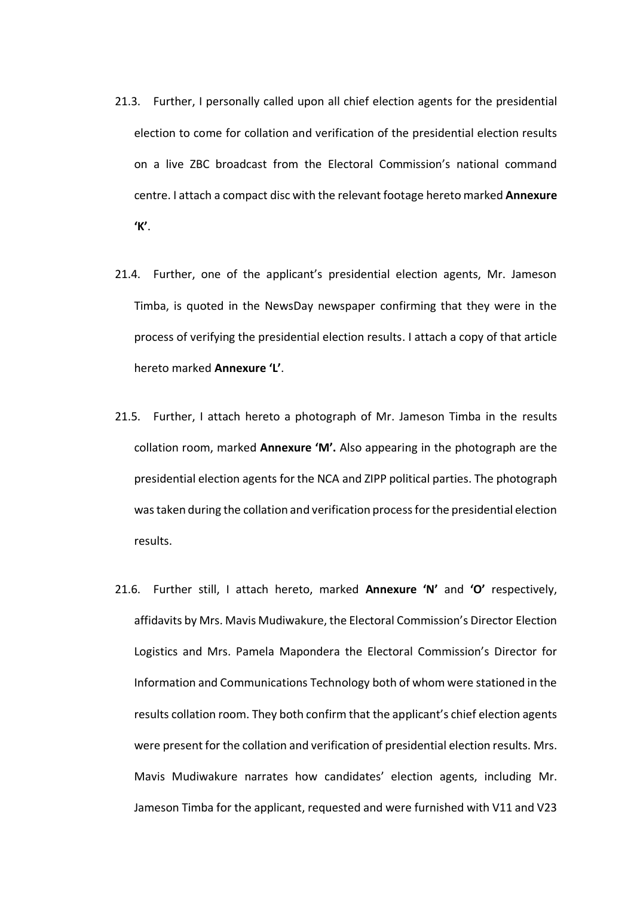21.3. Further, I personally called upon all chief election agents for the presidential election to come for collation and verification of the presidential election results on a live ZBC broadcast from the Electoral Commission's national command centre. I attach a compact disc with the relevant footage hereto marked **Annexure 'K'**.

21.4. Further, one of the applicant's presidential election agents, Mr. Jameson Timba, is quoted in the NewsDay newspaper confirming that they were in the process of verifying the presidential election results. I attach a copy of that article hereto marked **Annexure 'L'**.

21.5. Further, I attach hereto a photograph of Mr. Jameson Timba in the results collation room, marked **Annexure 'M'.** Also appearing in the photograph are the presidential election agents for the NCA and ZIPP political parties. The photograph was taken during the collation and verification process for the presidential election results.

21.6. Further still, I attach hereto, marked **Annexure 'N'** and **'O'** respectively, affidavits by Mrs. Mavis Mudiwakure, the Electoral Commission's Director Election Logistics and Mrs. Pamela Mapondera the Electoral Commission's Director for Information and Communications Technology both of whom were stationed in the results collation room. They both confirm that the applicant's chief election agents were present for the collation and verification of presidential election results. Mrs. Mavis Mudiwakure narrates how candidates' election agents, including Mr. Jameson Timba for the applicant, requested and were furnished with V11 and V23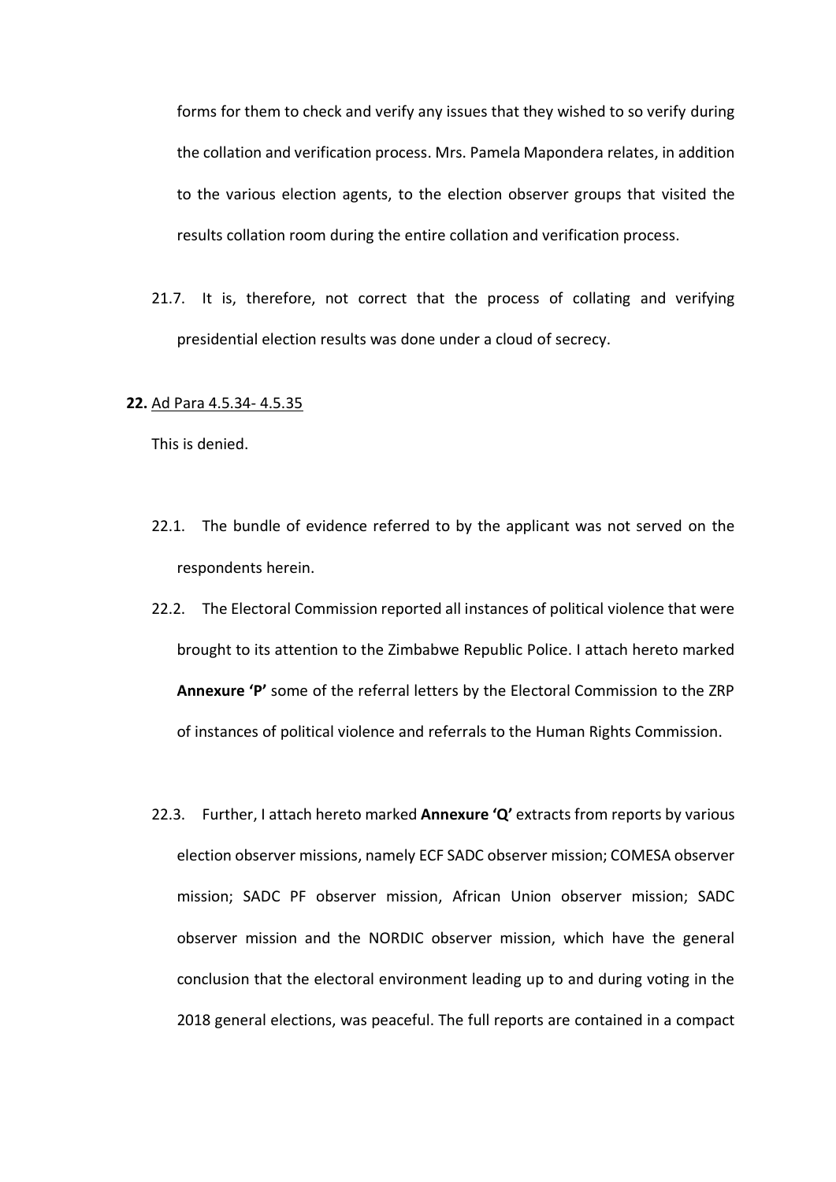forms for them to check and verify any issues that they wished to so verify during the collation and verification process. Mrs. Pamela Mapondera relates, in addition to the various election agents, to the election observer groups that visited the results collation room during the entire collation and verification process.

21.7. It is, therefore, not correct that the process of collating and verifying presidential election results was done under a cloud of secrecy.

**22.** <u>Ad Para 4.5.34- 4.5.35</u>

This is denied.

22.1. The bundle of evidence referred to by the applicant was not served on the respondents herein.

22.2. The Electoral Commission reported all instances of political violence that were brought to its attention to the Zimbabwe Republic Police. I attach hereto marked **Annexure 'P'** some of the referral letters by the Electoral Commission to the ZRP of instances of political violence and referrals to the Human Rights Commission.

22.3. Further, I attach hereto marked **Annexure 'Q'** extracts from reports by various election observer missions, namely ECF SADC observer mission; COMESA observer mission; SADC PF observer mission, African Union observer mission; SADC observer mission and the NORDIC observer mission, which have the general conclusion that the electoral environment leading up to and during voting in the 2018 general elections, was peaceful. The full reports are contained in a compact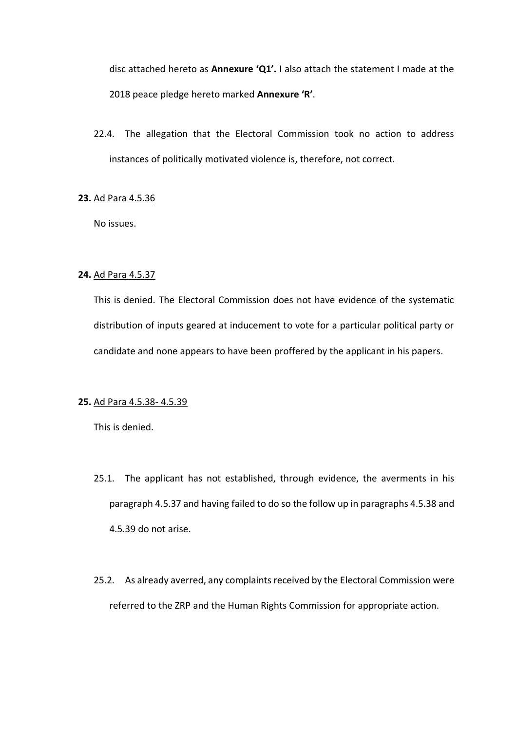disc attached hereto as **Annexure 'Q1'.** I also attach the statement I made at the 2018 peace pledge hereto marked **Annexure 'R'**.

22.4. The allegation that the Electoral Commission took no action to address instances of politically motivated violence is, therefore, not correct.

**23.** <u>Ad Para 4.5.36</u>

No issues.

**24.** <u>Ad Para 4.5.37</u>

This is denied. The Electoral Commission does not have evidence of the systematic distribution of inputs geared at inducement to vote for a particular political party or candidate and none appears to have been proffered by the applicant in his papers.

**25.** <u>Ad Para 4.5.38- 4.5.39</u>

This is denied.

25.1. The applicant has not established, through evidence, the averments in his paragraph 4.5.37 and having failed to do so the follow up in paragraphs 4.5.38 and 4.5.39 do not arise.

25.2. As already averred, any complaints received by the Electoral Commission were referred to the ZRP and the Human Rights Commission for appropriate action.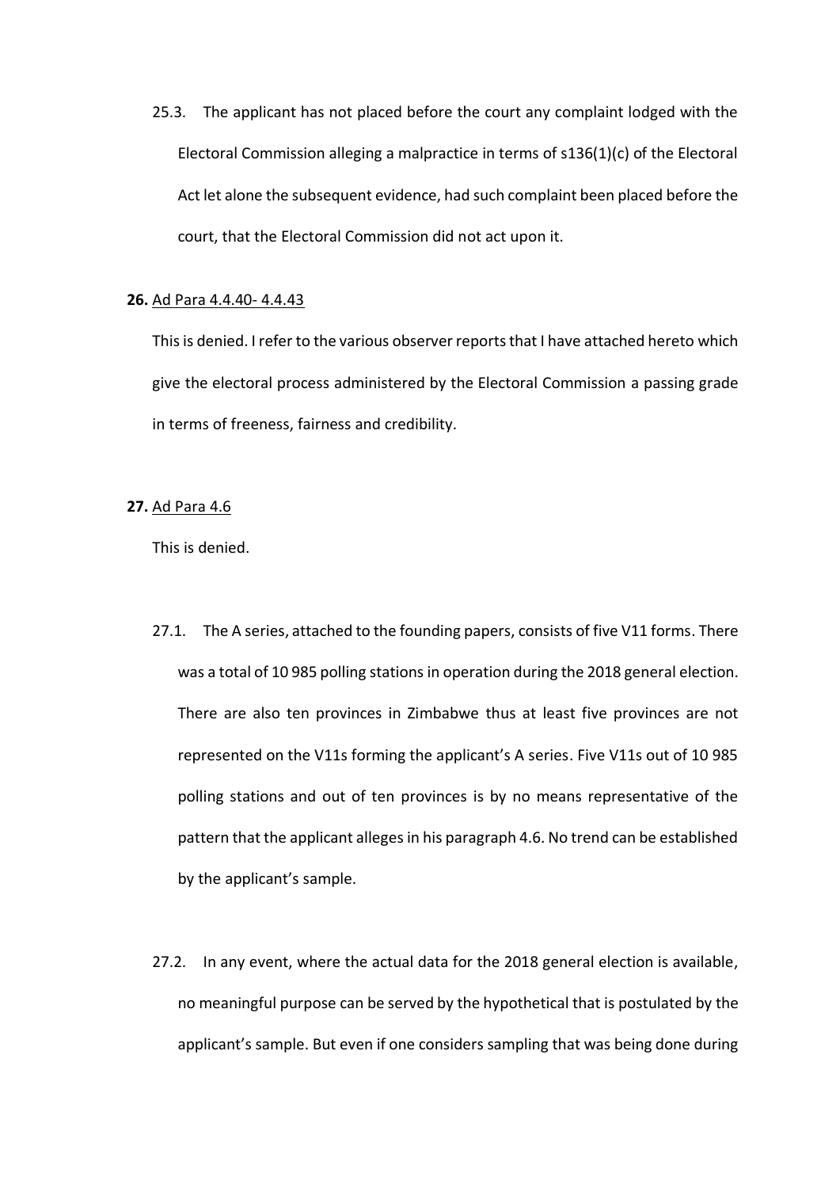25.3. The applicant has not placed before the court any complaint lodged with the Electoral Commission alleging a malpractice in terms of s136(1)(c) of the Electoral Act let alone the subsequent evidence, had such complaint been placed before the court, that the Electoral Commission did not act upon it.

**26.** <u>Ad Para 4.4.40- 4.4.43</u>

This is denied. I refer to the various observer reports that I have attached hereto which give the electoral process administered by the Electoral Commission a passing grade in terms of freeness, fairness and credibility.

**27.** <u>Ad Para 4.6</u>

This is denied.

27.1. The A series, attached to the founding papers, consists of five V11 forms. There was a total of 10 985 polling stations in operation during the 2018 general election. There are also ten provinces in Zimbabwe thus at least five provinces are not represented on the V11s forming the applicant's A series. Five V11s out of 10 985 polling stations and out of ten provinces is by no means representative of the pattern that the applicant alleges in his paragraph 4.6. No trend can be established by the applicant's sample.

27.2. In any event, where the actual data for the 2018 general election is available, no meaningful purpose can be served by the hypothetical that is postulated by the applicant's sample. But even if one considers sampling that was being done during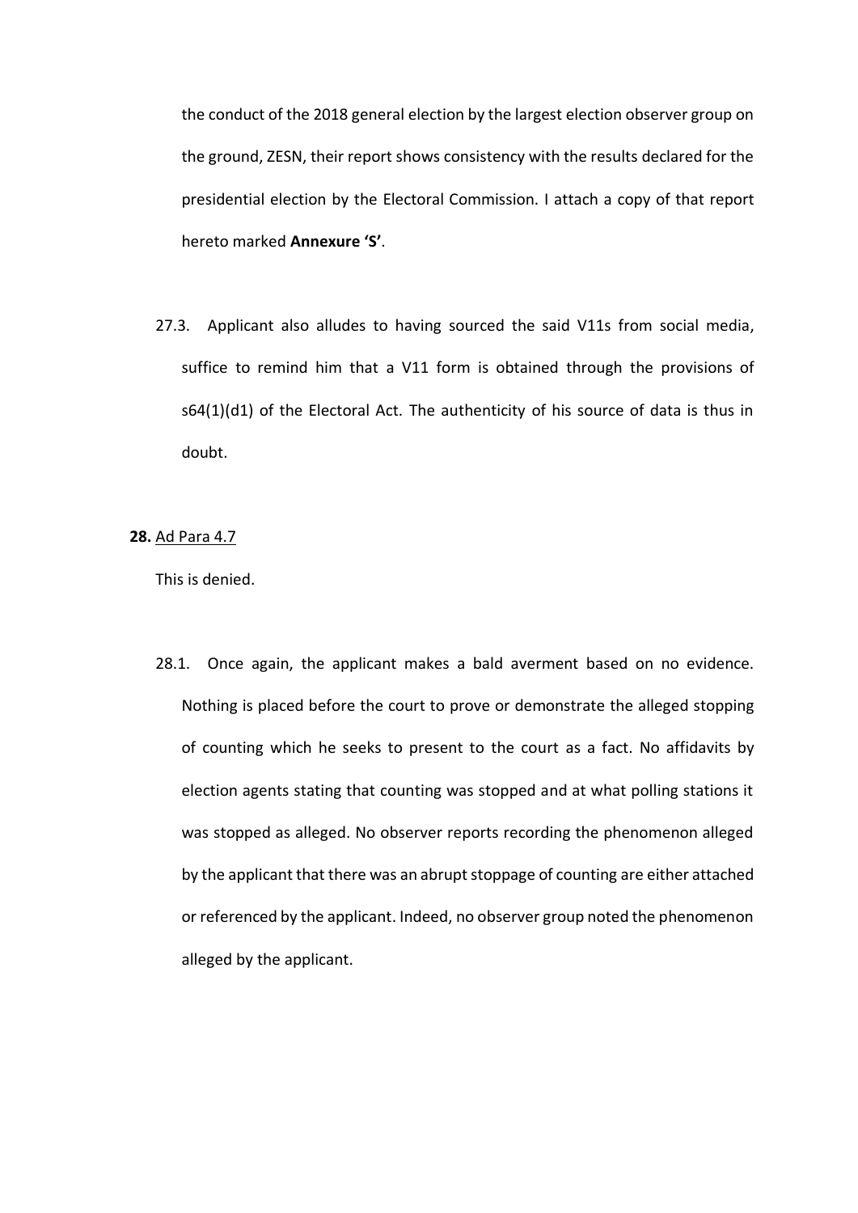the conduct of the 2018 general election by the largest election observer group on the ground, ZESN, their report shows consistency with the results declared for the presidential election by the Electoral Commission. I attach a copy of that report hereto marked **Annexure 'S'**.

27.3. Applicant also alludes to having sourced the said V11s from social media, suffice to remind him that a V11 form is obtained through the provisions of s64(1)(d1) of the Electoral Act. The authenticity of his source of data is thus in doubt.

**28.** <u>Ad Para 4.7</u>

This is denied.

28.1. Once again, the applicant makes a bald averment based on no evidence. Nothing is placed before the court to prove or demonstrate the alleged stopping of counting which he seeks to present to the court as a fact. No affidavits by election agents stating that counting was stopped and at what polling stations it was stopped as alleged. No observer reports recording the phenomenon alleged by the applicant that there was an abrupt stoppage of counting are either attached or referenced by the applicant. Indeed, no observer group noted the phenomenon alleged by the applicant.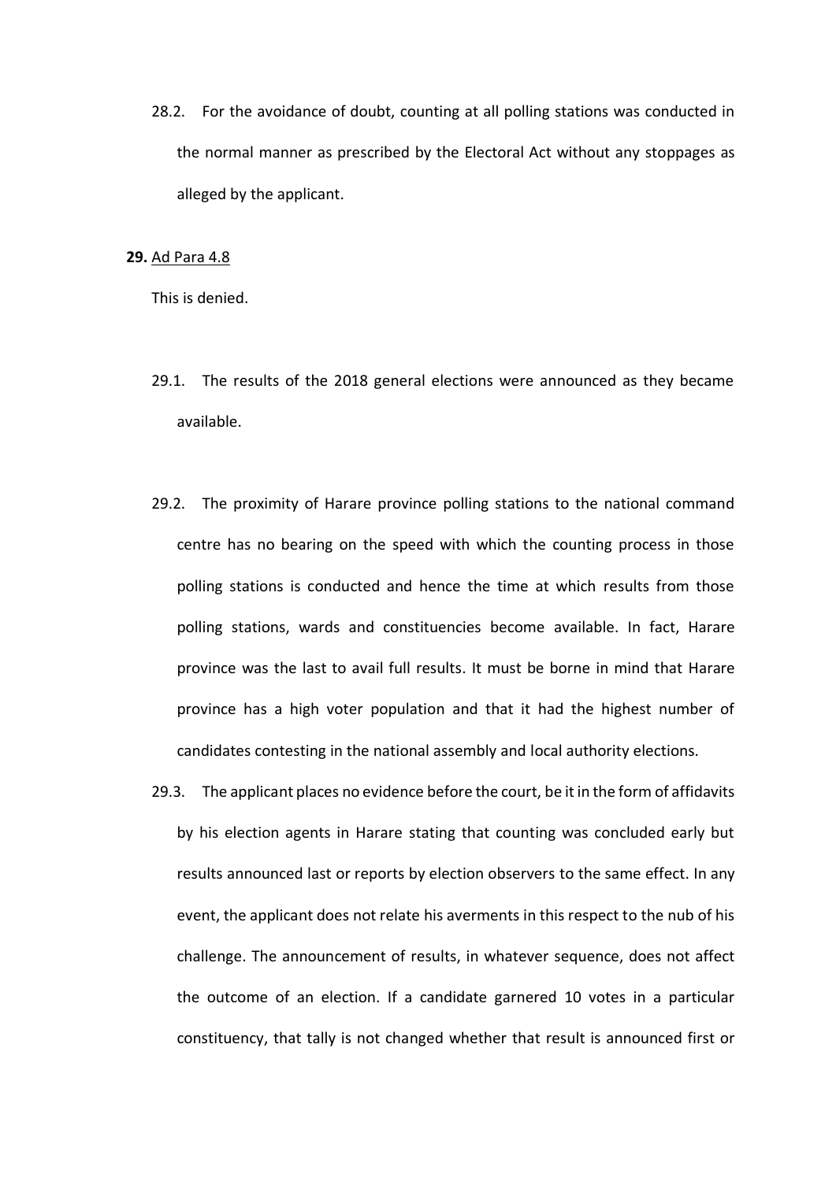28.2. For the avoidance of doubt, counting at all polling stations was conducted in the normal manner as prescribed by the Electoral Act without any stoppages as alleged by the applicant.

**29.** Ad Para 4.8

This is denied.

29.1. The results of the 2018 general elections were announced as they became available.

29.2. The proximity of Harare province polling stations to the national command centre has no bearing on the speed with which the counting process in those polling stations is conducted and hence the time at which results from those polling stations, wards and constituencies become available. In fact, Harare province was the last to avail full results. It must be borne in mind that Harare province has a high voter population and that it had the highest number of candidates contesting in the national assembly and local authority elections.

29.3. The applicant places no evidence before the court, be it in the form of affidavits by his election agents in Harare stating that counting was concluded early but results announced last or reports by election observers to the same effect. In any event, the applicant does not relate his averments in this respect to the nub of his challenge. The announcement of results, in whatever sequence, does not affect the outcome of an election. If a candidate garnered 10 votes in a particular constituency, that tally is not changed whether that result is announced first or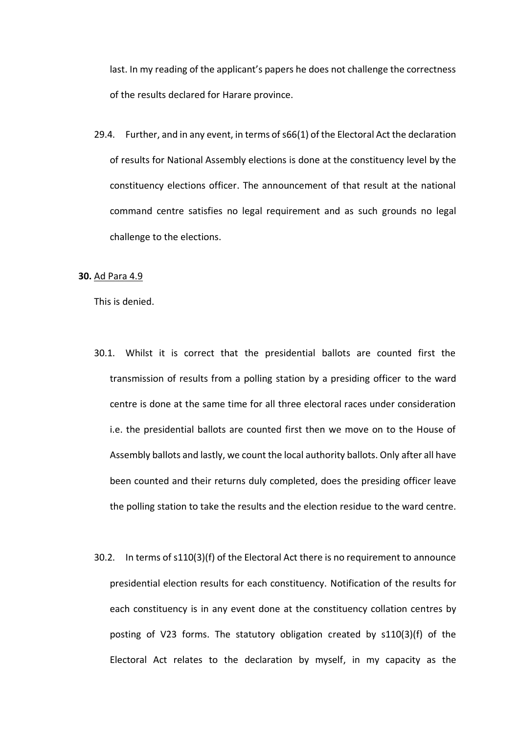last. In my reading of the applicant's papers he does not challenge the correctness of the results declared for Harare province.

29.4. Further, and in any event, in terms of s66(1) of the Electoral Act the declaration of results for National Assembly elections is done at the constituency level by the constituency elections officer. The announcement of that result at the national command centre satisfies no legal requirement and as such grounds no legal challenge to the elections.

**30.** <u>Ad Para 4.9</u>

This is denied.

30.1. Whilst it is correct that the presidential ballots are counted first the transmission of results from a polling station by a presiding officer to the ward centre is done at the same time for all three electoral races under consideration i.e. the presidential ballots are counted first then we move on to the House of Assembly ballots and lastly, we count the local authority ballots. Only after all have been counted and their returns duly completed, does the presiding officer leave the polling station to take the results and the election residue to the ward centre.

30.2. In terms of s110(3)(f) of the Electoral Act there is no requirement to announce presidential election results for each constituency. Notification of the results for each constituency is in any event done at the constituency collation centres by posting of V23 forms. The statutory obligation created by s110(3)(f) of the Electoral Act relates to the declaration by myself, in my capacity as the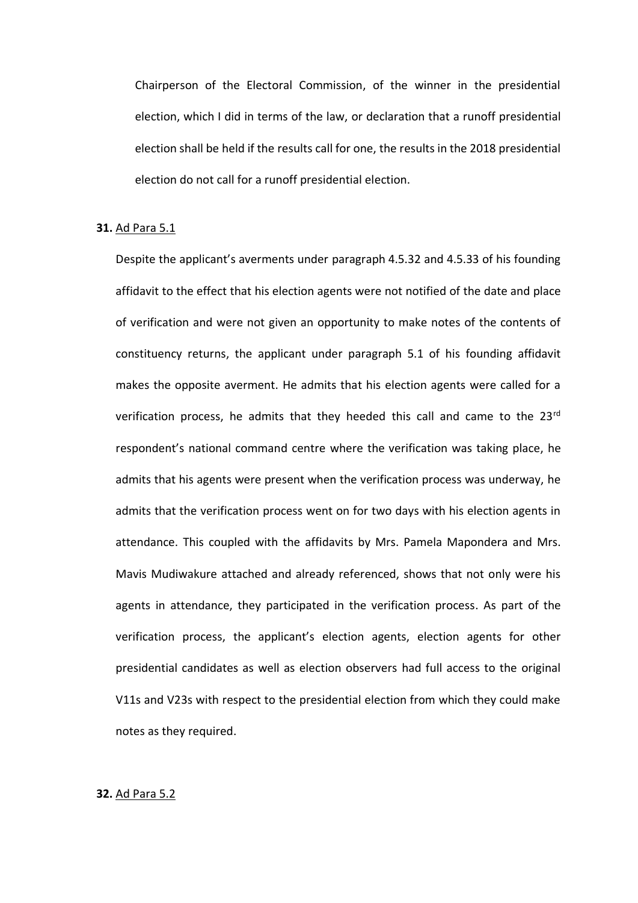Chairperson of the Electoral Commission, of the winner in the presidential election, which I did in terms of the law, or declaration that a runoff presidential election shall be held if the results call for one, the results in the 2018 presidential election do not call for a runoff presidential election.

**31.** <u>Ad Para 5.1</u>

Despite the applicant's averments under paragraph 4.5.32 and 4.5.33 of his founding affidavit to the effect that his election agents were not notified of the date and place of verification and were not given an opportunity to make notes of the contents of constituency returns, the applicant under paragraph 5.1 of his founding affidavit makes the opposite averment. He admits that his election agents were called for a verification process, he admits that they heeded this call and came to the 23rd respondent's national command centre where the verification was taking place, he admits that his agents were present when the verification process was underway, he admits that the verification process went on for two days with his election agents in attendance. This coupled with the affidavits by Mrs. Pamela Mapondera and Mrs. Mavis Mudiwakure attached and already referenced, shows that not only were his agents in attendance, they participated in the verification process. As part of the verification process, the applicant's election agents, election agents for other presidential candidates as well as election observers had full access to the original V11s and V23s with respect to the presidential election from which they could make notes as they required.

**32.** <u>Ad Para 5.2</u>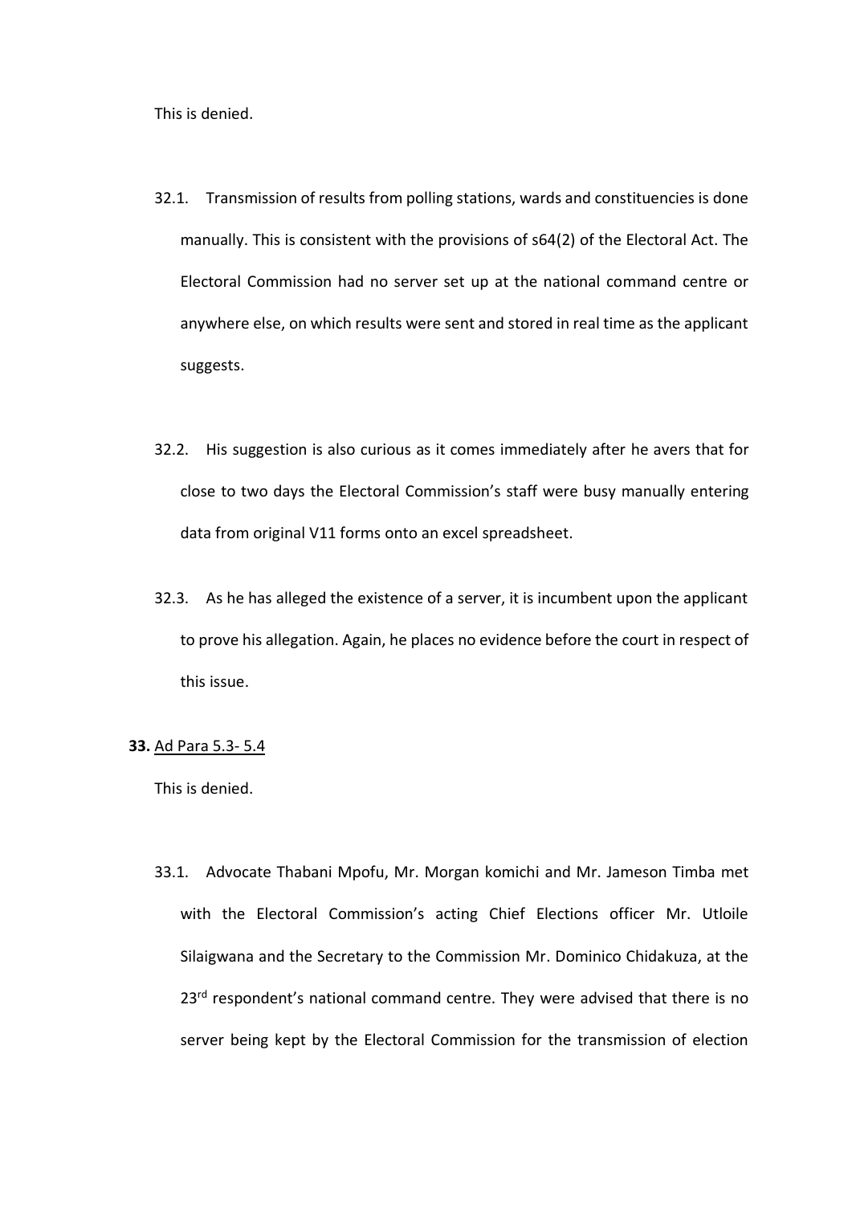This is denied.

32.1. Transmission of results from polling stations, wards and constituencies is done manually. This is consistent with the provisions of s64(2) of the Electoral Act. The Electoral Commission had no server set up at the national command centre or anywhere else, on which results were sent and stored in real time as the applicant suggests.

32.2. His suggestion is also curious as it comes immediately after he avers that for close to two days the Electoral Commission's staff were busy manually entering data from original V11 forms onto an excel spreadsheet.

32.3. As he has alleged the existence of a server, it is incumbent upon the applicant to prove his allegation. Again, he places no evidence before the court in respect of this issue.

**33.** <u>Ad Para 5.3- 5.4</u>

This is denied.

33.1. Advocate Thabani Mpofu, Mr. Morgan komichi and Mr. Jameson Timba met with the Electoral Commission's acting Chief Elections officer Mr. Utloile Silaigwana and the Secretary to the Commission Mr. Dominico Chidakuza, at the 23rd respondent's national command centre. They were advised that there is no server being kept by the Electoral Commission for the transmission of election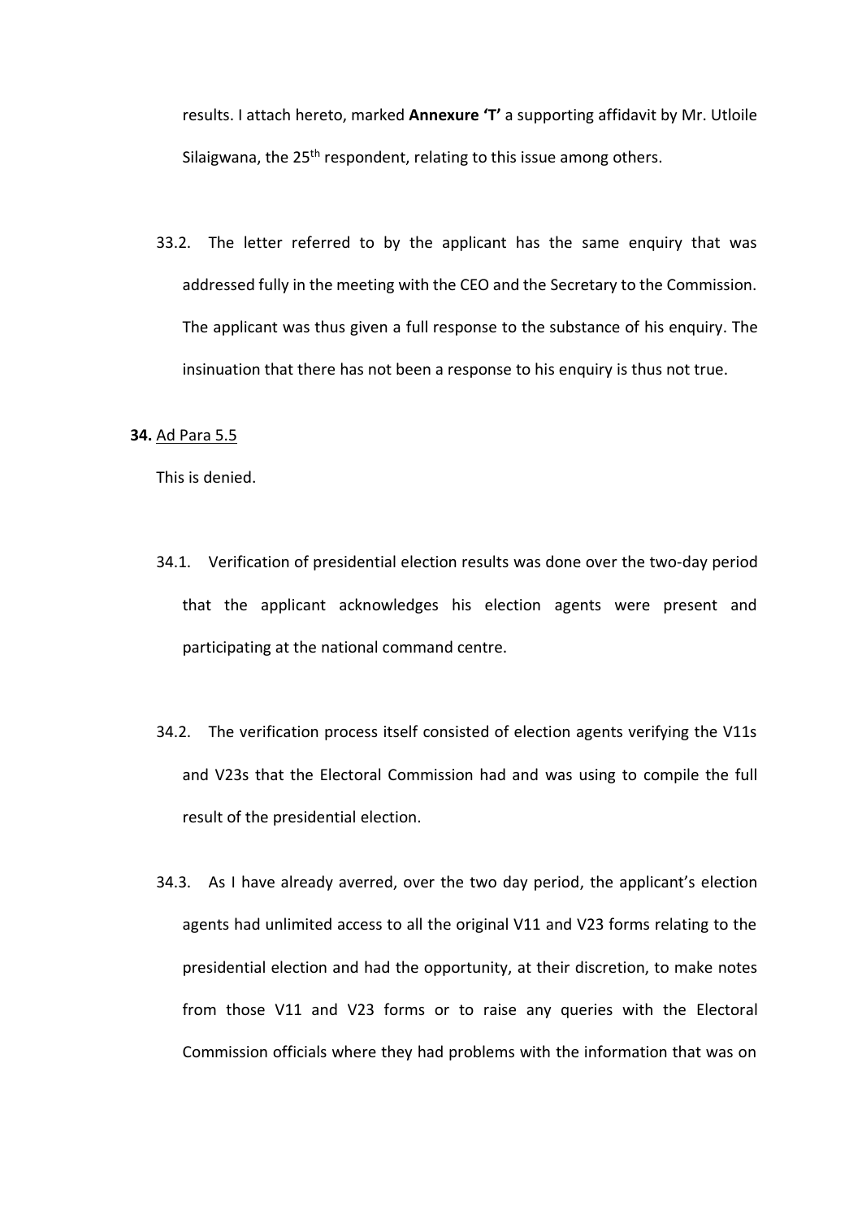results. I attach hereto, marked **Annexure 'T'** a supporting affidavit by Mr. Utloile Silaigwana, the 25th respondent, relating to this issue among others.

33.2. The letter referred to by the applicant has the same enquiry that was addressed fully in the meeting with the CEO and the Secretary to the Commission. The applicant was thus given a full response to the substance of his enquiry. The insinuation that there has not been a response to his enquiry is thus not true.

**34.** Ad Para 5.5

This is denied.

34.1. Verification of presidential election results was done over the two-day period that the applicant acknowledges his election agents were present and participating at the national command centre.

34.2. The verification process itself consisted of election agents verifying the V11s and V23s that the Electoral Commission had and was using to compile the full result of the presidential election.

34.3. As I have already averred, over the two day period, the applicant's election agents had unlimited access to all the original V11 and V23 forms relating to the presidential election and had the opportunity, at their discretion, to make notes from those V11 and V23 forms or to raise any queries with the Electoral Commission officials where they had problems with the information that was on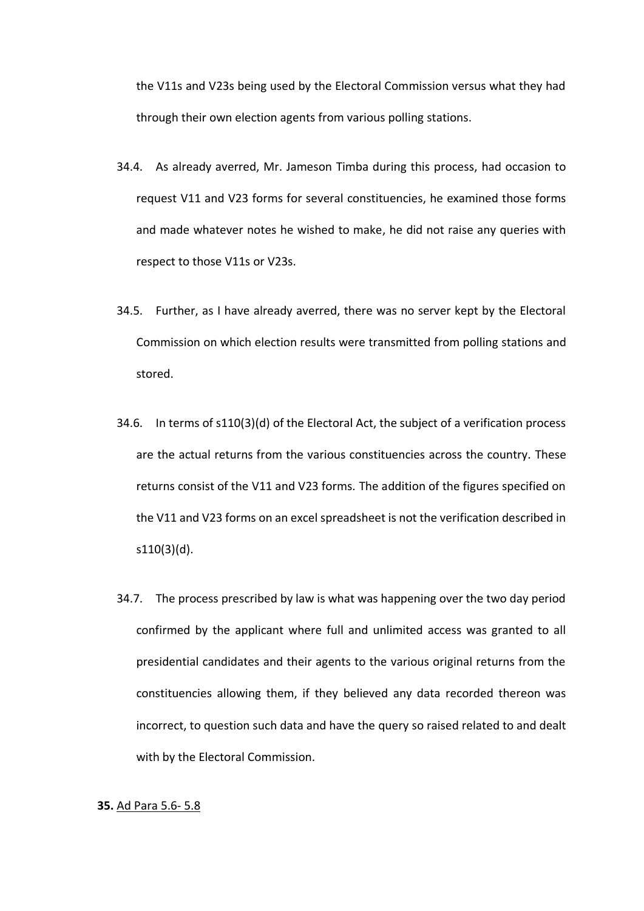the V11s and V23s being used by the Electoral Commission versus what they had through their own election agents from various polling stations.

34.4. As already averred, Mr. Jameson Timba during this process, had occasion to request V11 and V23 forms for several constituencies, he examined those forms and made whatever notes he wished to make, he did not raise any queries with respect to those V11s or V23s.

34.5. Further, as I have already averred, there was no server kept by the Electoral Commission on which election results were transmitted from polling stations and stored.

34.6. In terms of s110(3)(d) of the Electoral Act, the subject of a verification process are the actual returns from the various constituencies across the country. These returns consist of the V11 and V23 forms. The addition of the figures specified on the V11 and V23 forms on an excel spreadsheet is not the verification described in s110(3)(d).

34.7. The process prescribed by law is what was happening over the two day period confirmed by the applicant where full and unlimited access was granted to all presidential candidates and their agents to the various original returns from the constituencies allowing them, if they believed any data recorded thereon was incorrect, to question such data and have the query so raised related to and dealt with by the Electoral Commission.

**35.** Ad Para 5.6- 5.8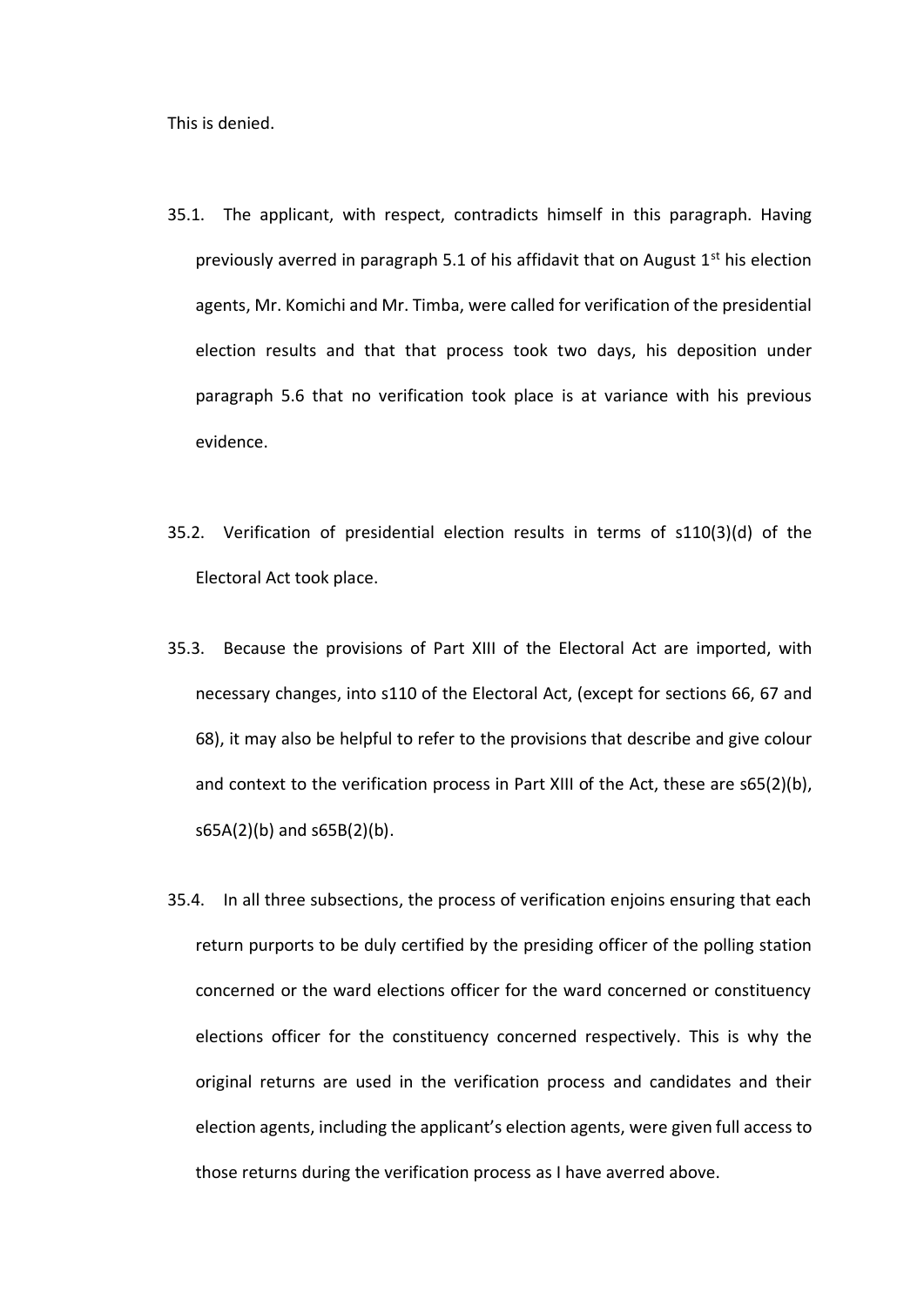This is denied.

35.1. The applicant, with respect, contradicts himself in this paragraph. Having previously averred in paragraph 5.1 of his affidavit that on August 1st his election agents, Mr. Komichi and Mr. Timba, were called for verification of the presidential election results and that that process took two days, his deposition under paragraph 5.6 that no verification took place is at variance with his previous evidence.

35.2. Verification of presidential election results in terms of s110(3)(d) of the Electoral Act took place.

35.3. Because the provisions of Part XIII of the Electoral Act are imported, with necessary changes, into s110 of the Electoral Act, (except for sections 66, 67 and 68), it may also be helpful to refer to the provisions that describe and give colour and context to the verification process in Part XIII of the Act, these are s65(2)(b), s65A(2)(b) and s65B(2)(b).

35.4. In all three subsections, the process of verification enjoins ensuring that each return purports to be duly certified by the presiding officer of the polling station concerned or the ward elections officer for the ward concerned or constituency elections officer for the constituency concerned respectively. This is why the original returns are used in the verification process and candidates and their election agents, including the applicant's election agents, were given full access to those returns during the verification process as I have averred above.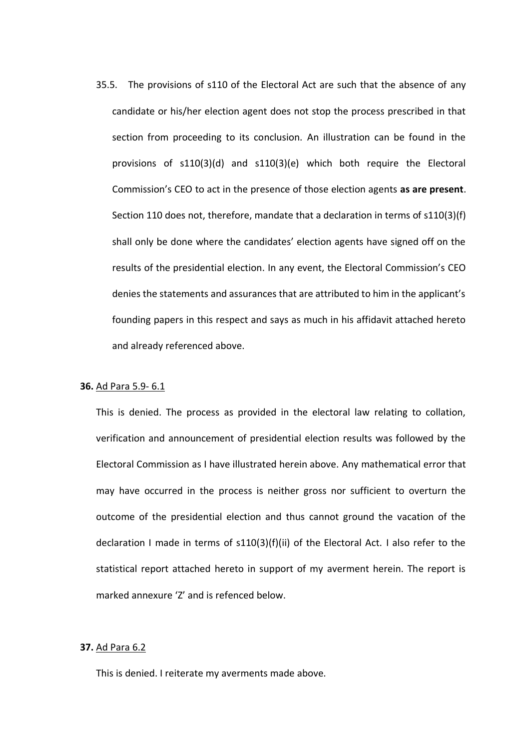35.5. The provisions of s110 of the Electoral Act are such that the absence of any candidate or his/her election agent does not stop the process prescribed in that section from proceeding to its conclusion. An illustration can be found in the provisions of s110(3)(d) and s110(3)(e) which both require the Electoral Commission's CEO to act in the presence of those election agents **as are present**. Section 110 does not, therefore, mandate that a declaration in terms of s110(3)(f) shall only be done where the candidates' election agents have signed off on the results of the presidential election. In any event, the Electoral Commission's CEO denies the statements and assurances that are attributed to him in the applicant's founding papers in this respect and says as much in his affidavit attached hereto and already referenced above.

**36.** <u>Ad Para 5.9- 6.1</u>

This is denied. The process as provided in the electoral law relating to collation, verification and announcement of presidential election results was followed by the Electoral Commission as I have illustrated herein above. Any mathematical error that may have occurred in the process is neither gross nor sufficient to overturn the outcome of the presidential election and thus cannot ground the vacation of the declaration I made in terms of s110(3)(f)(ii) of the Electoral Act. I also refer to the statistical report attached hereto in support of my averment herein. The report is marked annexure 'Z' and is refenced below.

**37.** <u>Ad Para 6.2</u>

This is denied. I reiterate my averments made above.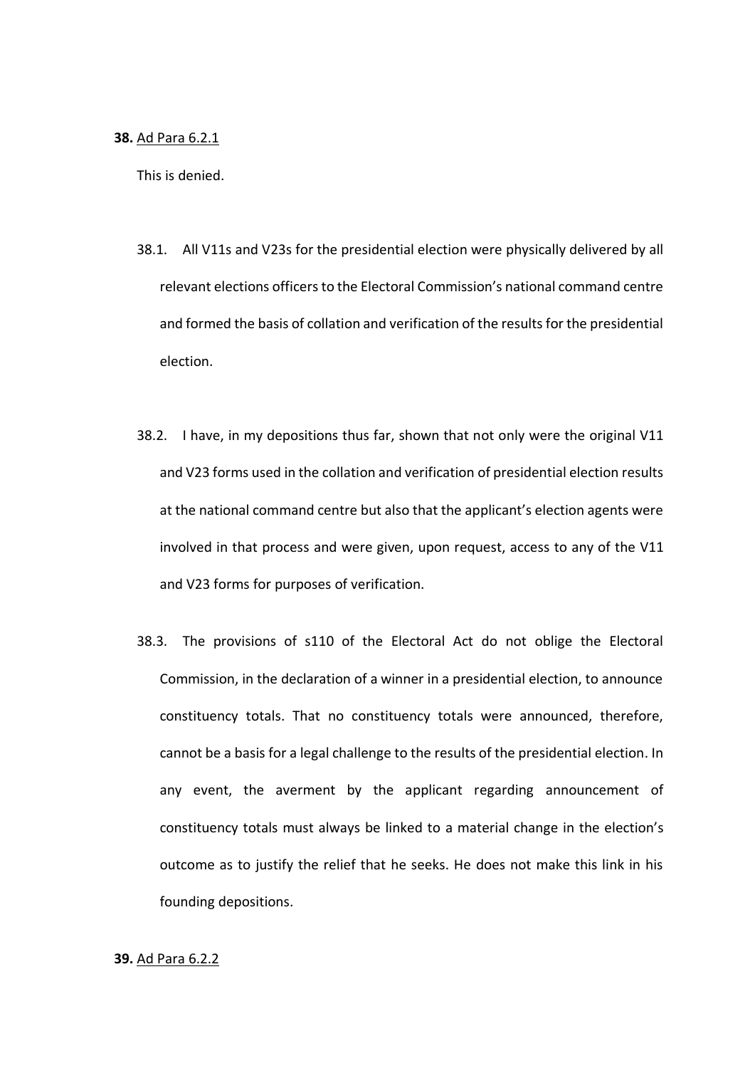**38.** <u>Ad Para 6.2.1</u>

This is denied.

38.1. All V11s and V23s for the presidential election were physically delivered by all relevant elections officers to the Electoral Commission's national command centre and formed the basis of collation and verification of the results for the presidential election.

38.2. I have, in my depositions thus far, shown that not only were the original V11 and V23 forms used in the collation and verification of presidential election results at the national command centre but also that the applicant's election agents were involved in that process and were given, upon request, access to any of the V11 and V23 forms for purposes of verification.

38.3. The provisions of s110 of the Electoral Act do not oblige the Electoral Commission, in the declaration of a winner in a presidential election, to announce constituency totals. That no constituency totals were announced, therefore, cannot be a basis for a legal challenge to the results of the presidential election. In any event, the averment by the applicant regarding announcement of constituency totals must always be linked to a material change in the election's outcome as to justify the relief that he seeks. He does not make this link in his founding depositions.

**39.** <u>Ad Para 6.2.2</u>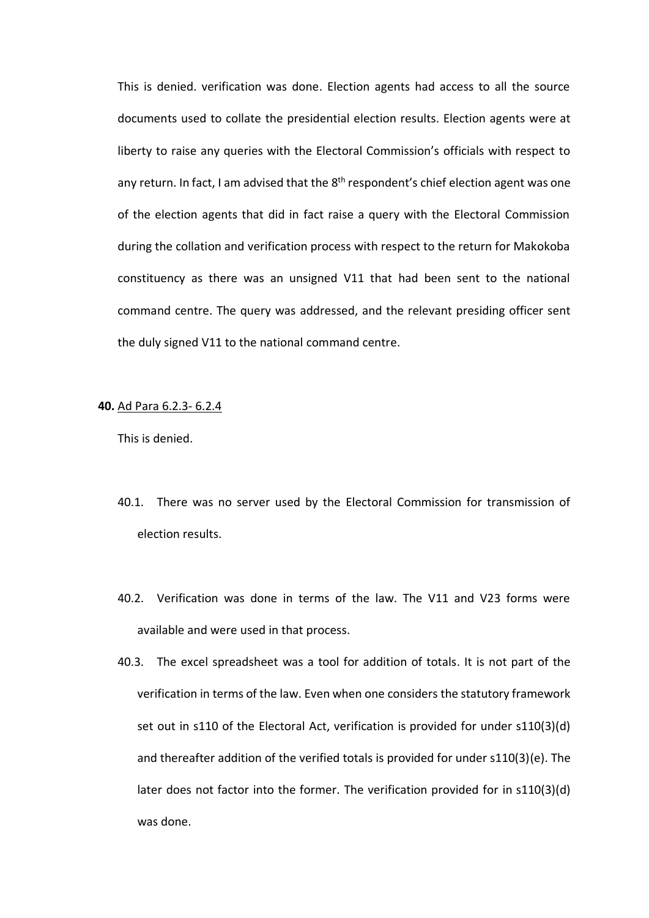This is denied. verification was done. Election agents had access to all the source documents used to collate the presidential election results. Election agents were at liberty to raise any queries with the Electoral Commission's officials with respect to any return. In fact, I am advised that the 8th respondent's chief election agent was one of the election agents that did in fact raise a query with the Electoral Commission during the collation and verification process with respect to the return for Makokoba constituency as there was an unsigned V11 that had been sent to the national command centre. The query was addressed, and the relevant presiding officer sent the duly signed V11 to the national command centre.

**40.** <u>Ad Para 6.2.3- 6.2.4</u>

This is denied.

40.1. There was no server used by the Electoral Commission for transmission of election results.

40.2. Verification was done in terms of the law. The V11 and V23 forms were available and were used in that process.

40.3. The excel spreadsheet was a tool for addition of totals. It is not part of the verification in terms of the law. Even when one considers the statutory framework set out in s110 of the Electoral Act, verification is provided for under s110(3)(d) and thereafter addition of the verified totals is provided for under s110(3)(e). The later does not factor into the former. The verification provided for in s110(3)(d) was done.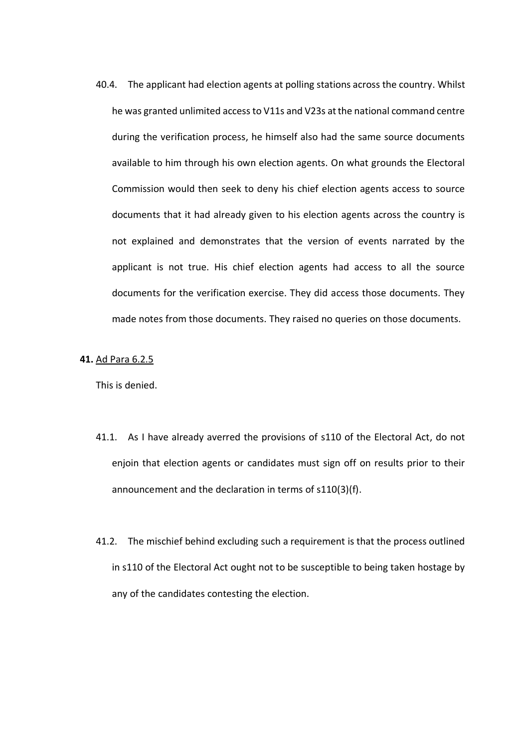40.4. The applicant had election agents at polling stations across the country. Whilst he was granted unlimited access to V11s and V23s at the national command centre during the verification process, he himself also had the same source documents available to him through his own election agents. On what grounds the Electoral Commission would then seek to deny his chief election agents access to source documents that it had already given to his election agents across the country is not explained and demonstrates that the version of events narrated by the applicant is not true. His chief election agents had access to all the source documents for the verification exercise. They did access those documents. They made notes from those documents. They raised no queries on those documents.

**41.** Ad Para 6.2.5

This is denied.

41.1. As I have already averred the provisions of s110 of the Electoral Act, do not enjoin that election agents or candidates must sign off on results prior to their announcement and the declaration in terms of s110(3)(f).

41.2. The mischief behind excluding such a requirement is that the process outlined in s110 of the Electoral Act ought not to be susceptible to being taken hostage by any of the candidates contesting the election.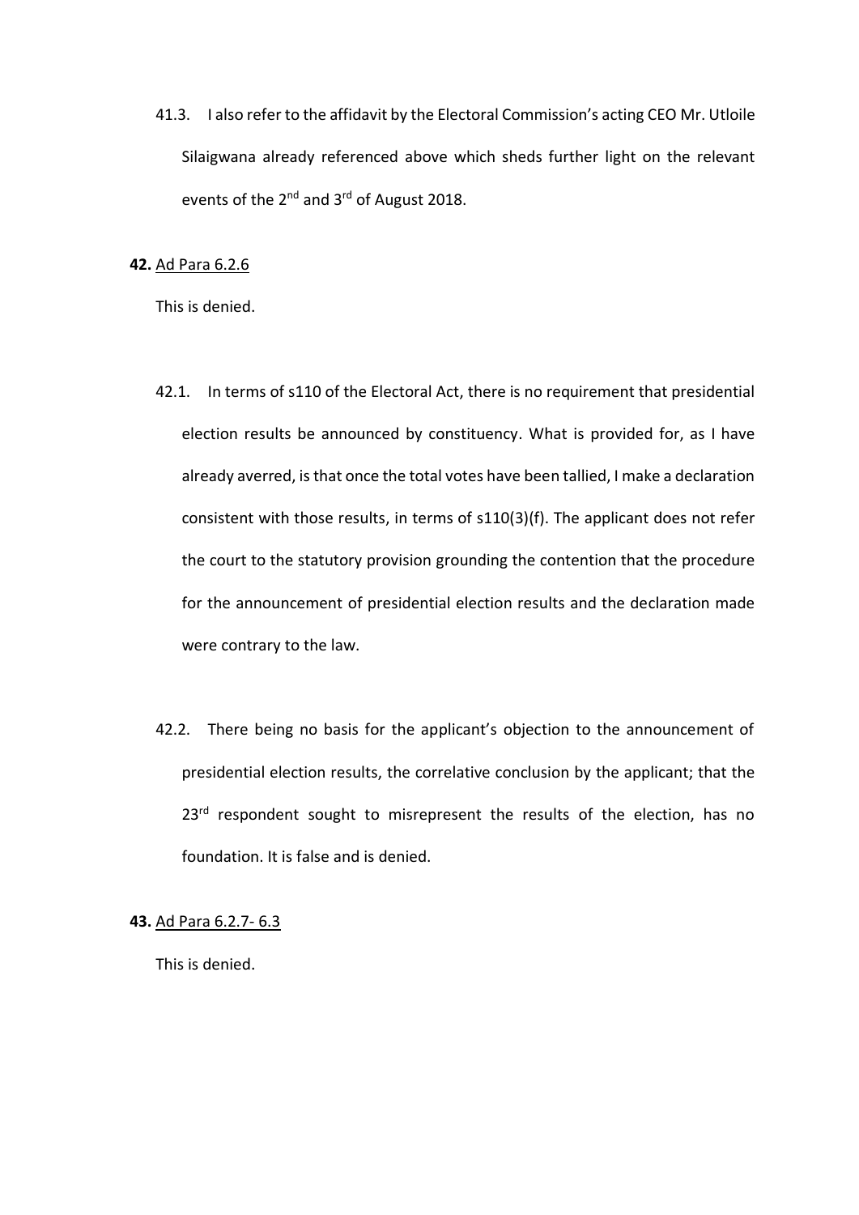41.3. I also refer to the affidavit by the Electoral Commission's acting CEO Mr. Utloile Silaigwana already referenced above which sheds further light on the relevant events of the 2nd and 3rd of August 2018.

**42.** Ad Para 6.2.6

This is denied.

42.1. In terms of s110 of the Electoral Act, there is no requirement that presidential election results be announced by constituency. What is provided for, as I have already averred, is that once the total votes have been tallied, I make a declaration consistent with those results, in terms of s110(3)(f). The applicant does not refer the court to the statutory provision grounding the contention that the procedure for the announcement of presidential election results and the declaration made were contrary to the law.

42.2. There being no basis for the applicant's objection to the announcement of presidential election results, the correlative conclusion by the applicant; that the 23rd respondent sought to misrepresent the results of the election, has no foundation. It is false and is denied.

**43.** Ad Para 6.2.7- 6.3

This is denied.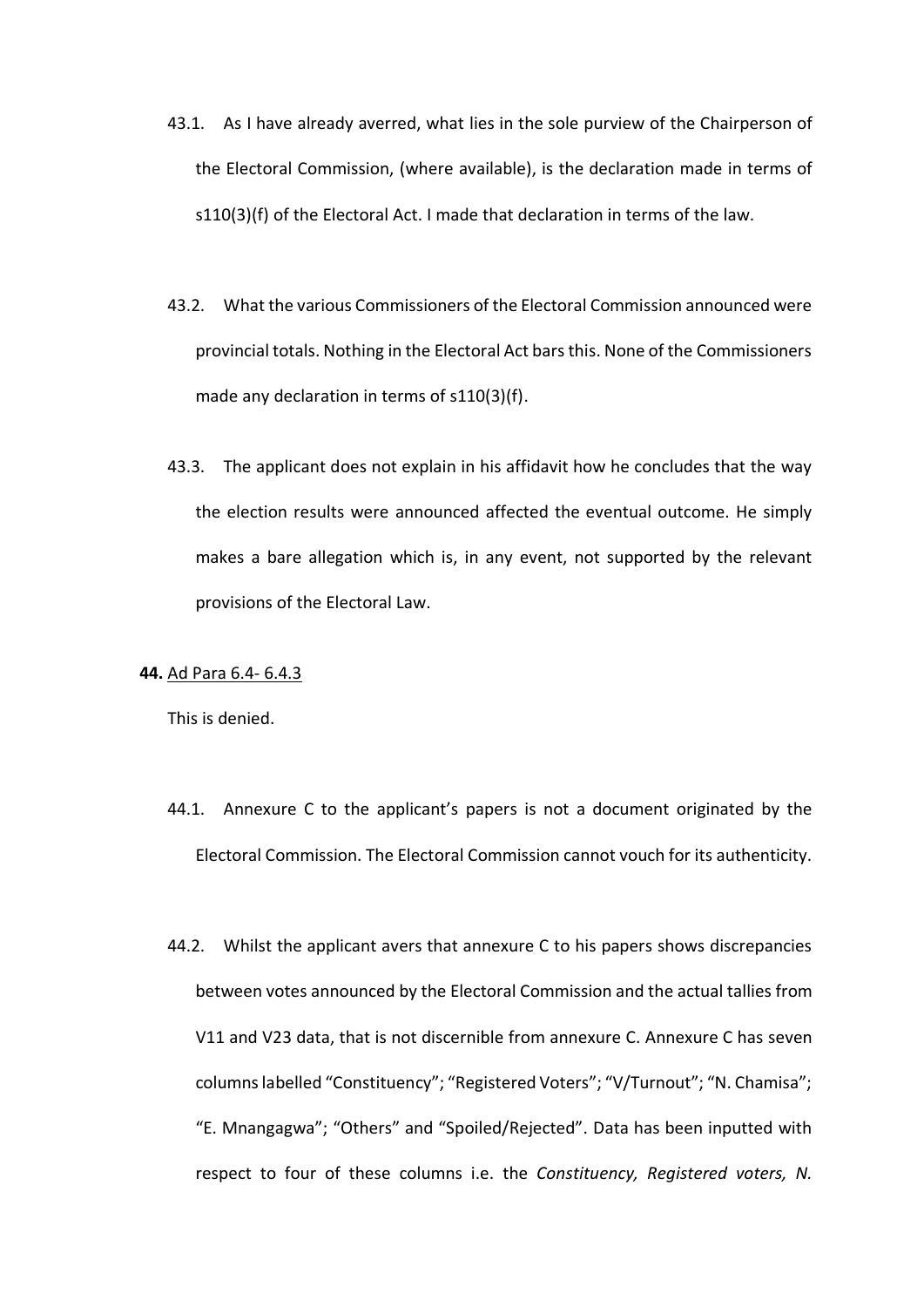43.1. As I have already averred, what lies in the sole purview of the Chairperson of the Electoral Commission, (where available), is the declaration made in terms of s110(3)(f) of the Electoral Act. I made that declaration in terms of the law.

43.2. What the various Commissioners of the Electoral Commission announced were provincial totals. Nothing in the Electoral Act bars this. None of the Commissioners made any declaration in terms of s110(3)(f).

43.3. The applicant does not explain in his affidavit how he concludes that the way the election results were announced affected the eventual outcome. He simply makes a bare allegation which is, in any event, not supported by the relevant provisions of the Electoral Law.

**44.** Ad Para 6.4- 6.4.3

This is denied.

44.1. Annexure C to the applicant's papers is not a document originated by the Electoral Commission. The Electoral Commission cannot vouch for its authenticity.

44.2. Whilst the applicant avers that annexure C to his papers shows discrepancies between votes announced by the Electoral Commission and the actual tallies from V11 and V23 data, that is not discernible from annexure C. Annexure C has seven columns labelled "Constituency"; "Registered Voters"; "V/Turnout"; "N. Chamisa"; "E. Mnangagwa"; "Others" and "Spoiled/Rejected". Data has been inputted with respect to four of these columns i.e. the *Constituency, Registered voters, N.*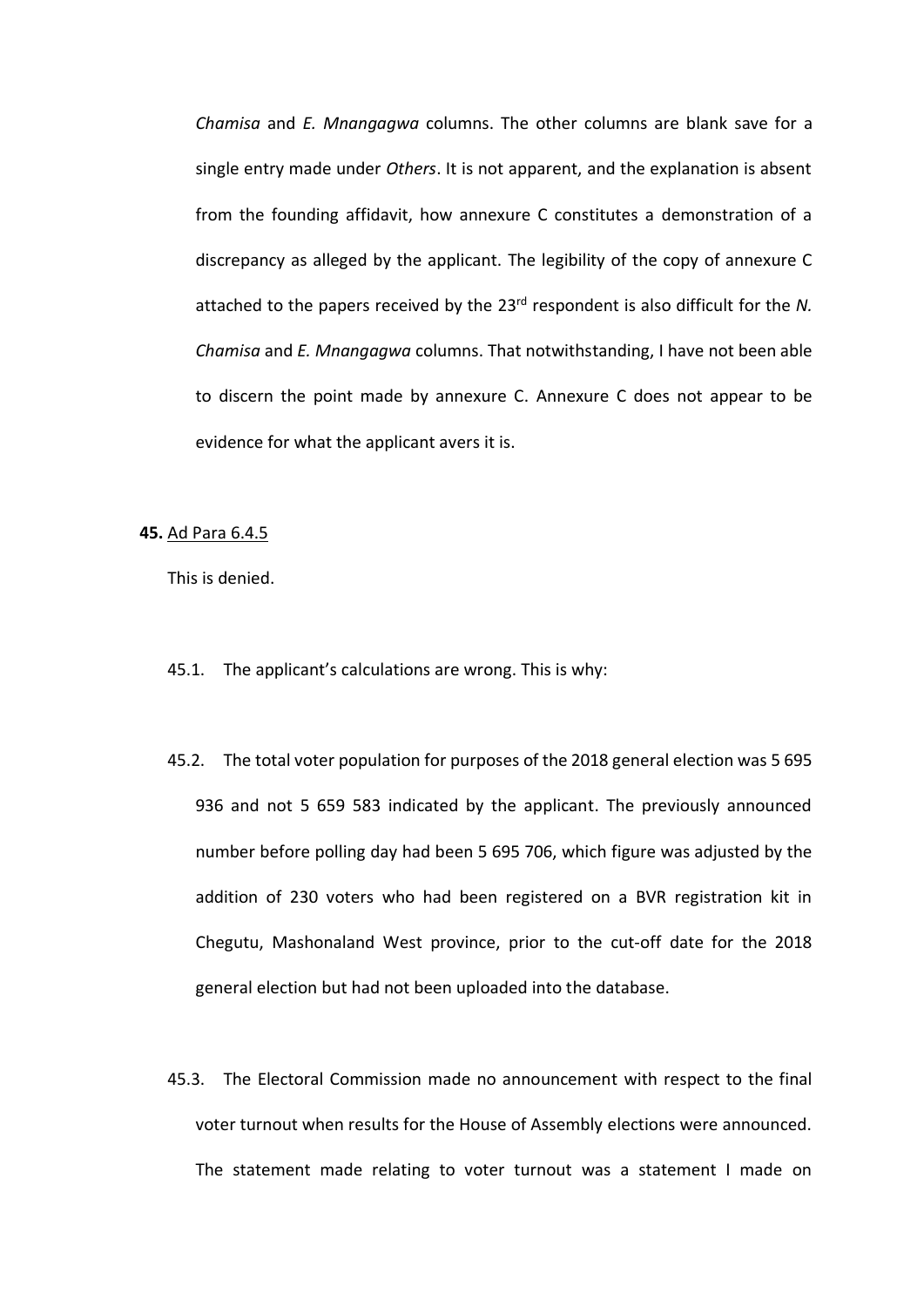*Chamisa* and *E. Mnangagwa* columns. The other columns are blank save for a single entry made under *Others*. It is not apparent, and the explanation is absent from the founding affidavit, how annexure C constitutes a demonstration of a discrepancy as alleged by the applicant. The legibility of the copy of annexure C attached to the papers received by the 23rd respondent is also difficult for the *N. Chamisa* and *E. Mnangagwa* columns. That notwithstanding, I have not been able to discern the point made by annexure C. Annexure C does not appear to be evidence for what the applicant avers it is.

**45.** Ad Para 6.4.5

This is denied.

45.1. The applicant's calculations are wrong. This is why:

45.2. The total voter population for purposes of the 2018 general election was 5 695 936 and not 5 659 583 indicated by the applicant. The previously announced number before polling day had been 5 695 706, which figure was adjusted by the addition of 230 voters who had been registered on a BVR registration kit in Chegutu, Mashonaland West province, prior to the cut-off date for the 2018 general election but had not been uploaded into the database.

45.3. The Electoral Commission made no announcement with respect to the final voter turnout when results for the House of Assembly elections were announced. The statement made relating to voter turnout was a statement I made on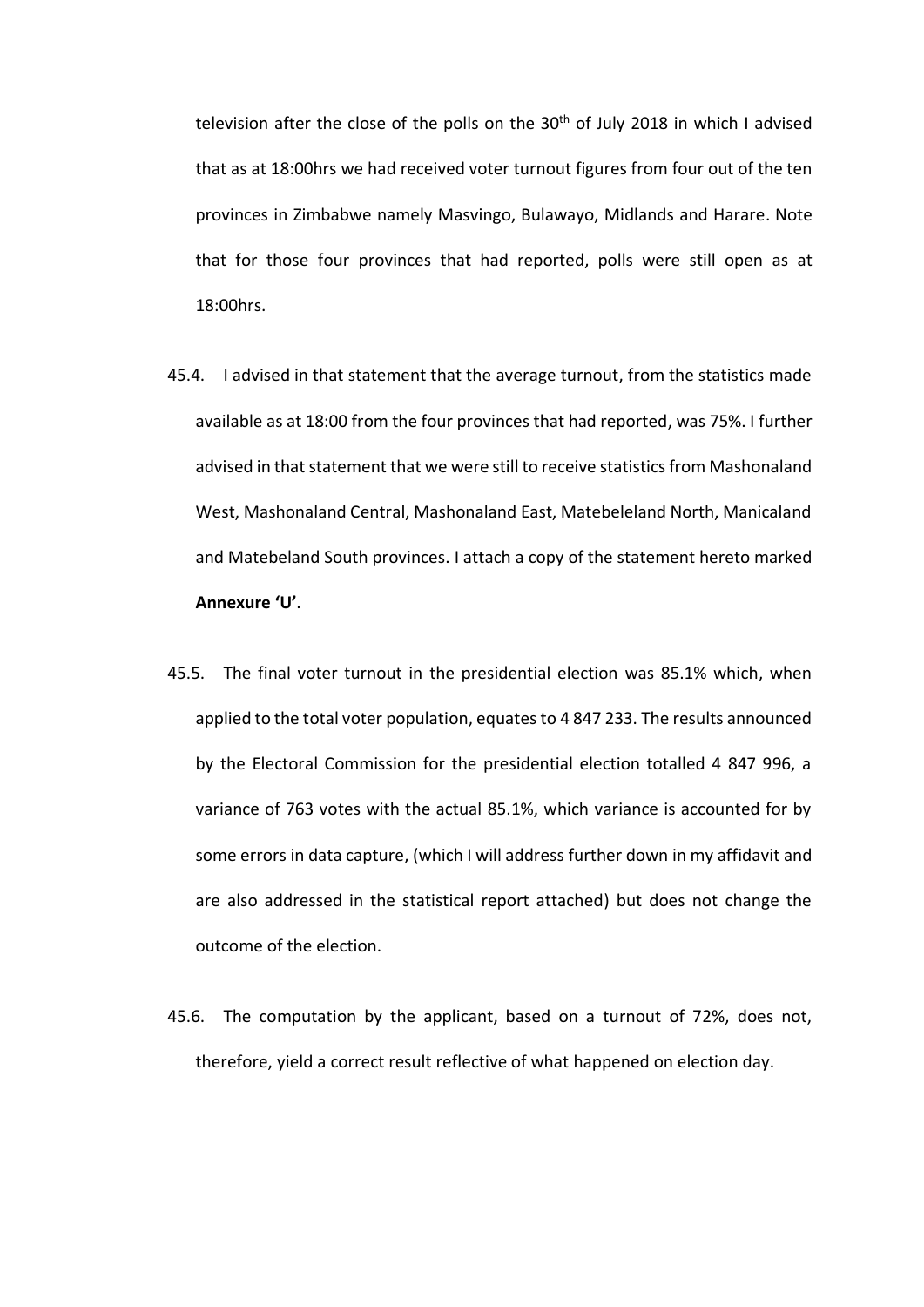television after the close of the polls on the 30th of July 2018 in which I advised that as at 18:00hrs we had received voter turnout figures from four out of the ten provinces in Zimbabwe namely Masvingo, Bulawayo, Midlands and Harare. Note that for those four provinces that had reported, polls were still open as at 18:00hrs.

45.4. I advised in that statement that the average turnout, from the statistics made available as at 18:00 from the four provinces that had reported, was 75%. I further advised in that statement that we were still to receive statistics from Mashonaland West, Mashonaland Central, Mashonaland East, Matebeleland North, Manicaland and Matebeland South provinces. I attach a copy of the statement hereto marked **Annexure 'U'**.

45.5. The final voter turnout in the presidential election was 85.1% which, when applied to the total voter population, equates to 4 847 233. The results announced by the Electoral Commission for the presidential election totalled 4 847 996, a variance of 763 votes with the actual 85.1%, which variance is accounted for by some errors in data capture, (which I will address further down in my affidavit and are also addressed in the statistical report attached) but does not change the outcome of the election.

45.6. The computation by the applicant, based on a turnout of 72%, does not, therefore, yield a correct result reflective of what happened on election day.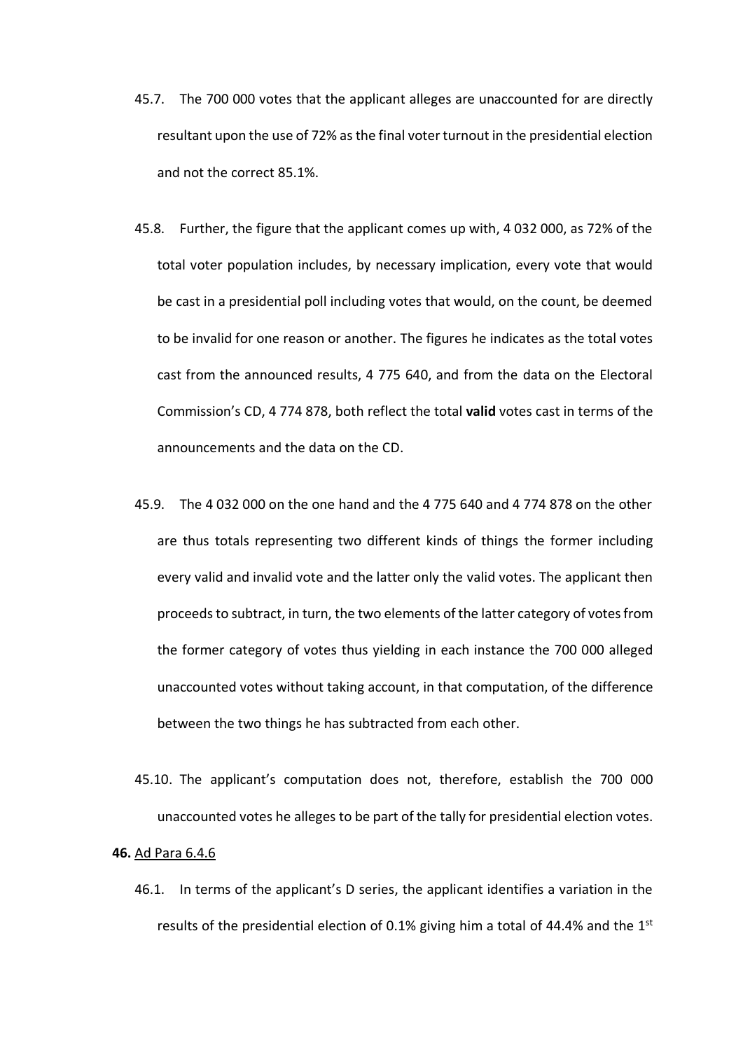45.7. The 700 000 votes that the applicant alleges are unaccounted for are directly resultant upon the use of 72% as the final voter turnout in the presidential election and not the correct 85.1%.

45.8. Further, the figure that the applicant comes up with, 4 032 000, as 72% of the total voter population includes, by necessary implication, every vote that would be cast in a presidential poll including votes that would, on the count, be deemed to be invalid for one reason or another. The figures he indicates as the total votes cast from the announced results, 4 775 640, and from the data on the Electoral Commission's CD, 4 774 878, both reflect the total **valid** votes cast in terms of the announcements and the data on the CD.

45.9. The 4 032 000 on the one hand and the 4 775 640 and 4 774 878 on the other are thus totals representing two different kinds of things the former including every valid and invalid vote and the latter only the valid votes. The applicant then proceeds to subtract, in turn, the two elements of the latter category of votes from the former category of votes thus yielding in each instance the 700 000 alleged unaccounted votes without taking account, in that computation, of the difference between the two things he has subtracted from each other.

45.10. The applicant's computation does not, therefore, establish the 700 000 unaccounted votes he alleges to be part of the tally for presidential election votes.

**46.** Ad Para 6.4.6

46.1. In terms of the applicant's D series, the applicant identifies a variation in the results of the presidential election of 0.1% giving him a total of 44.4% and the 1st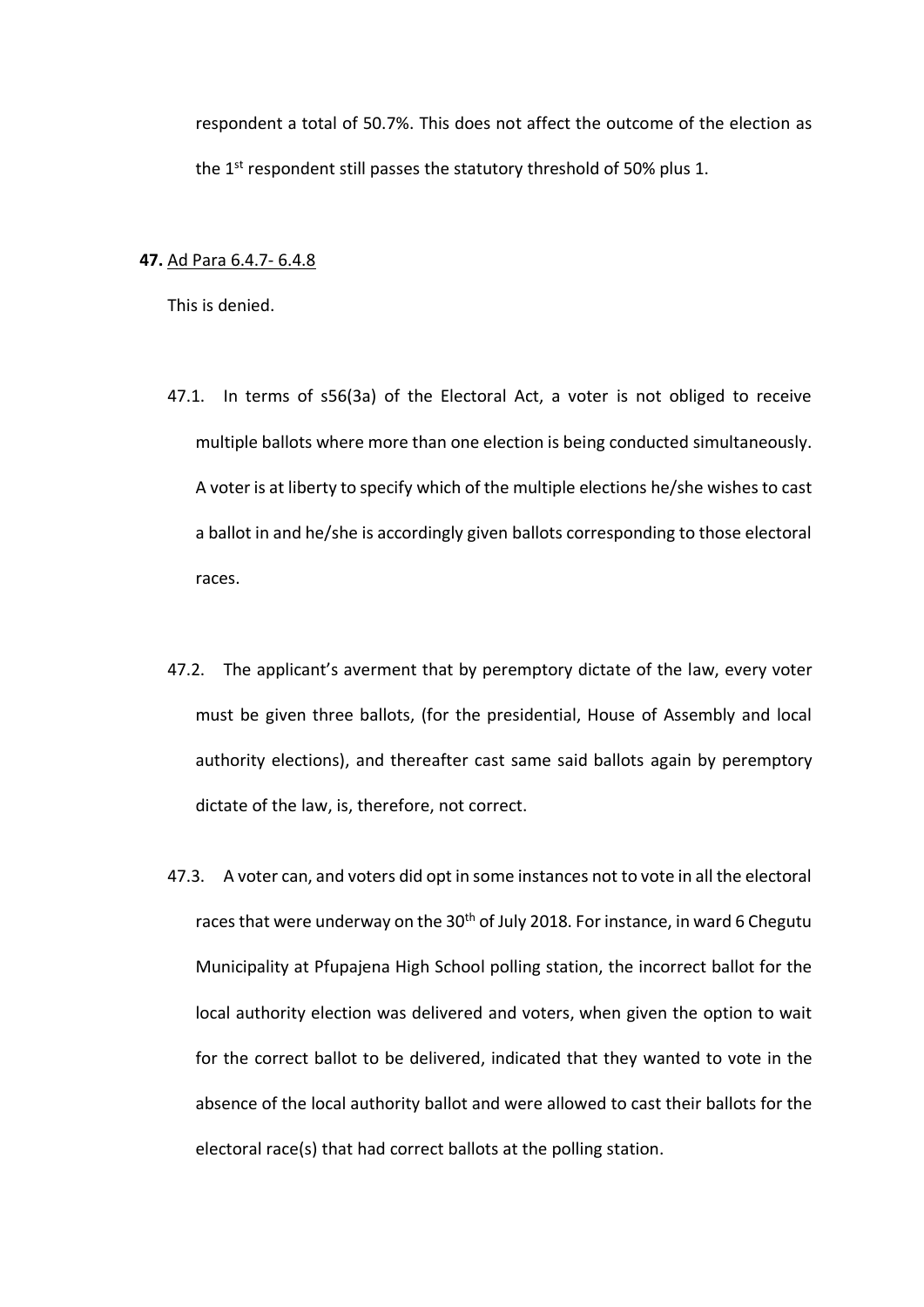respondent a total of 50.7%. This does not affect the outcome of the election as the 1st respondent still passes the statutory threshold of 50% plus 1.

**47.** Ad Para 6.4.7- 6.4.8

This is denied.

47.1. In terms of s56(3a) of the Electoral Act, a voter is not obliged to receive multiple ballots where more than one election is being conducted simultaneously. A voter is at liberty to specify which of the multiple elections he/she wishes to cast a ballot in and he/she is accordingly given ballots corresponding to those electoral races.

47.2. The applicant's averment that by peremptory dictate of the law, every voter must be given three ballots, (for the presidential, House of Assembly and local authority elections), and thereafter cast same said ballots again by peremptory dictate of the law, is, therefore, not correct.

47.3. A voter can, and voters did opt in some instances not to vote in all the electoral races that were underway on the 30th of July 2018. For instance, in ward 6 Chegutu Municipality at Pfupajena High School polling station, the incorrect ballot for the local authority election was delivered and voters, when given the option to wait for the correct ballot to be delivered, indicated that they wanted to vote in the absence of the local authority ballot and were allowed to cast their ballots for the electoral race(s) that had correct ballots at the polling station.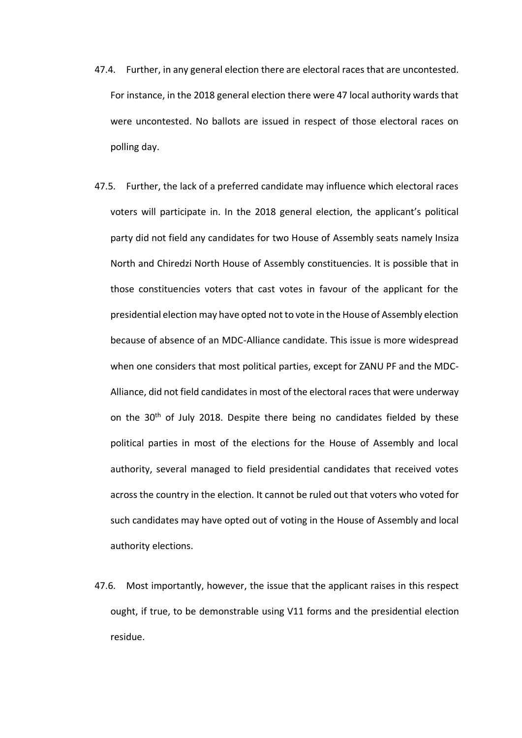47.4. Further, in any general election there are electoral races that are uncontested. For instance, in the 2018 general election there were 47 local authority wards that were uncontested. No ballots are issued in respect of those electoral races on polling day.

47.5. Further, the lack of a preferred candidate may influence which electoral races voters will participate in. In the 2018 general election, the applicant's political party did not field any candidates for two House of Assembly seats namely Insiza North and Chiredzi North House of Assembly constituencies. It is possible that in those constituencies voters that cast votes in favour of the applicant for the presidential election may have opted not to vote in the House of Assembly election because of absence of an MDC-Alliance candidate. This issue is more widespread when one considers that most political parties, except for ZANU PF and the MDC-Alliance, did not field candidates in most of the electoral races that were underway on the 30th of July 2018. Despite there being no candidates fielded by these political parties in most of the elections for the House of Assembly and local authority, several managed to field presidential candidates that received votes across the country in the election. It cannot be ruled out that voters who voted for such candidates may have opted out of voting in the House of Assembly and local authority elections.

47.6. Most importantly, however, the issue that the applicant raises in this respect ought, if true, to be demonstrable using V11 forms and the presidential election residue.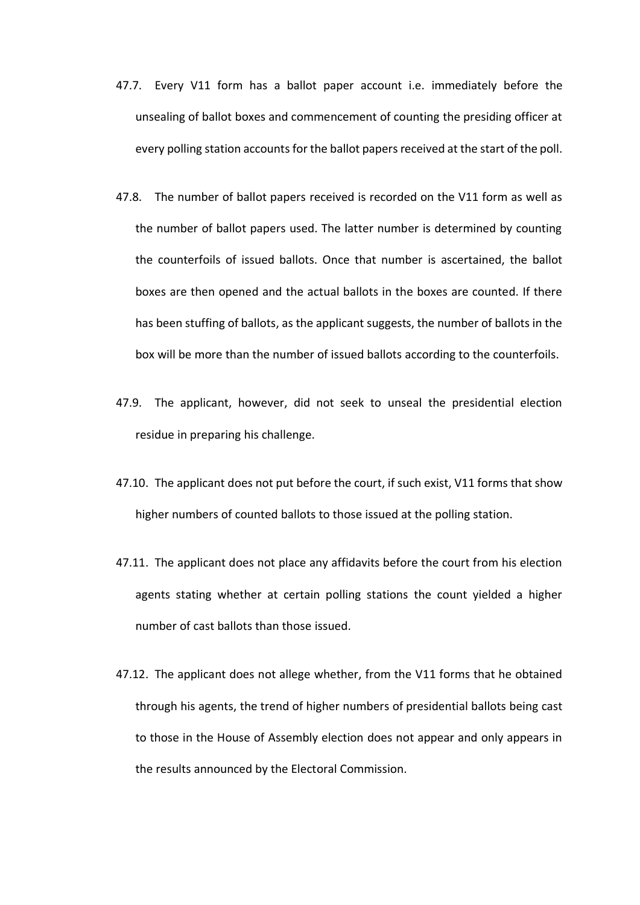47.7. Every V11 form has a ballot paper account i.e. immediately before the unsealing of ballot boxes and commencement of counting the presiding officer at every polling station accounts for the ballot papers received at the start of the poll.

47.8. The number of ballot papers received is recorded on the V11 form as well as the number of ballot papers used. The latter number is determined by counting the counterfoils of issued ballots. Once that number is ascertained, the ballot boxes are then opened and the actual ballots in the boxes are counted. If there has been stuffing of ballots, as the applicant suggests, the number of ballots in the box will be more than the number of issued ballots according to the counterfoils.

47.9. The applicant, however, did not seek to unseal the presidential election residue in preparing his challenge.

47.10. The applicant does not put before the court, if such exist, V11 forms that show higher numbers of counted ballots to those issued at the polling station.

47.11. The applicant does not place any affidavits before the court from his election agents stating whether at certain polling stations the count yielded a higher number of cast ballots than those issued.

47.12. The applicant does not allege whether, from the V11 forms that he obtained through his agents, the trend of higher numbers of presidential ballots being cast to those in the House of Assembly election does not appear and only appears in the results announced by the Electoral Commission.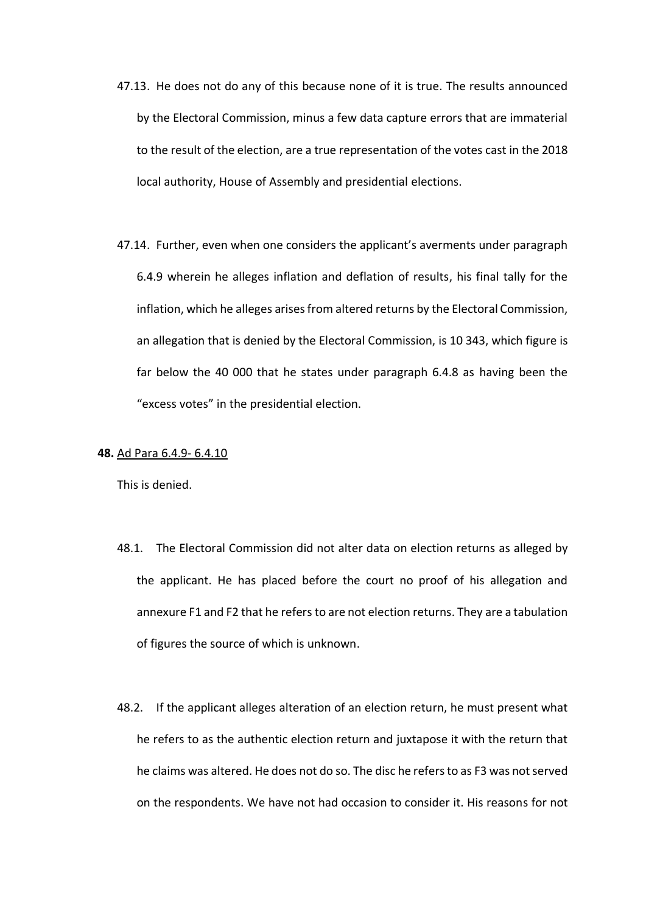47.13. He does not do any of this because none of it is true. The results announced by the Electoral Commission, minus a few data capture errors that are immaterial to the result of the election, are a true representation of the votes cast in the 2018 local authority, House of Assembly and presidential elections.

47.14. Further, even when one considers the applicant's averments under paragraph 6.4.9 wherein he alleges inflation and deflation of results, his final tally for the inflation, which he alleges arises from altered returns by the Electoral Commission, an allegation that is denied by the Electoral Commission, is 10 343, which figure is far below the 40 000 that he states under paragraph 6.4.8 as having been the "excess votes" in the presidential election.

**48.** Ad Para 6.4.9- 6.4.10

This is denied.

48.1. The Electoral Commission did not alter data on election returns as alleged by the applicant. He has placed before the court no proof of his allegation and annexure F1 and F2 that he refers to are not election returns. They are a tabulation of figures the source of which is unknown.

48.2. If the applicant alleges alteration of an election return, he must present what he refers to as the authentic election return and juxtapose it with the return that he claims was altered. He does not do so. The disc he refers to as F3 was not served on the respondents. We have not had occasion to consider it. His reasons for not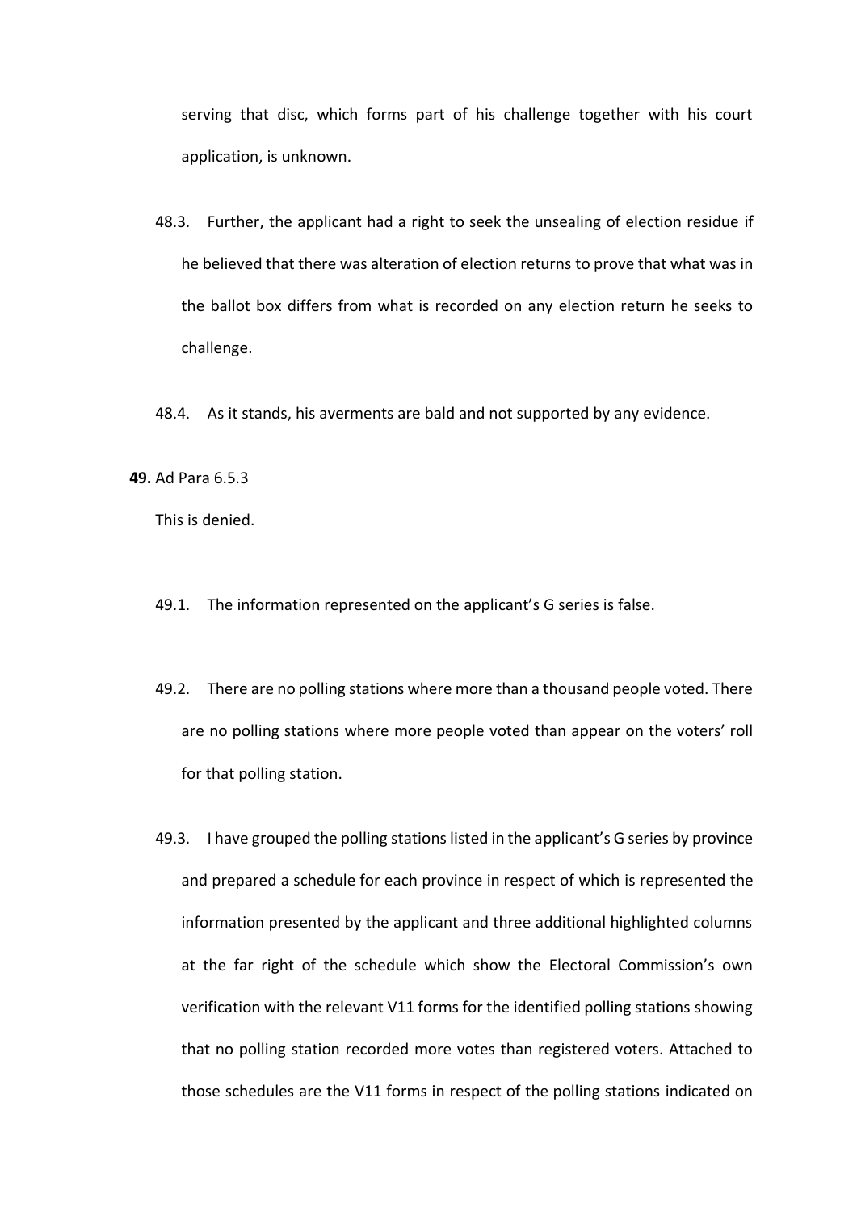serving that disc, which forms part of his challenge together with his court application, is unknown.

48.3. Further, the applicant had a right to seek the unsealing of election residue if he believed that there was alteration of election returns to prove that what was in the ballot box differs from what is recorded on any election return he seeks to challenge.

48.4. As it stands, his averments are bald and not supported by any evidence.

**49.** Ad Para 6.5.3

This is denied.

49.1. The information represented on the applicant's G series is false.

49.2. There are no polling stations where more than a thousand people voted. There are no polling stations where more people voted than appear on the voters' roll for that polling station.

49.3. I have grouped the polling stations listed in the applicant's G series by province and prepared a schedule for each province in respect of which is represented the information presented by the applicant and three additional highlighted columns at the far right of the schedule which show the Electoral Commission's own verification with the relevant V11 forms for the identified polling stations showing that no polling station recorded more votes than registered voters. Attached to those schedules are the V11 forms in respect of the polling stations indicated on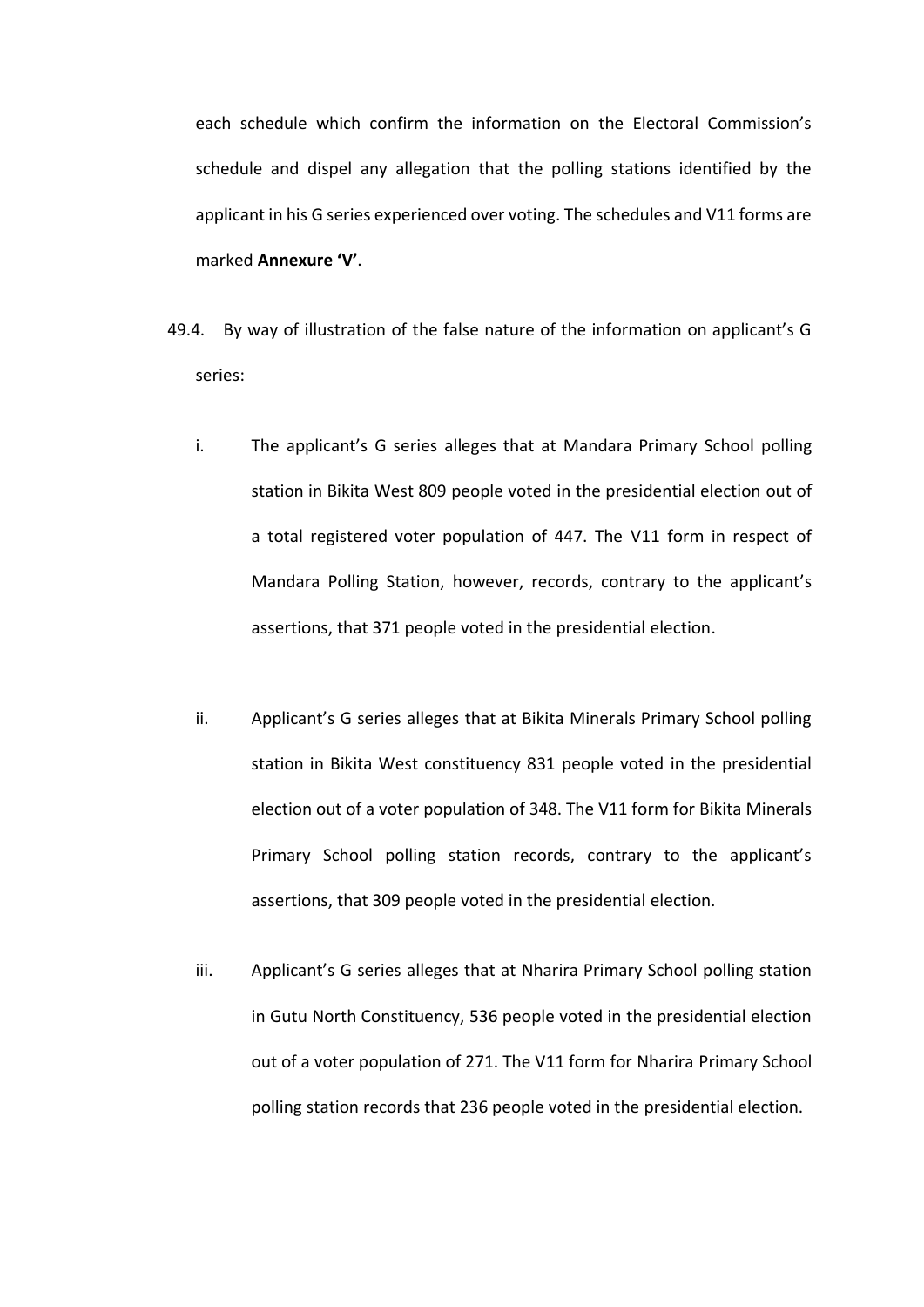each schedule which confirm the information on the Electoral Commission's schedule and dispel any allegation that the polling stations identified by the applicant in his G series experienced over voting. The schedules and V11 forms are marked **Annexure 'V'**.

49.4. By way of illustration of the false nature of the information on applicant's G series:

i. The applicant's G series alleges that at Mandara Primary School polling station in Bikita West 809 people voted in the presidential election out of a total registered voter population of 447. The V11 form in respect of Mandara Polling Station, however, records, contrary to the applicant's assertions, that 371 people voted in the presidential election.

ii. Applicant's G series alleges that at Bikita Minerals Primary School polling station in Bikita West constituency 831 people voted in the presidential election out of a voter population of 348. The V11 form for Bikita Minerals Primary School polling station records, contrary to the applicant's assertions, that 309 people voted in the presidential election.

iii. Applicant's G series alleges that at Nharira Primary School polling station in Gutu North Constituency, 536 people voted in the presidential election out of a voter population of 271. The V11 form for Nharira Primary School polling station records that 236 people voted in the presidential election.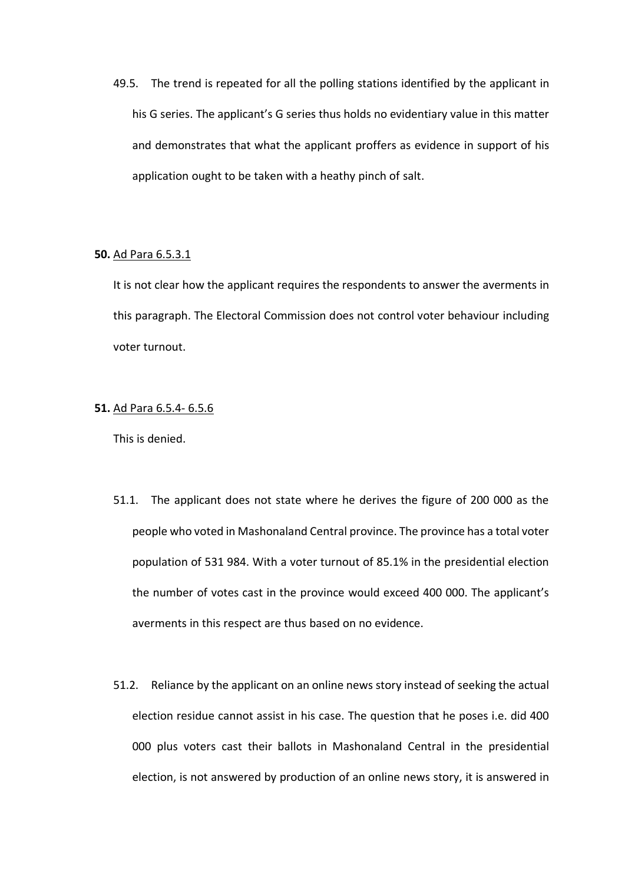49.5. The trend is repeated for all the polling stations identified by the applicant in his G series. The applicant's G series thus holds no evidentiary value in this matter and demonstrates that what the applicant proffers as evidence in support of his application ought to be taken with a heathy pinch of salt.

**50.** <u>Ad Para 6.5.3.1</u>

It is not clear how the applicant requires the respondents to answer the averments in this paragraph. The Electoral Commission does not control voter behaviour including voter turnout.

**51.** <u>Ad Para 6.5.4- 6.5.6</u>

This is denied.

51.1. The applicant does not state where he derives the figure of 200 000 as the people who voted in Mashonaland Central province. The province has a total voter population of 531 984. With a voter turnout of 85.1% in the presidential election the number of votes cast in the province would exceed 400 000. The applicant's averments in this respect are thus based on no evidence.

51.2. Reliance by the applicant on an online news story instead of seeking the actual election residue cannot assist in his case. The question that he poses i.e. did 400 000 plus voters cast their ballots in Mashonaland Central in the presidential election, is not answered by production of an online news story, it is answered in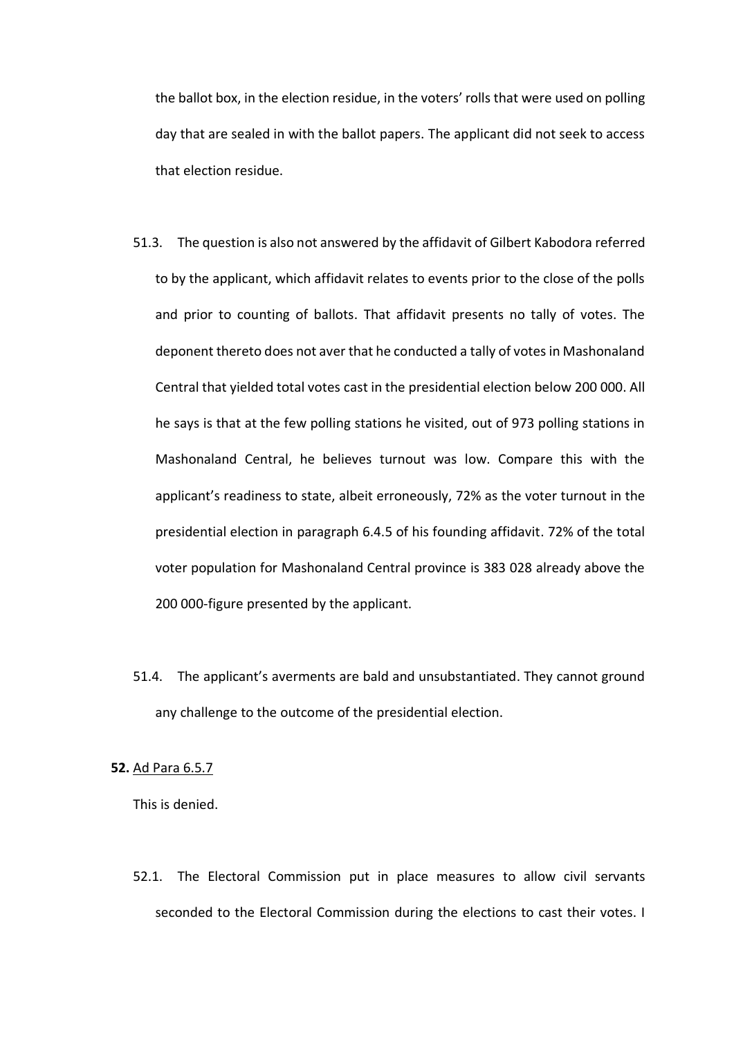the ballot box, in the election residue, in the voters' rolls that were used on polling day that are sealed in with the ballot papers. The applicant did not seek to access that election residue.

51.3. The question is also not answered by the affidavit of Gilbert Kabodora referred to by the applicant, which affidavit relates to events prior to the close of the polls and prior to counting of ballots. That affidavit presents no tally of votes. The deponent thereto does not aver that he conducted a tally of votes in Mashonaland Central that yielded total votes cast in the presidential election below 200 000. All he says is that at the few polling stations he visited, out of 973 polling stations in Mashonaland Central, he believes turnout was low. Compare this with the applicant's readiness to state, albeit erroneously, 72% as the voter turnout in the presidential election in paragraph 6.4.5 of his founding affidavit. 72% of the total voter population for Mashonaland Central province is 383 028 already above the 200 000-figure presented by the applicant.

51.4. The applicant's averments are bald and unsubstantiated. They cannot ground any challenge to the outcome of the presidential election.

**52.** Ad Para 6.5.7

This is denied.

52.1. The Electoral Commission put in place measures to allow civil servants seconded to the Electoral Commission during the elections to cast their votes. I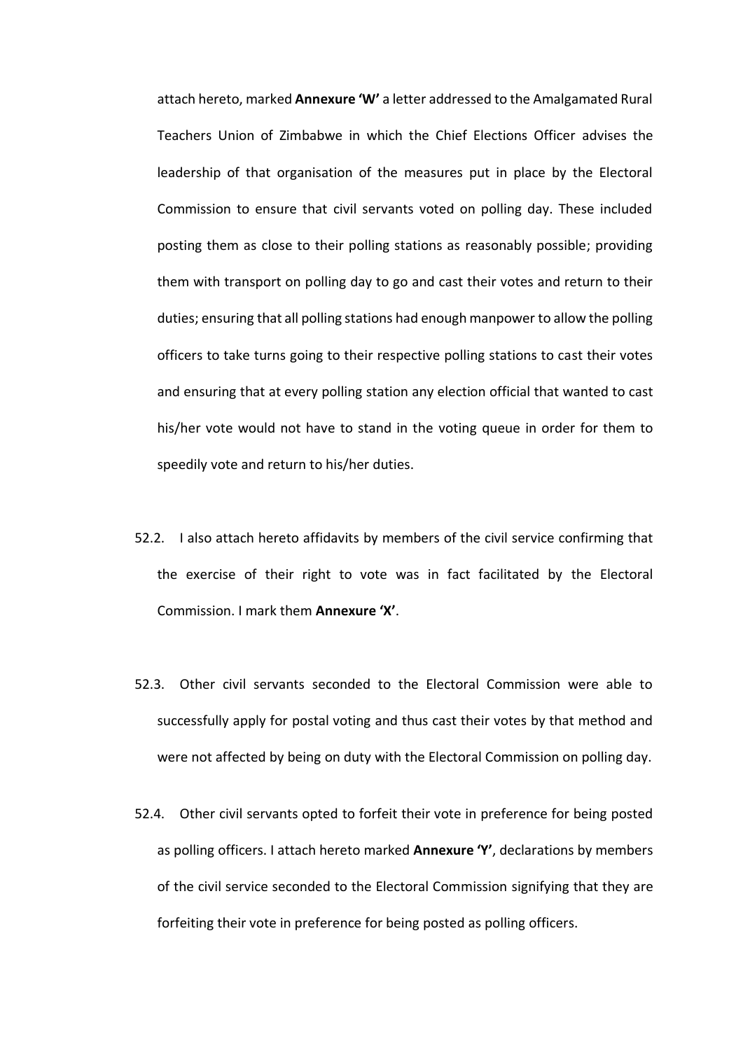attach hereto, marked **Annexure 'W'** a letter addressed to the Amalgamated Rural Teachers Union of Zimbabwe in which the Chief Elections Officer advises the leadership of that organisation of the measures put in place by the Electoral Commission to ensure that civil servants voted on polling day. These included posting them as close to their polling stations as reasonably possible; providing them with transport on polling day to go and cast their votes and return to their duties; ensuring that all polling stations had enough manpower to allow the polling officers to take turns going to their respective polling stations to cast their votes and ensuring that at every polling station any election official that wanted to cast his/her vote would not have to stand in the voting queue in order for them to speedily vote and return to his/her duties.

52.2. I also attach hereto affidavits by members of the civil service confirming that the exercise of their right to vote was in fact facilitated by the Electoral Commission. I mark them **Annexure 'X'**.

52.3. Other civil servants seconded to the Electoral Commission were able to successfully apply for postal voting and thus cast their votes by that method and were not affected by being on duty with the Electoral Commission on polling day.

52.4. Other civil servants opted to forfeit their vote in preference for being posted as polling officers. I attach hereto marked **Annexure 'Y'**, declarations by members of the civil service seconded to the Electoral Commission signifying that they are forfeiting their vote in preference for being posted as polling officers.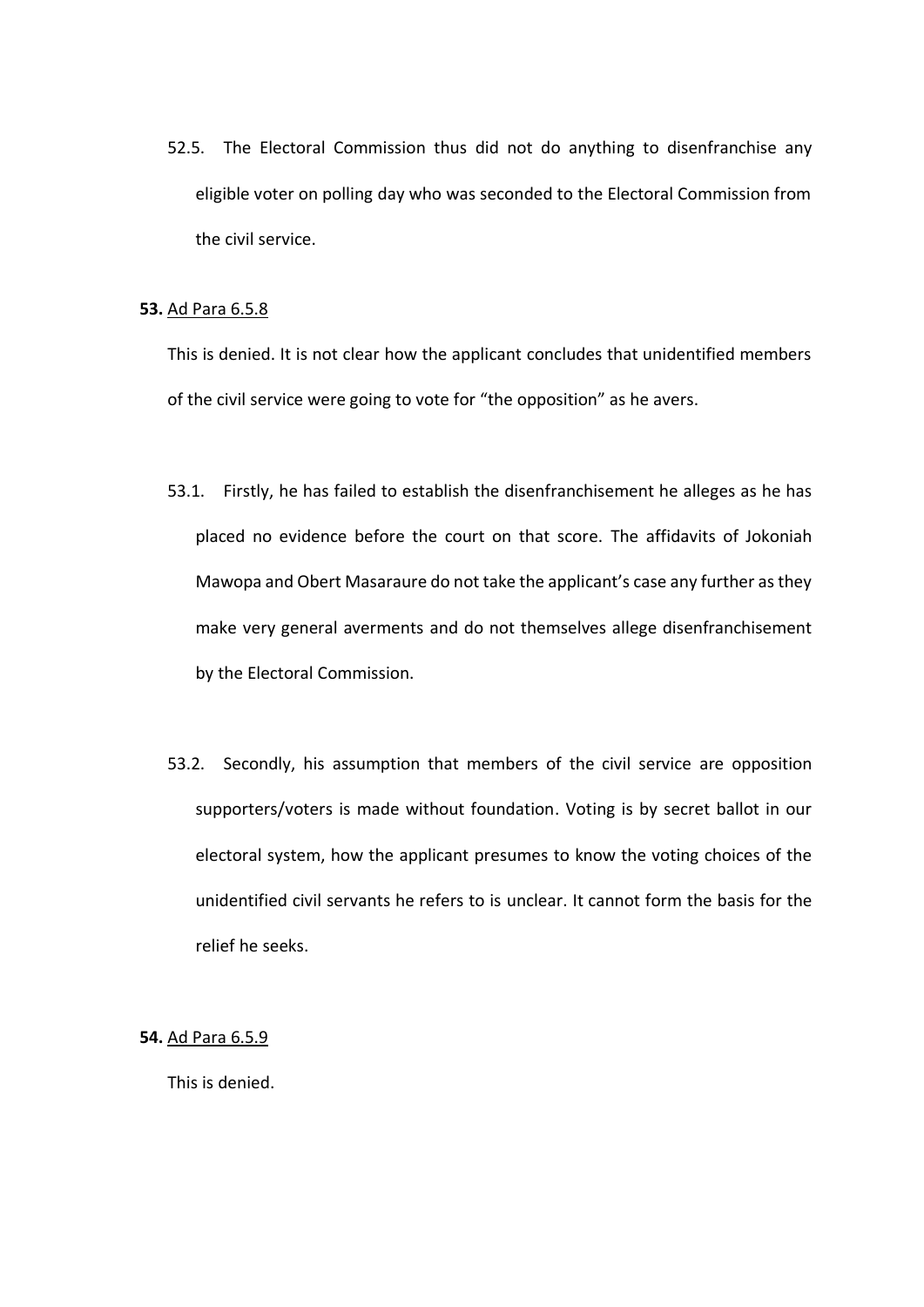52.5. The Electoral Commission thus did not do anything to disenfranchise any eligible voter on polling day who was seconded to the Electoral Commission from the civil service.

**53.** Ad Para 6.5.8

This is denied. It is not clear how the applicant concludes that unidentified members of the civil service were going to vote for "the opposition" as he avers.

53.1. Firstly, he has failed to establish the disenfranchisement he alleges as he has placed no evidence before the court on that score. The affidavits of Jokoniah Mawopa and Obert Masaraure do not take the applicant's case any further as they make very general averments and do not themselves allege disenfranchisement by the Electoral Commission.

53.2. Secondly, his assumption that members of the civil service are opposition supporters/voters is made without foundation. Voting is by secret ballot in our electoral system, how the applicant presumes to know the voting choices of the unidentified civil servants he refers to is unclear. It cannot form the basis for the relief he seeks.

**54.** Ad Para 6.5.9

This is denied.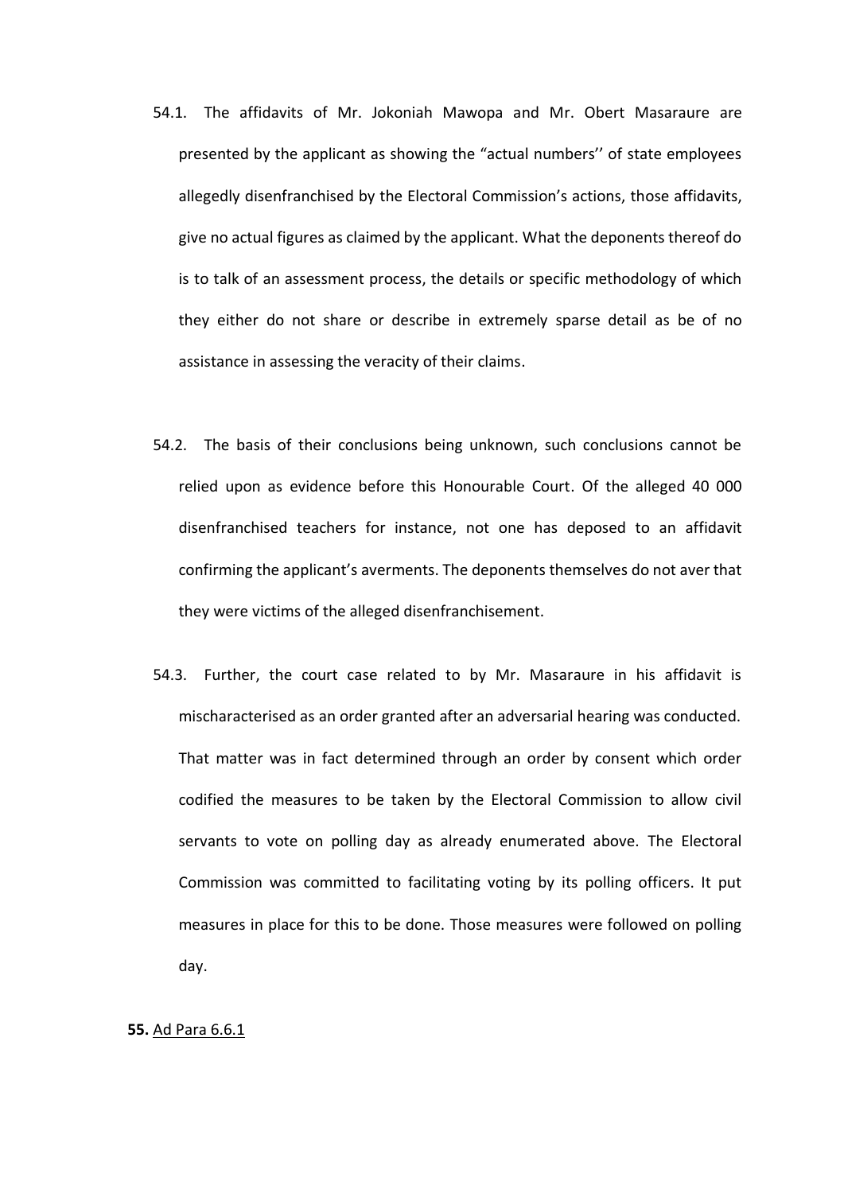54.1. The affidavits of Mr. Jokoniah Mawopa and Mr. Obert Masaraure are presented by the applicant as showing the "actual numbers'' of state employees allegedly disenfranchised by the Electoral Commission's actions, those affidavits, give no actual figures as claimed by the applicant. What the deponents thereof do is to talk of an assessment process, the details or specific methodology of which they either do not share or describe in extremely sparse detail as be of no assistance in assessing the veracity of their claims.

54.2. The basis of their conclusions being unknown, such conclusions cannot be relied upon as evidence before this Honourable Court. Of the alleged 40 000 disenfranchised teachers for instance, not one has deposed to an affidavit confirming the applicant's averments. The deponents themselves do not aver that they were victims of the alleged disenfranchisement.

54.3. Further, the court case related to by Mr. Masaraure in his affidavit is mischaracterised as an order granted after an adversarial hearing was conducted. That matter was in fact determined through an order by consent which order codified the measures to be taken by the Electoral Commission to allow civil servants to vote on polling day as already enumerated above. The Electoral Commission was committed to facilitating voting by its polling officers. It put measures in place for this to be done. Those measures were followed on polling day.

**55.** <u>Ad Para 6.6.1</u>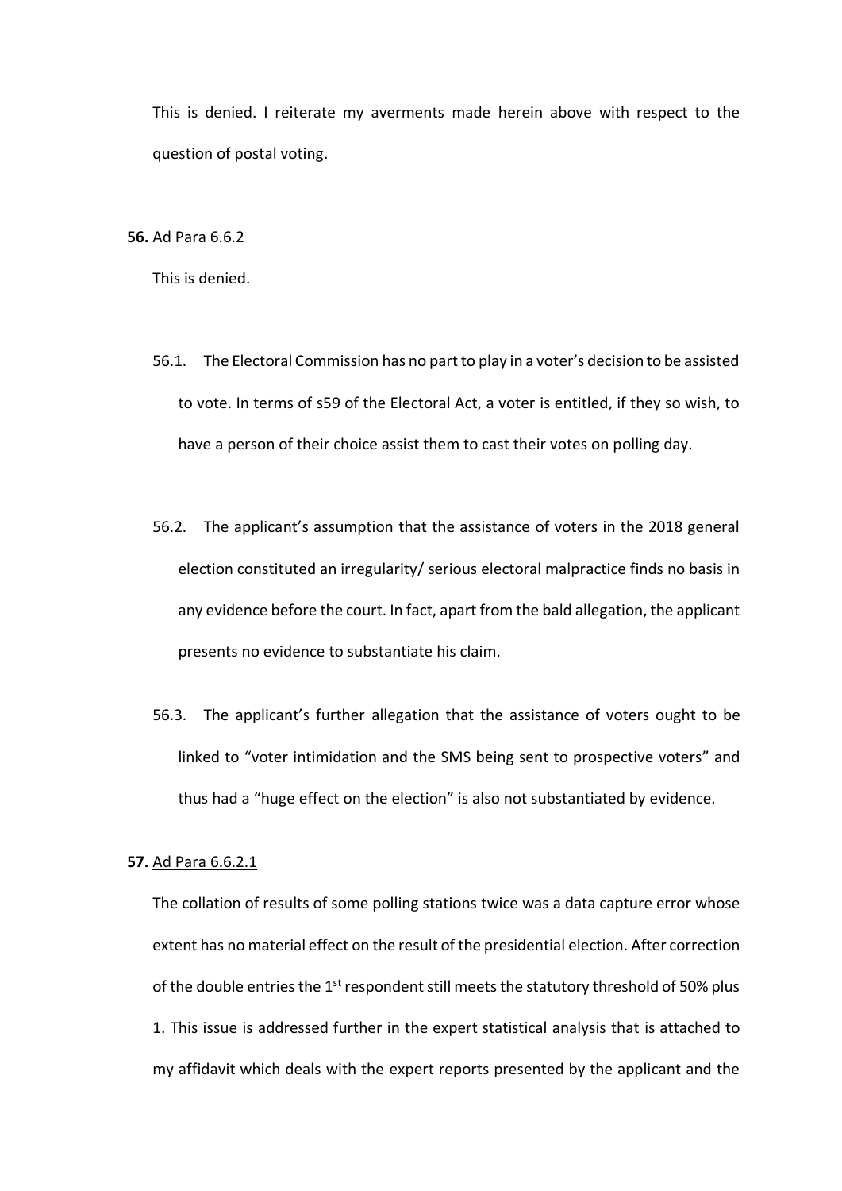This is denied. I reiterate my averments made herein above with respect to the question of postal voting.

**56.** Ad Para 6.6.2

This is denied.

56.1. The Electoral Commission has no part to play in a voter's decision to be assisted to vote. In terms of s59 of the Electoral Act, a voter is entitled, if they so wish, to have a person of their choice assist them to cast their votes on polling day.

56.2. The applicant's assumption that the assistance of voters in the 2018 general election constituted an irregularity/ serious electoral malpractice finds no basis in any evidence before the court. In fact, apart from the bald allegation, the applicant presents no evidence to substantiate his claim.

56.3. The applicant's further allegation that the assistance of voters ought to be linked to "voter intimidation and the SMS being sent to prospective voters" and thus had a "huge effect on the election" is also not substantiated by evidence.

**57.** Ad Para 6.6.2.1

The collation of results of some polling stations twice was a data capture error whose extent has no material effect on the result of the presidential election. After correction of the double entries the 1st respondent still meets the statutory threshold of 50% plus 1. This issue is addressed further in the expert statistical analysis that is attached to my affidavit which deals with the expert reports presented by the applicant and the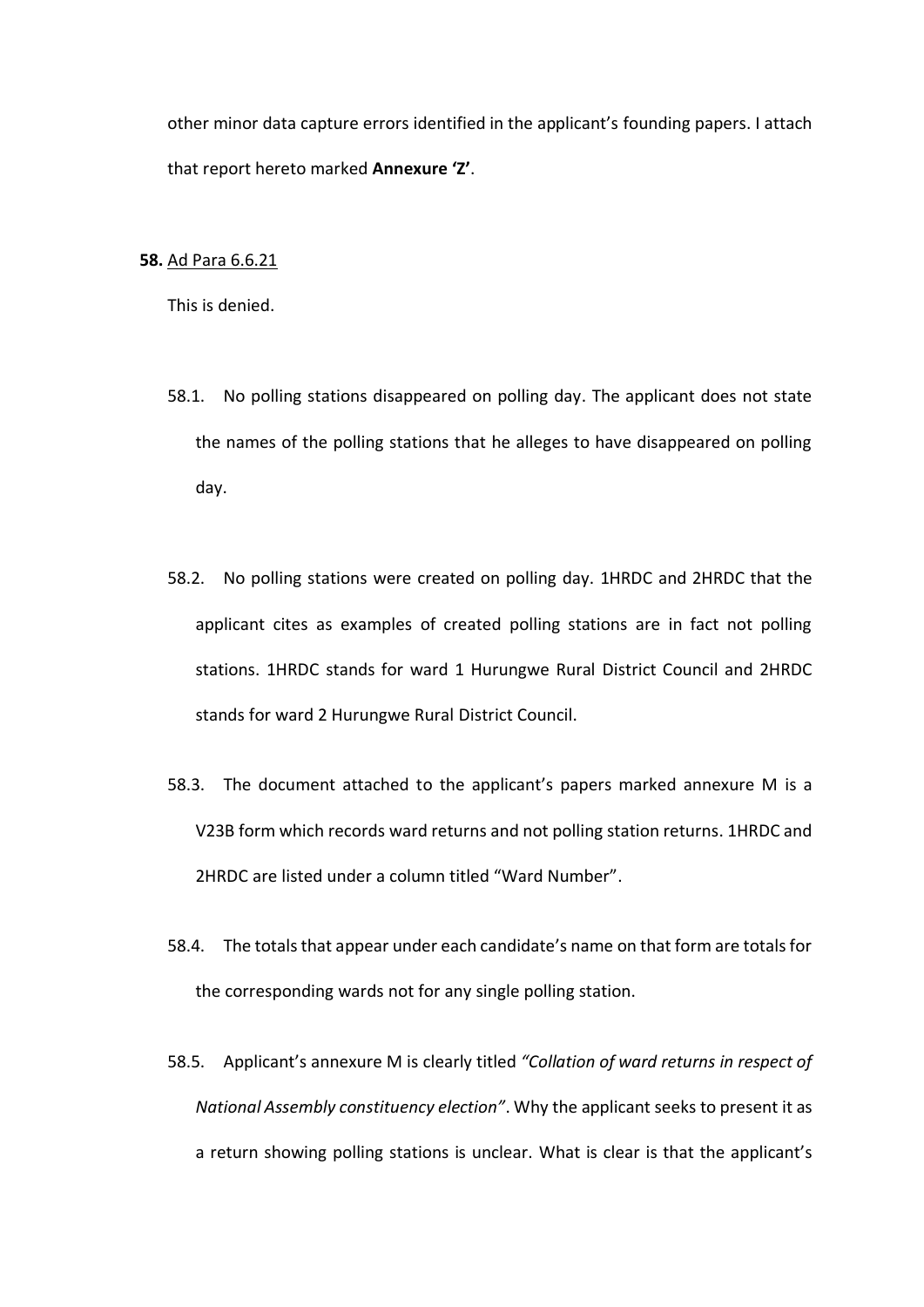other minor data capture errors identified in the applicant's founding papers. I attach that report hereto marked **Annexure 'Z'**.

**58.** Ad Para 6.6.21

This is denied.

58.1. No polling stations disappeared on polling day. The applicant does not state the names of the polling stations that he alleges to have disappeared on polling day.

58.2. No polling stations were created on polling day. 1HRDC and 2HRDC that the applicant cites as examples of created polling stations are in fact not polling stations. 1HRDC stands for ward 1 Hurungwe Rural District Council and 2HRDC stands for ward 2 Hurungwe Rural District Council.

58.3. The document attached to the applicant's papers marked annexure M is a V23B form which records ward returns and not polling station returns. 1HRDC and 2HRDC are listed under a column titled "Ward Number".

58.4. The totals that appear under each candidate's name on that form are totals for the corresponding wards not for any single polling station.

58.5. Applicant's annexure M is clearly titled *"Collation of ward returns in respect of National Assembly constituency election"*. Why the applicant seeks to present it as a return showing polling stations is unclear. What is clear is that the applicant's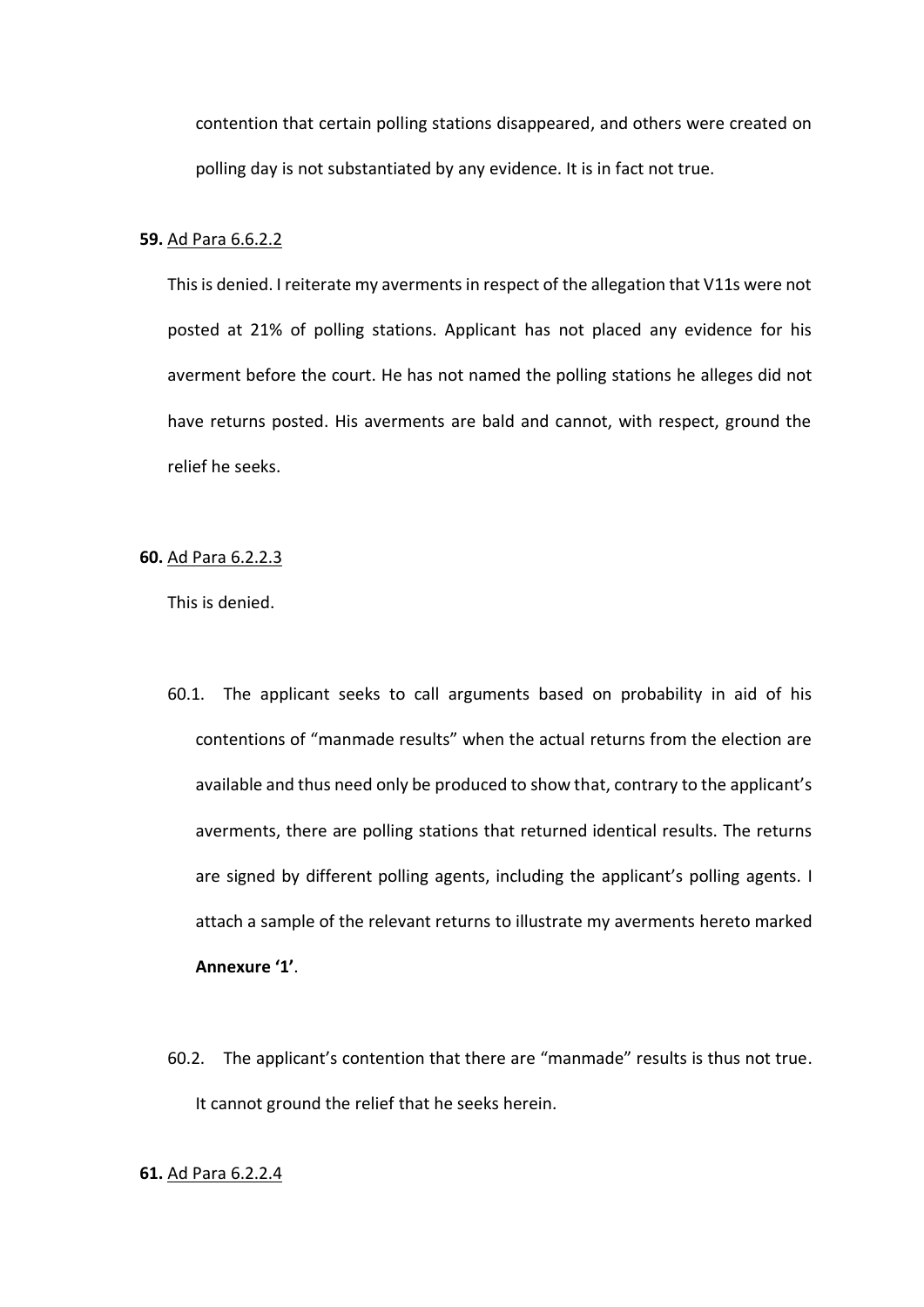contention that certain polling stations disappeared, and others were created on polling day is not substantiated by any evidence. It is in fact not true.

**59.** <u>Ad Para 6.6.2.2</u>

This is denied. I reiterate my averments in respect of the allegation that V11s were not posted at 21% of polling stations. Applicant has not placed any evidence for his averment before the court. He has not named the polling stations he alleges did not have returns posted. His averments are bald and cannot, with respect, ground the relief he seeks.

**60.** <u>Ad Para 6.2.2.3</u>

This is denied.

60.1. The applicant seeks to call arguments based on probability in aid of his contentions of "manmade results" when the actual returns from the election are available and thus need only be produced to show that, contrary to the applicant's averments, there are polling stations that returned identical results. The returns are signed by different polling agents, including the applicant's polling agents. I attach a sample of the relevant returns to illustrate my averments hereto marked **Annexure '1'**.

60.2. The applicant's contention that there are "manmade" results is thus not true. It cannot ground the relief that he seeks herein.

**61.** <u>Ad Para 6.2.2.4</u>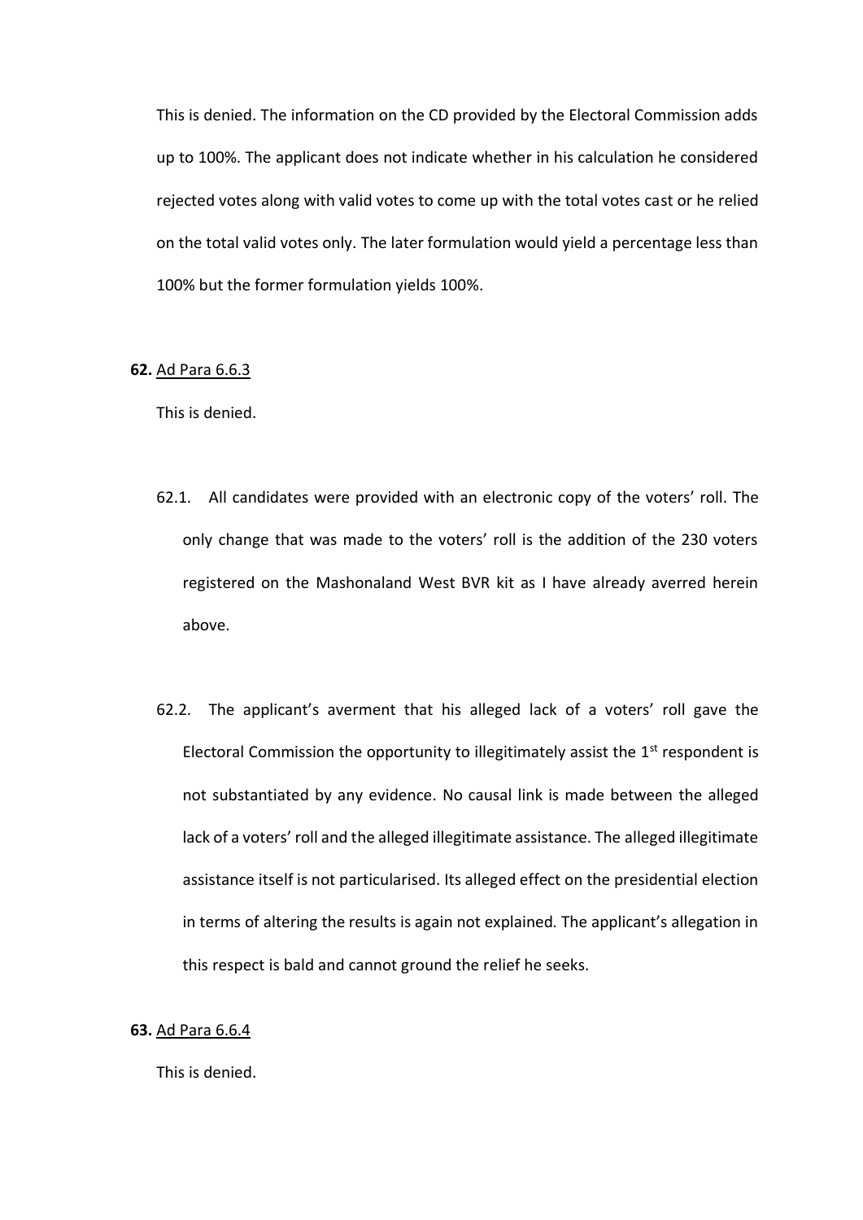This is denied. The information on the CD provided by the Electoral Commission adds up to 100%. The applicant does not indicate whether in his calculation he considered rejected votes along with valid votes to come up with the total votes cast or he relied on the total valid votes only. The later formulation would yield a percentage less than 100% but the former formulation yields 100%.

**62.** Ad Para 6.6.3

This is denied.

62.1. All candidates were provided with an electronic copy of the voters' roll. The only change that was made to the voters' roll is the addition of the 230 voters registered on the Mashonaland West BVR kit as I have already averred herein above.

62.2. The applicant's averment that his alleged lack of a voters' roll gave the Electoral Commission the opportunity to illegitimately assist the 1st respondent is not substantiated by any evidence. No causal link is made between the alleged lack of a voters' roll and the alleged illegitimate assistance. The alleged illegitimate assistance itself is not particularised. Its alleged effect on the presidential election in terms of altering the results is again not explained. The applicant's allegation in this respect is bald and cannot ground the relief he seeks.

**63.** Ad Para 6.6.4

This is denied.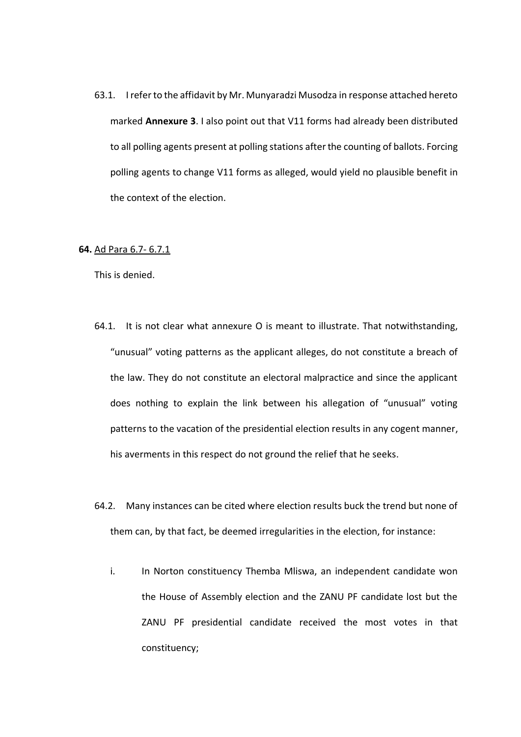63.1. I refer to the affidavit by Mr. Munyaradzi Musodza in response attached hereto marked **Annexure 3**. I also point out that V11 forms had already been distributed to all polling agents present at polling stations after the counting of ballots. Forcing polling agents to change V11 forms as alleged, would yield no plausible benefit in the context of the election.

**64.** Ad Para 6.7- 6.7.1

This is denied.

64.1. It is not clear what annexure O is meant to illustrate. That notwithstanding, "unusual" voting patterns as the applicant alleges, do not constitute a breach of the law. They do not constitute an electoral malpractice and since the applicant does nothing to explain the link between his allegation of "unusual" voting patterns to the vacation of the presidential election results in any cogent manner, his averments in this respect do not ground the relief that he seeks.

64.2. Many instances can be cited where election results buck the trend but none of them can, by that fact, be deemed irregularities in the election, for instance:

i. In Norton constituency Themba Mliswa, an independent candidate won the House of Assembly election and the ZANU PF candidate lost but the ZANU PF presidential candidate received the most votes in that constituency;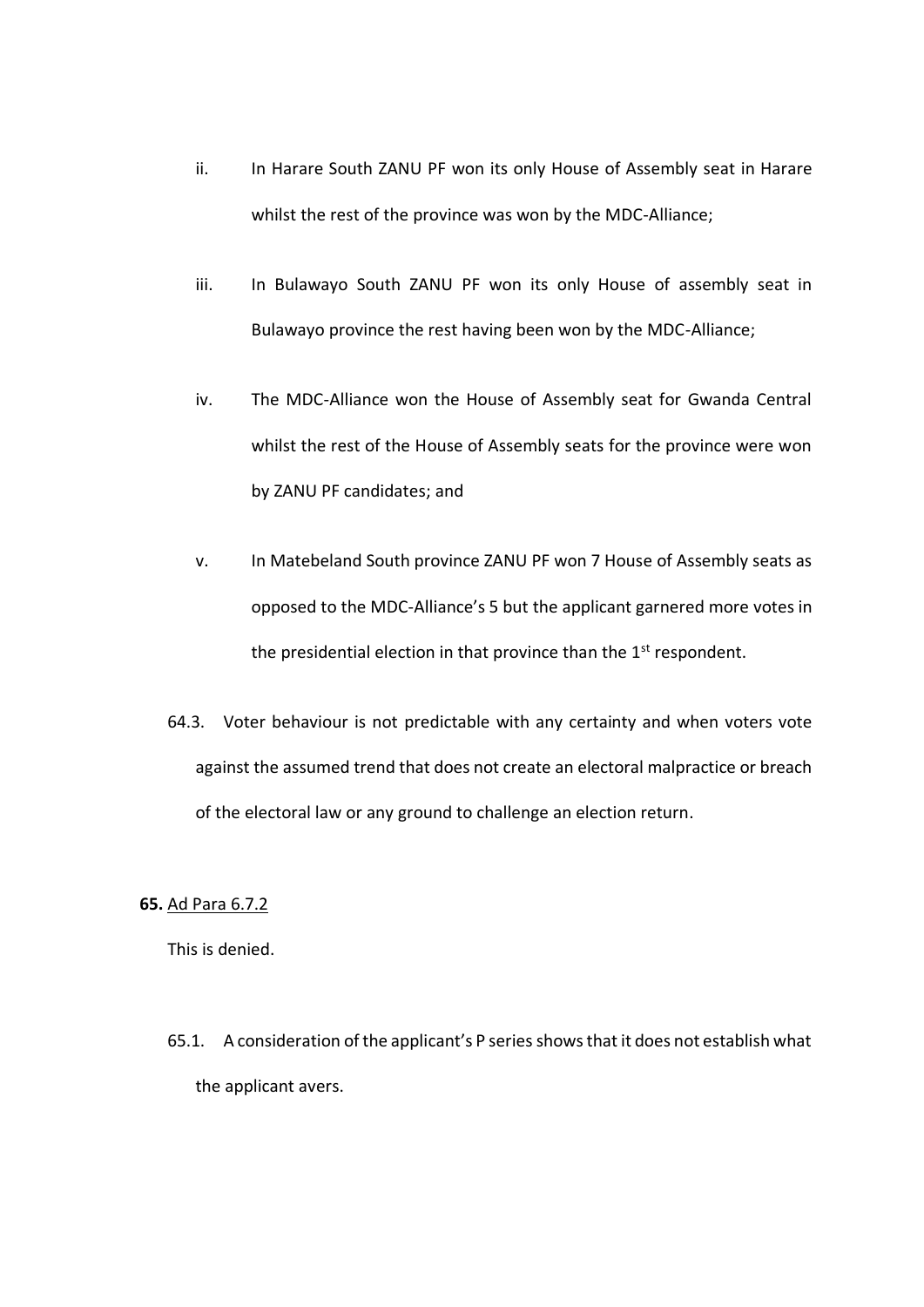ii. In Harare South ZANU PF won its only House of Assembly seat in Harare whilst the rest of the province was won by the MDC-Alliance;

iii. In Bulawayo South ZANU PF won its only House of assembly seat in Bulawayo province the rest having been won by the MDC-Alliance;

iv. The MDC-Alliance won the House of Assembly seat for Gwanda Central whilst the rest of the House of Assembly seats for the province were won by ZANU PF candidates; and

v. In Matebeland South province ZANU PF won 7 House of Assembly seats as opposed to the MDC-Alliance's 5 but the applicant garnered more votes in the presidential election in that province than the 1st respondent.

64.3. Voter behaviour is not predictable with any certainty and when voters vote against the assumed trend that does not create an electoral malpractice or breach of the electoral law or any ground to challenge an election return.

**65.** Ad Para 6.7.2

This is denied.

65.1. A consideration of the applicant's P series shows that it does not establish what the applicant avers.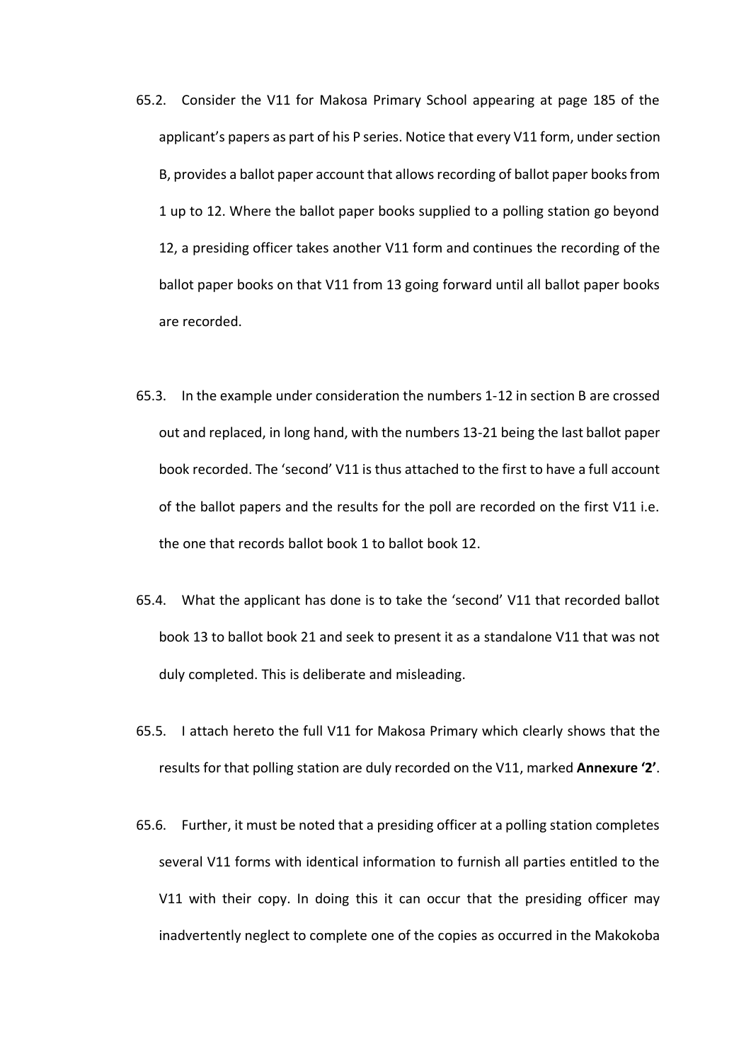65.2. Consider the V11 for Makosa Primary School appearing at page 185 of the applicant's papers as part of his P series. Notice that every V11 form, under section B, provides a ballot paper account that allows recording of ballot paper books from 1 up to 12. Where the ballot paper books supplied to a polling station go beyond 12, a presiding officer takes another V11 form and continues the recording of the ballot paper books on that V11 from 13 going forward until all ballot paper books are recorded.

65.3. In the example under consideration the numbers 1-12 in section B are crossed out and replaced, in long hand, with the numbers 13-21 being the last ballot paper book recorded. The 'second' V11 is thus attached to the first to have a full account of the ballot papers and the results for the poll are recorded on the first V11 i.e. the one that records ballot book 1 to ballot book 12.

65.4. What the applicant has done is to take the 'second' V11 that recorded ballot book 13 to ballot book 21 and seek to present it as a standalone V11 that was not duly completed. This is deliberate and misleading.

65.5. I attach hereto the full V11 for Makosa Primary which clearly shows that the results for that polling station are duly recorded on the V11, marked **Annexure '2'**.

65.6. Further, it must be noted that a presiding officer at a polling station completes several V11 forms with identical information to furnish all parties entitled to the V11 with their copy. In doing this it can occur that the presiding officer may inadvertently neglect to complete one of the copies as occurred in the Makokoba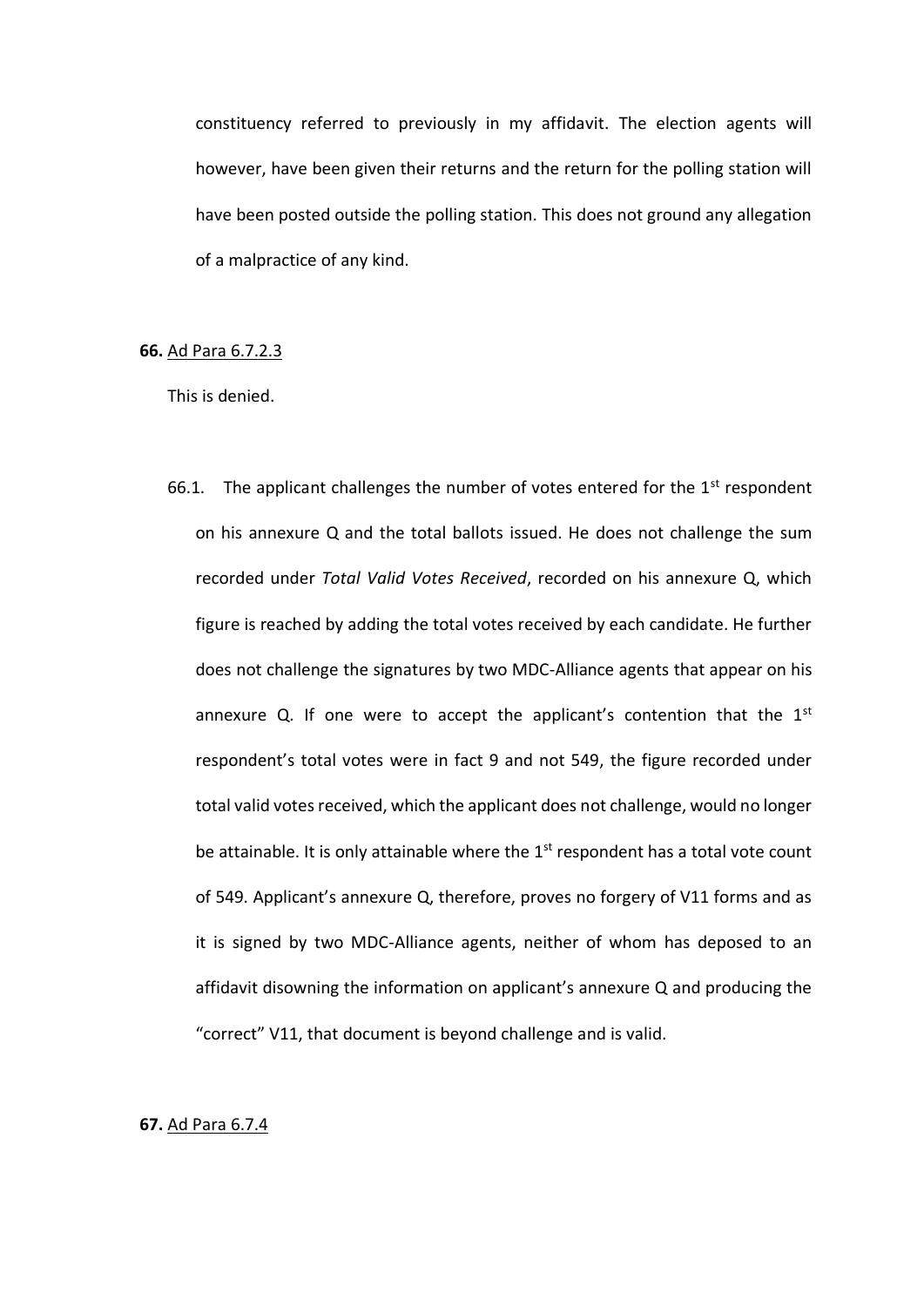constituency referred to previously in my affidavit. The election agents will however, have been given their returns and the return for the polling station will have been posted outside the polling station. This does not ground any allegation of a malpractice of any kind.

**66.** Ad Para 6.7.2.3

This is denied.

66.1. The applicant challenges the number of votes entered for the 1st respondent on his annexure Q and the total ballots issued. He does not challenge the sum recorded under *Total Valid Votes Received*, recorded on his annexure Q, which figure is reached by adding the total votes received by each candidate. He further does not challenge the signatures by two MDC-Alliance agents that appear on his annexure Q. If one were to accept the applicant's contention that the 1st respondent's total votes were in fact 9 and not 549, the figure recorded under total valid votes received, which the applicant does not challenge, would no longer be attainable. It is only attainable where the 1st respondent has a total vote count of 549. Applicant's annexure Q, therefore, proves no forgery of V11 forms and as it is signed by two MDC-Alliance agents, neither of whom has deposed to an affidavit disowning the information on applicant's annexure Q and producing the "correct" V11, that document is beyond challenge and is valid.

**67.** Ad Para 6.7.4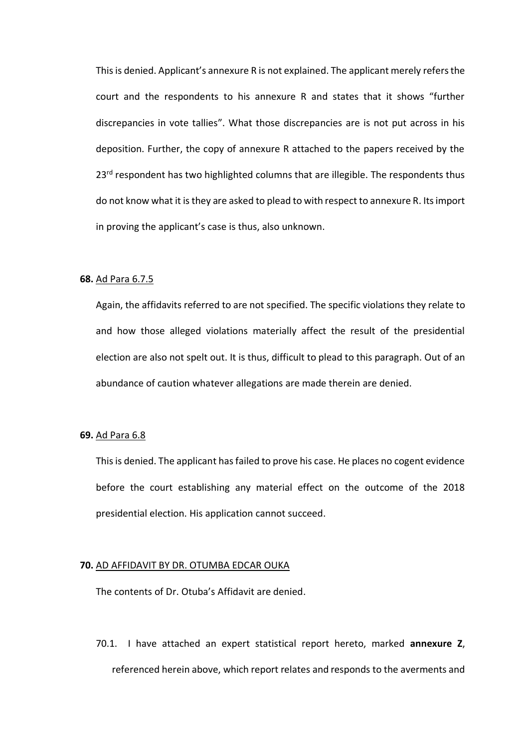This is denied. Applicant's annexure R is not explained. The applicant merely refers the court and the respondents to his annexure R and states that it shows "further discrepancies in vote tallies". What those discrepancies are is not put across in his deposition. Further, the copy of annexure R attached to the papers received by the 23rd respondent has two highlighted columns that are illegible. The respondents thus do not know what it is they are asked to plead to with respect to annexure R. Its import in proving the applicant's case is thus, also unknown.

**68.** Ad Para 6.7.5

Again, the affidavits referred to are not specified. The specific violations they relate to and how those alleged violations materially affect the result of the presidential election are also not spelt out. It is thus, difficult to plead to this paragraph. Out of an abundance of caution whatever allegations are made therein are denied.

**69.** Ad Para 6.8

This is denied. The applicant has failed to prove his case. He places no cogent evidence before the court establishing any material effect on the outcome of the 2018 presidential election. His application cannot succeed.

**70.** AD AFFIDAVIT BY DR. OTUMBA EDCAR OUKA

The contents of Dr. Otuba's Affidavit are denied.

70.1. I have attached an expert statistical report hereto, marked **annexure Z**, referenced herein above, which report relates and responds to the averments and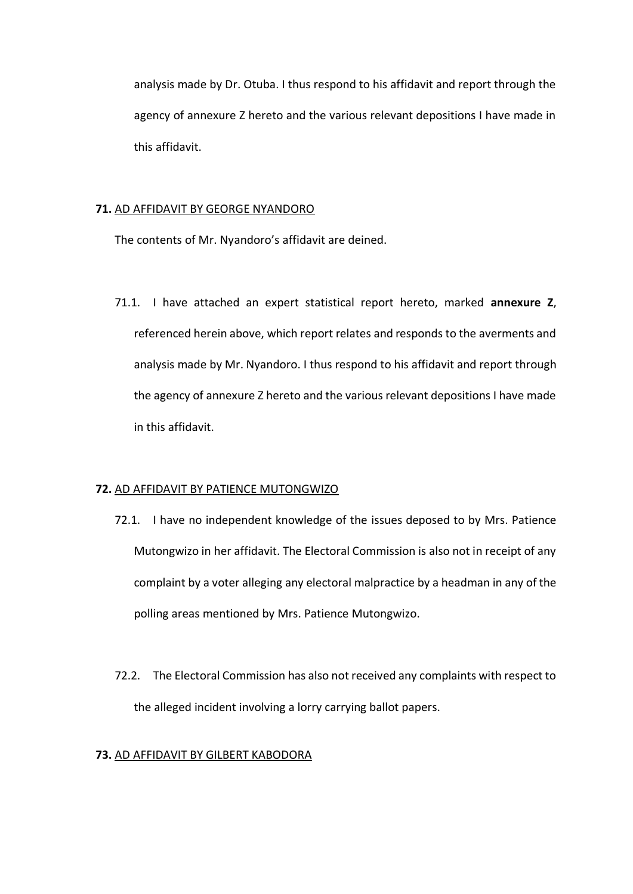analysis made by Dr. Otuba. I thus respond to his affidavit and report through the agency of annexure Z hereto and the various relevant depositions I have made in this affidavit.

**71.** AD AFFIDAVIT BY GEORGE NYANDORO

The contents of Mr. Nyandoro's affidavit are deined.

71.1. I have attached an expert statistical report hereto, marked **annexure Z**, referenced herein above, which report relates and responds to the averments and analysis made by Mr. Nyandoro. I thus respond to his affidavit and report through the agency of annexure Z hereto and the various relevant depositions I have made in this affidavit.

**72.** AD AFFIDAVIT BY PATIENCE MUTONGWIZO

72.1. I have no independent knowledge of the issues deposed to by Mrs. Patience Mutongwizo in her affidavit. The Electoral Commission is also not in receipt of any complaint by a voter alleging any electoral malpractice by a headman in any of the polling areas mentioned by Mrs. Patience Mutongwizo.

72.2. The Electoral Commission has also not received any complaints with respect to the alleged incident involving a lorry carrying ballot papers.

**73.** AD AFFIDAVIT BY GILBERT KABODORA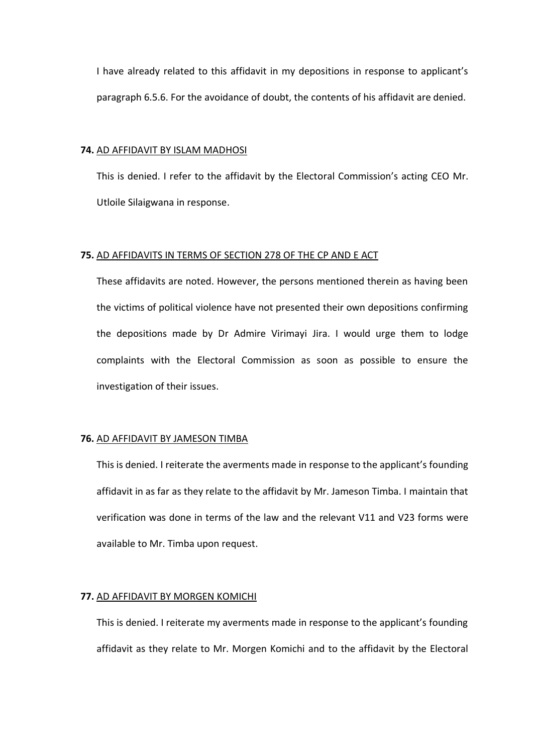I have already related to this affidavit in my depositions in response to applicant's paragraph 6.5.6. For the avoidance of doubt, the contents of his affidavit are denied.

**74.** <u>AD AFFIDAVIT BY ISLAM MADHOSI</u>

This is denied. I refer to the affidavit by the Electoral Commission's acting CEO Mr. Utloile Silaigwana in response.

**75.** <u>AD AFFIDAVITS IN TERMS OF SECTION 278 OF THE CP AND E ACT</u>

These affidavits are noted. However, the persons mentioned therein as having been the victims of political violence have not presented their own depositions confirming the depositions made by Dr Admire Virimayi Jira. I would urge them to lodge complaints with the Electoral Commission as soon as possible to ensure the investigation of their issues.

**76.** <u>AD AFFIDAVIT BY JAMESON TIMBA</u>

This is denied. I reiterate the averments made in response to the applicant's founding affidavit in as far as they relate to the affidavit by Mr. Jameson Timba. I maintain that verification was done in terms of the law and the relevant V11 and V23 forms were available to Mr. Timba upon request.

**77.** <u>AD AFFIDAVIT BY MORGEN KOMICHI</u>

This is denied. I reiterate my averments made in response to the applicant's founding affidavit as they relate to Mr. Morgen Komichi and to the affidavit by the Electoral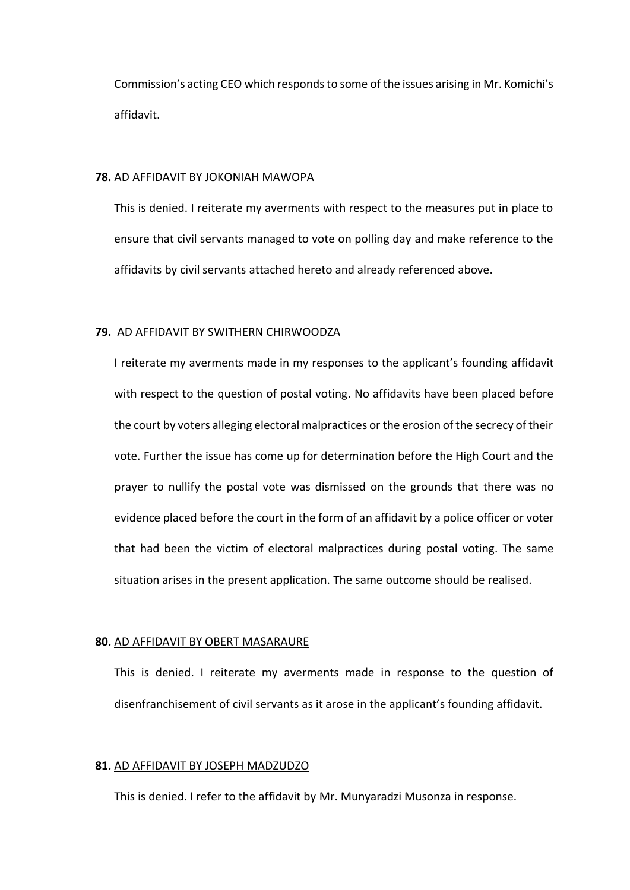Commission's acting CEO which responds to some of the issues arising in Mr. Komichi's affidavit.

**78.** AD AFFIDAVIT BY JOKONIAH MAWOPA

This is denied. I reiterate my averments with respect to the measures put in place to ensure that civil servants managed to vote on polling day and make reference to the affidavits by civil servants attached hereto and already referenced above.

**79.** AD AFFIDAVIT BY SWITHERN CHIRWOODZA

I reiterate my averments made in my responses to the applicant's founding affidavit with respect to the question of postal voting. No affidavits have been placed before the court by voters alleging electoral malpractices or the erosion of the secrecy of their vote. Further the issue has come up for determination before the High Court and the prayer to nullify the postal vote was dismissed on the grounds that there was no evidence placed before the court in the form of an affidavit by a police officer or voter that had been the victim of electoral malpractices during postal voting. The same situation arises in the present application. The same outcome should be realised.

**80.** AD AFFIDAVIT BY OBERT MASARAURE

This is denied. I reiterate my averments made in response to the question of disenfranchisement of civil servants as it arose in the applicant's founding affidavit.

**81.** AD AFFIDAVIT BY JOSEPH MADZUDZO

This is denied. I refer to the affidavit by Mr. Munyaradzi Musonza in response.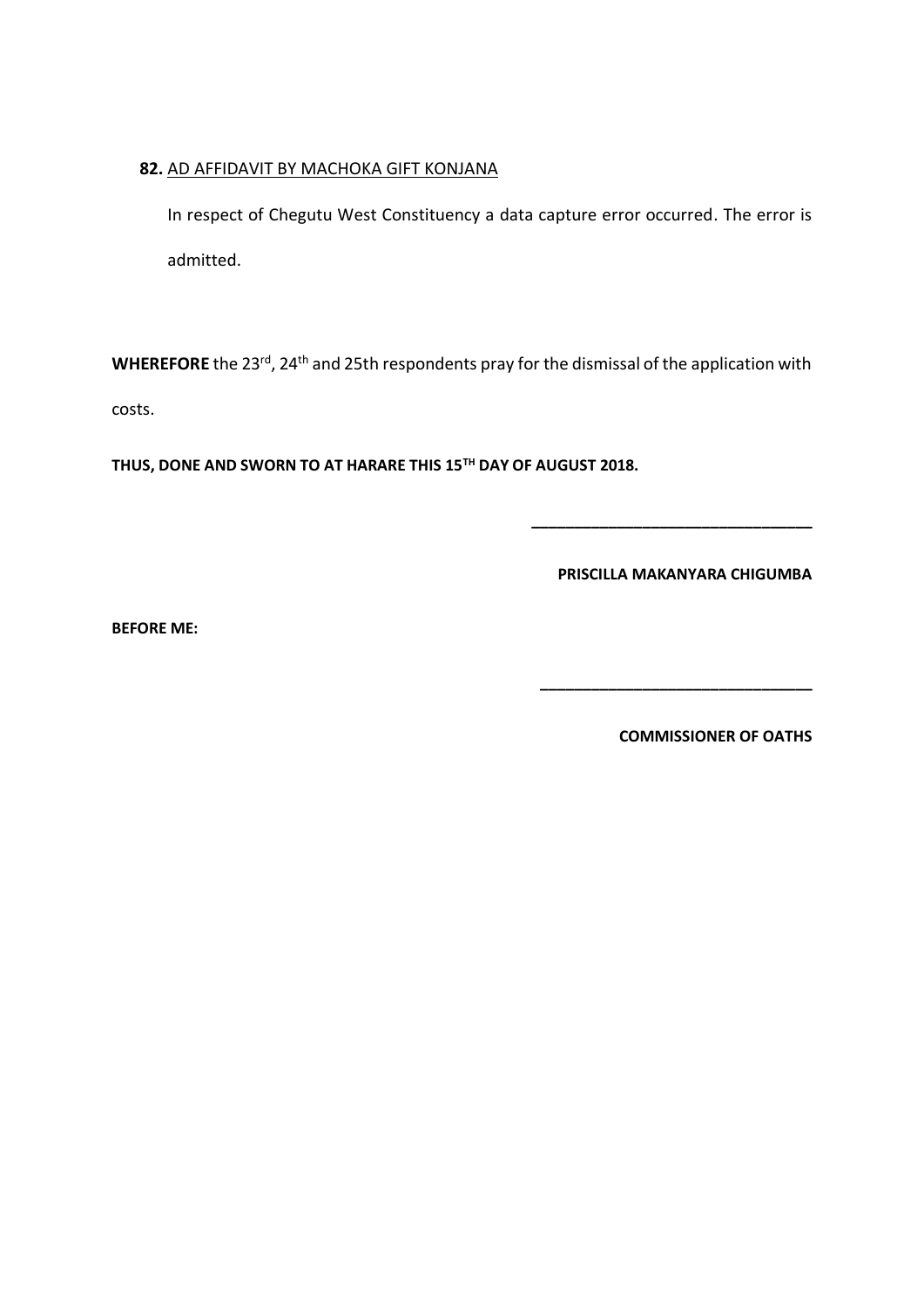**82.** AD AFFIDAVIT BY MACHOKA GIFT KONJANA

In respect of Chegutu West Constituency a data capture error occurred. The error is admitted.

**WHEREFORE** the 23rd, 24th and 25th respondents pray for the dismissal of the application with costs.

**THUS, DONE AND SWORN TO AT HARARE THIS 15TH DAY OF AUGUST 2018.**

\_\_\_\_\_\_\_\_\_\_\_\_\_\_\_\_\_\_\_\_\_\_\_\_\_\_\_\_\_\_\_\_

**PRISCILLA MAKANYARA CHIGUMBA**

**BEFORE ME:**

\_\_\_\_\_\_\_\_\_\_\_\_\_\_\_\_\_\_\_\_\_\_\_\_\_\_\_\_\_\_\_\_

**COMMISSIONER OF OATHS**